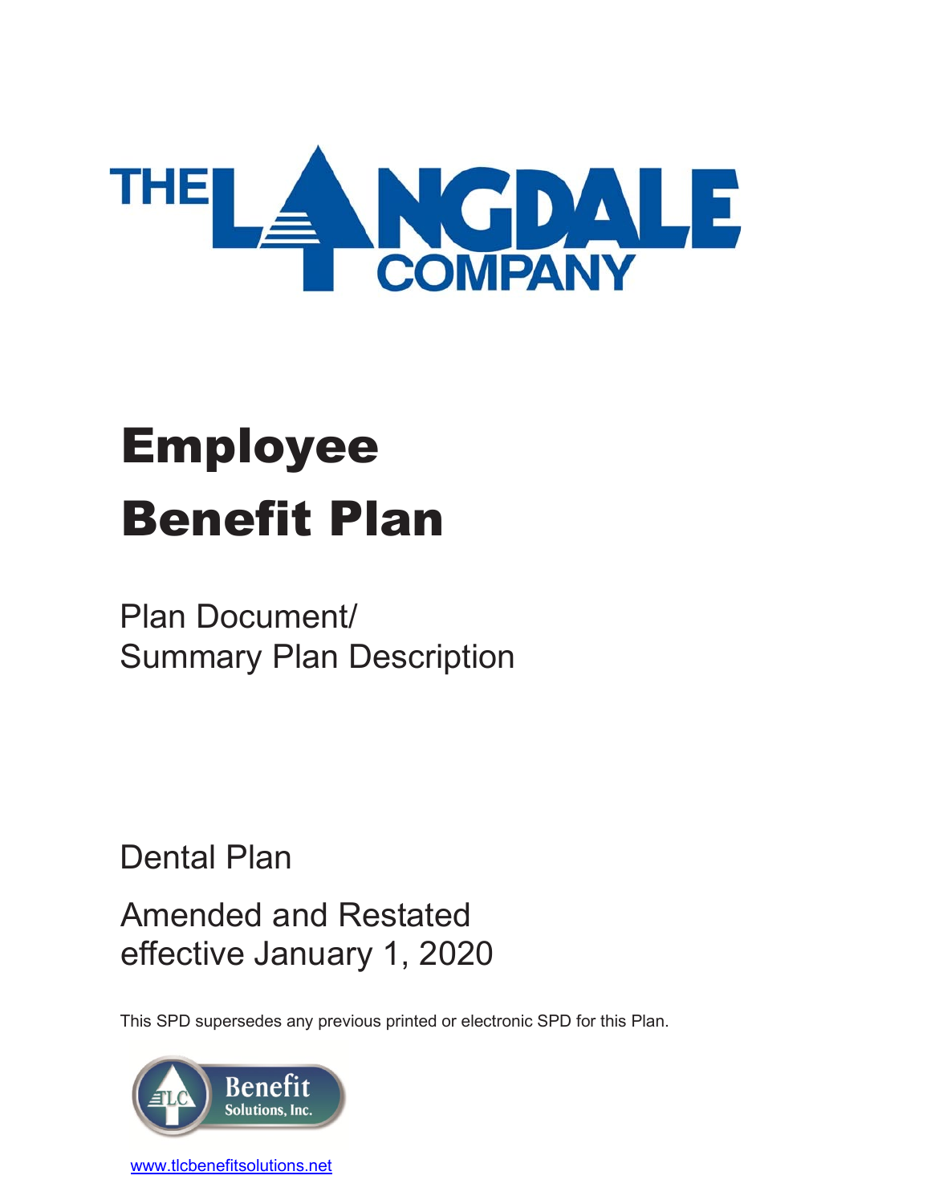THE LANGDALE COMPANY

# Employee Benefit Plan

Plan Document/
Summary Plan Description

Dental Plan

Amended and Restated
effective January 1, 2020

This SPD supersedes any previous printed or electronic SPD for this Plan.

TLC Benefit Solutions, Inc.

www.tlcbenefitsolutions.net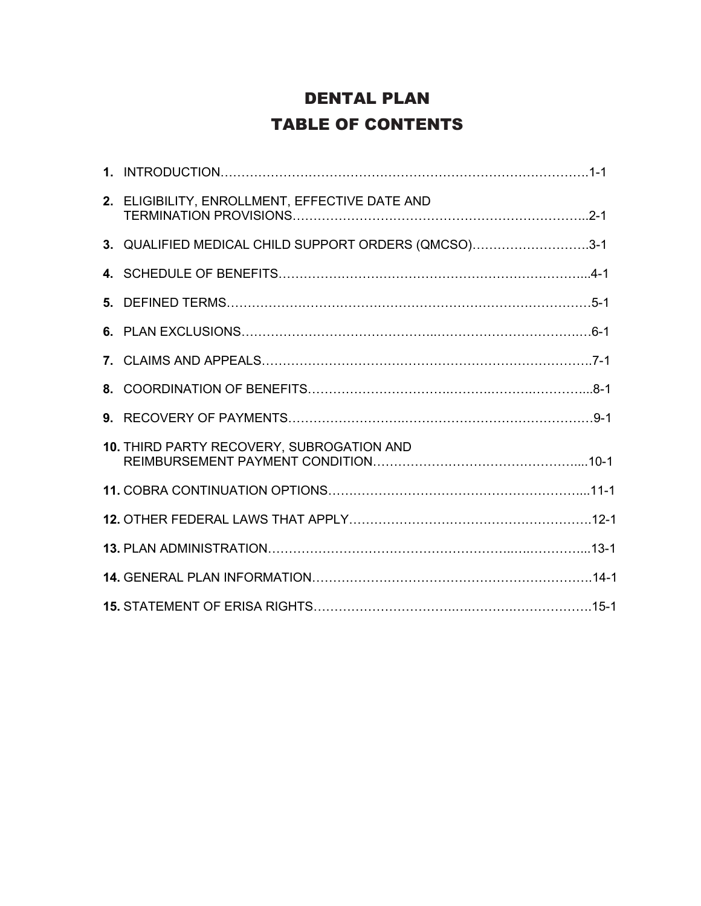# DENTAL PLAN
# TABLE OF CONTENTS

**1.** INTRODUCTION……………………………………………………………………………1-1

**2.** ELIGIBILITY, ENROLLMENT, EFFECTIVE DATE AND TERMINATION PROVISIONS……………………………………………………………..2-1

**3.** QUALIFIED MEDICAL CHILD SUPPORT ORDERS (QMCSO)……………………….3-1

**4.** SCHEDULE OF BENEFITS…………………………………………………………...4-1

**5.** DEFINED TERMS…………………………………………………………………………5-1

**6.** PLAN EXCLUSIONS…………………………………...……………………………….6-1

**7.** CLAIMS AND APPEALS……………………………………………………………….7-1

**8.** COORDINATION OF BENEFITS……………………….………….…………………...8-1

**9.** RECOVERY OF PAYMENTS…………………….……………………………………9-1

**10.** THIRD PARTY RECOVERY, SUBROGATION AND REIMBURSEMENT PAYMENT CONDITION………………………………………….....10-1

**11.** COBRA CONTINUATION OPTIONS……………………………………………...11-1

**12.** OTHER FEDERAL LAWS THAT APPLY………………………………………….12-1

**13.** PLAN ADMINISTRATION……………………………………………..….…………...13-1

**14.** GENERAL PLAN INFORMATION………………………………………………….14-1

**15.** STATEMENT OF ERISA RIGHTS……………………….…………..……………….15-1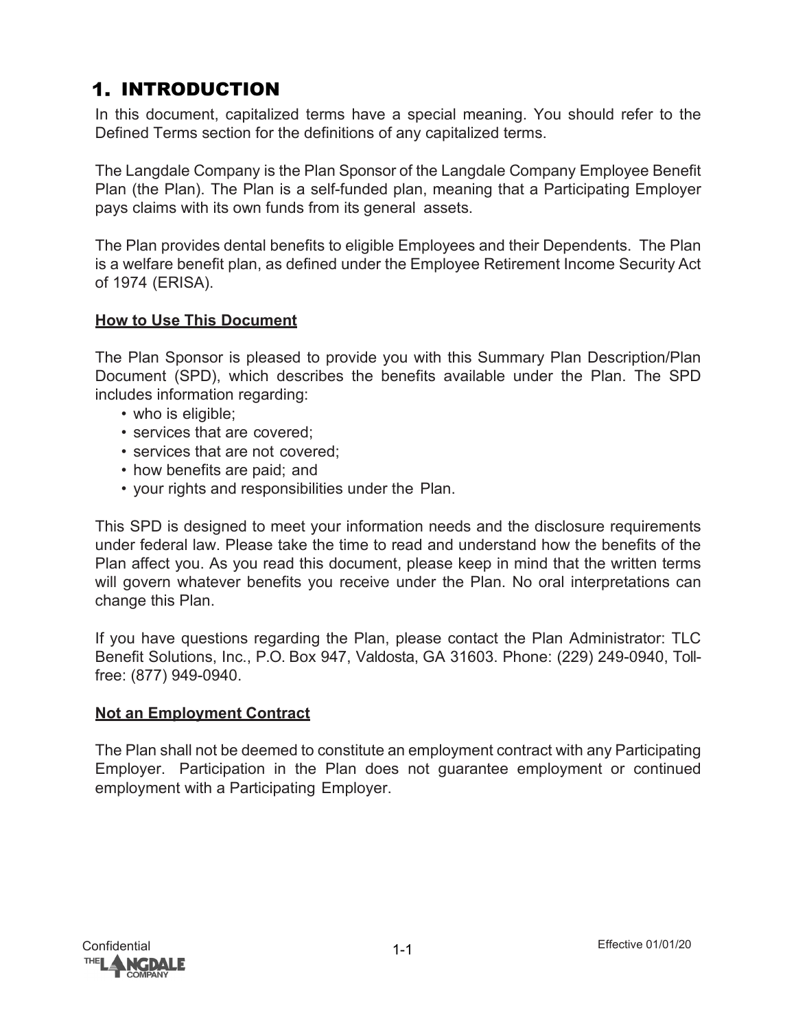# 1. INTRODUCTION

In this document, capitalized terms have a special meaning. You should refer to the Defined Terms section for the definitions of any capitalized terms.

The Langdale Company is the Plan Sponsor of the Langdale Company Employee Benefit Plan (the Plan). The Plan is a self-funded plan, meaning that a Participating Employer pays claims with its own funds from its general assets.

The Plan provides dental benefits to eligible Employees and their Dependents. The Plan is a welfare benefit plan, as defined under the Employee Retirement Income Security Act of 1974 (ERISA).

## How to Use This Document

The Plan Sponsor is pleased to provide you with this Summary Plan Description/Plan Document (SPD), which describes the benefits available under the Plan. The SPD includes information regarding:

- who is eligible;
- services that are covered;
- services that are not covered;
- how benefits are paid; and
- your rights and responsibilities under the Plan.

This SPD is designed to meet your information needs and the disclosure requirements under federal law. Please take the time to read and understand how the benefits of the Plan affect you. As you read this document, please keep in mind that the written terms will govern whatever benefits you receive under the Plan. No oral interpretations can change this Plan.

If you have questions regarding the Plan, please contact the Plan Administrator: TLC Benefit Solutions, Inc., P.O. Box 947, Valdosta, GA 31603. Phone: (229) 249-0940, Toll-free: (877) 949-0940.

## Not an Employment Contract

The Plan shall not be deemed to constitute an employment contract with any Participating Employer. Participation in the Plan does not guarantee employment or continued employment with a Participating Employer.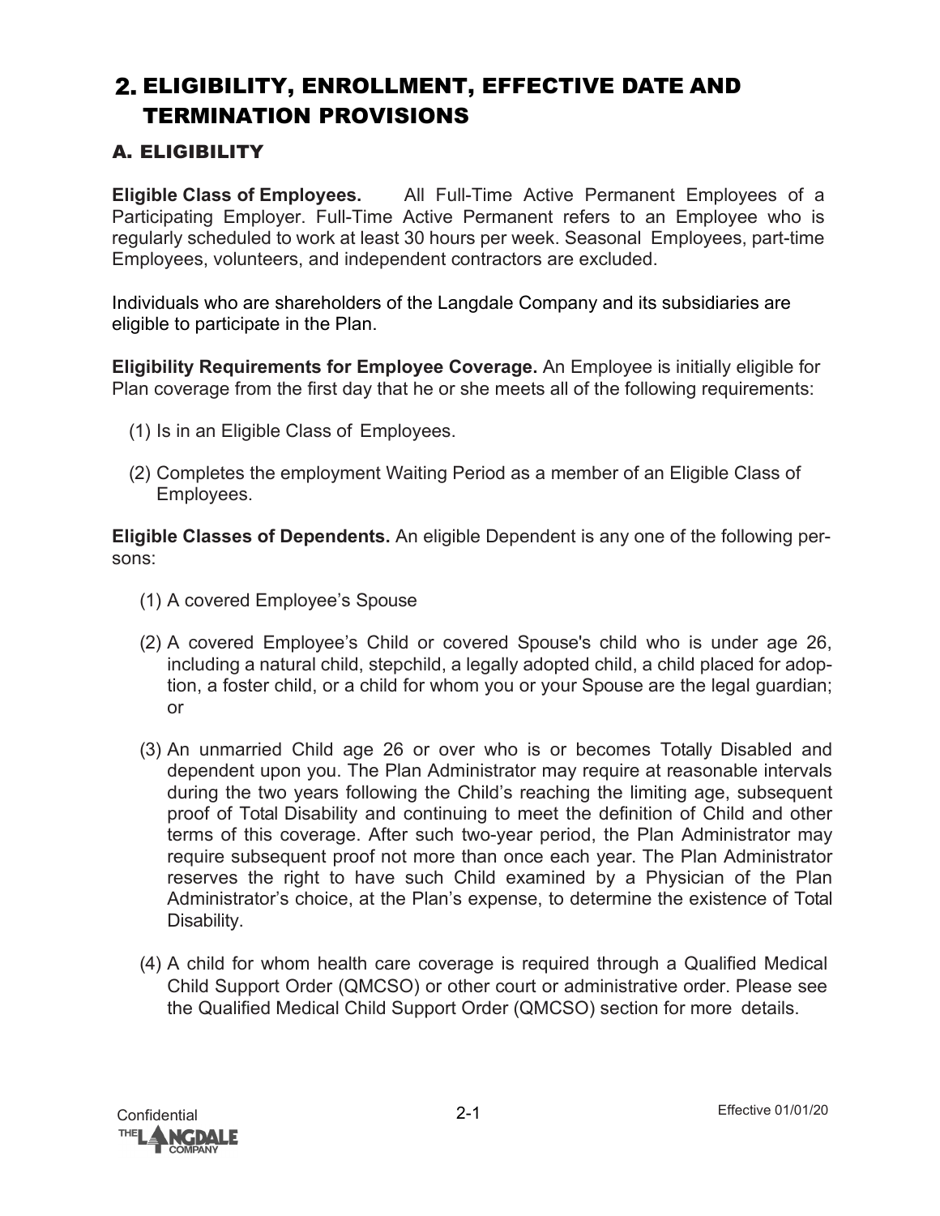# 2. ELIGIBILITY, ENROLLMENT, EFFECTIVE DATE AND TERMINATION PROVISIONS

## A. ELIGIBILITY

**Eligible Class of Employees.** All Full-Time Active Permanent Employees of a Participating Employer. Full-Time Active Permanent refers to an Employee who is regularly scheduled to work at least 30 hours per week. Seasonal Employees, part-time Employees, volunteers, and independent contractors are excluded.

Individuals who are shareholders of the Langdale Company and its subsidiaries are eligible to participate in the Plan.

**Eligibility Requirements for Employee Coverage.** An Employee is initially eligible for Plan coverage from the first day that he or she meets all of the following requirements:

(1) Is in an Eligible Class of Employees.

(2) Completes the employment Waiting Period as a member of an Eligible Class of Employees.

**Eligible Classes of Dependents.** An eligible Dependent is any one of the following persons:

(1) A covered Employee's Spouse

(2) A covered Employee's Child or covered Spouse's child who is under age 26, including a natural child, stepchild, a legally adopted child, a child placed for adoption, a foster child, or a child for whom you or your Spouse are the legal guardian; or

(3) An unmarried Child age 26 or over who is or becomes Totally Disabled and dependent upon you. The Plan Administrator may require at reasonable intervals during the two years following the Child's reaching the limiting age, subsequent proof of Total Disability and continuing to meet the definition of Child and other terms of this coverage. After such two-year period, the Plan Administrator may require subsequent proof not more than once each year. The Plan Administrator reserves the right to have such Child examined by a Physician of the Plan Administrator's choice, at the Plan's expense, to determine the existence of Total Disability.

(4) A child for whom health care coverage is required through a Qualified Medical Child Support Order (QMCSO) or other court or administrative order. Please see the Qualified Medical Child Support Order (QMCSO) section for more details.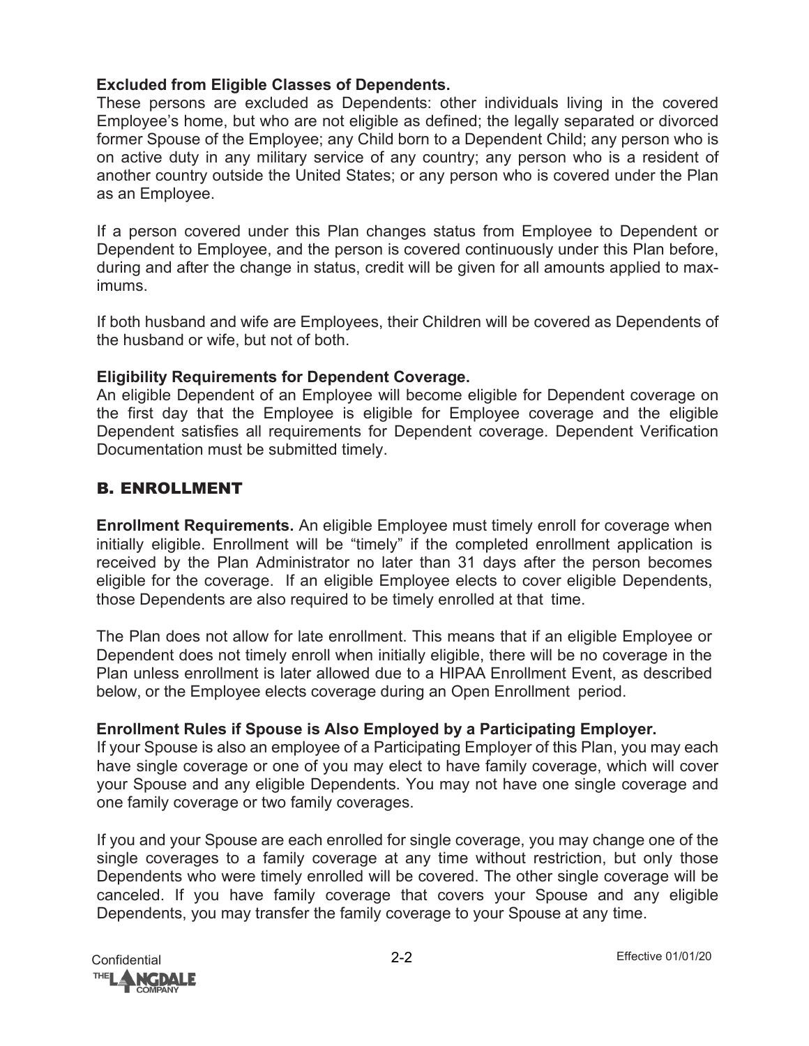**Excluded from Eligible Classes of Dependents.**
These persons are excluded as Dependents: other individuals living in the covered Employee's home, but who are not eligible as defined; the legally separated or divorced former Spouse of the Employee; any Child born to a Dependent Child; any person who is on active duty in any military service of any country; any person who is a resident of another country outside the United States; or any person who is covered under the Plan as an Employee.

If a person covered under this Plan changes status from Employee to Dependent or Dependent to Employee, and the person is covered continuously under this Plan before, during and after the change in status, credit will be given for all amounts applied to maximums.

If both husband and wife are Employees, their Children will be covered as Dependents of the husband or wife, but not of both.

**Eligibility Requirements for Dependent Coverage.**
An eligible Dependent of an Employee will become eligible for Dependent coverage on the first day that the Employee is eligible for Employee coverage and the eligible Dependent satisfies all requirements for Dependent coverage. Dependent Verification Documentation must be submitted timely.

## B. ENROLLMENT

**Enrollment Requirements.** An eligible Employee must timely enroll for coverage when initially eligible. Enrollment will be "timely" if the completed enrollment application is received by the Plan Administrator no later than 31 days after the person becomes eligible for the coverage. If an eligible Employee elects to cover eligible Dependents, those Dependents are also required to be timely enrolled at that time.

The Plan does not allow for late enrollment. This means that if an eligible Employee or Dependent does not timely enroll when initially eligible, there will be no coverage in the Plan unless enrollment is later allowed due to a HIPAA Enrollment Event, as described below, or the Employee elects coverage during an Open Enrollment period.

**Enrollment Rules if Spouse is Also Employed by a Participating Employer.**
If your Spouse is also an employee of a Participating Employer of this Plan, you may each have single coverage or one of you may elect to have family coverage, which will cover your Spouse and any eligible Dependents. You may not have one single coverage and one family coverage or two family coverages.

If you and your Spouse are each enrolled for single coverage, you may change one of the single coverages to a family coverage at any time without restriction, but only those Dependents who were timely enrolled will be covered. The other single coverage will be canceled. If you have family coverage that covers your Spouse and any eligible Dependents, you may transfer the family coverage to your Spouse at any time.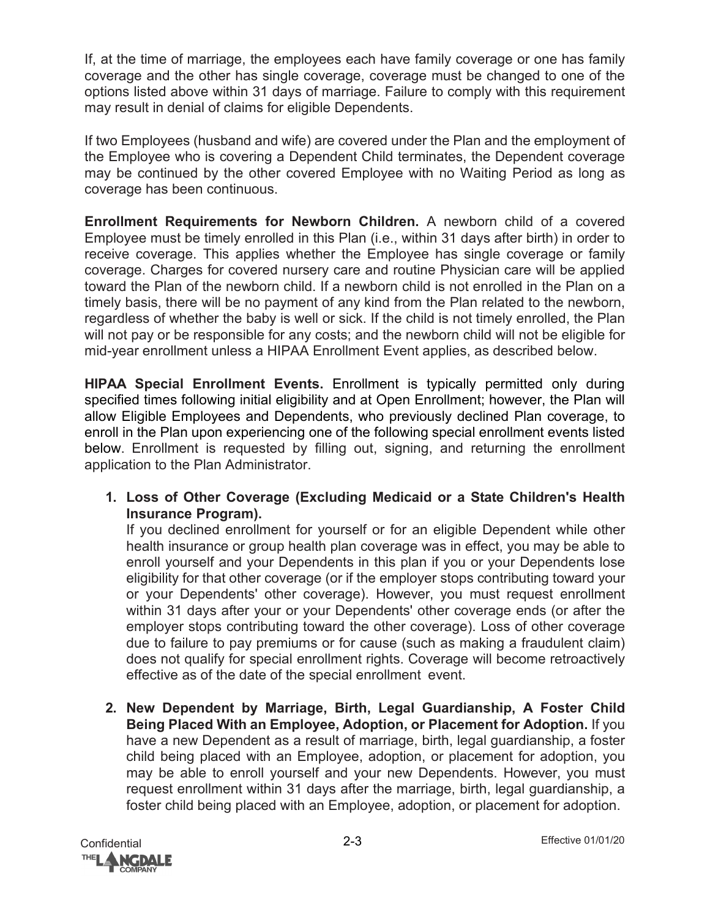If, at the time of marriage, the employees each have family coverage or one has family coverage and the other has single coverage, coverage must be changed to one of the options listed above within 31 days of marriage. Failure to comply with this requirement may result in denial of claims for eligible Dependents.

If two Employees (husband and wife) are covered under the Plan and the employment of the Employee who is covering a Dependent Child terminates, the Dependent coverage may be continued by the other covered Employee with no Waiting Period as long as coverage has been continuous.

**Enrollment Requirements for Newborn Children.** A newborn child of a covered Employee must be timely enrolled in this Plan (i.e., within 31 days after birth) in order to receive coverage. This applies whether the Employee has single coverage or family coverage. Charges for covered nursery care and routine Physician care will be applied toward the Plan of the newborn child. If a newborn child is not enrolled in the Plan on a timely basis, there will be no payment of any kind from the Plan related to the newborn, regardless of whether the baby is well or sick. If the child is not timely enrolled, the Plan will not pay or be responsible for any costs; and the newborn child will not be eligible for mid-year enrollment unless a HIPAA Enrollment Event applies, as described below.

**HIPAA Special Enrollment Events.** Enrollment is typically permitted only during specified times following initial eligibility and at Open Enrollment; however, the Plan will allow Eligible Employees and Dependents, who previously declined Plan coverage, to enroll in the Plan upon experiencing one of the following special enrollment events listed below. Enrollment is requested by filling out, signing, and returning the enrollment application to the Plan Administrator.

1. **Loss of Other Coverage (Excluding Medicaid or a State Children's Health Insurance Program).**
   If you declined enrollment for yourself or for an eligible Dependent while other health insurance or group health plan coverage was in effect, you may be able to enroll yourself and your Dependents in this plan if you or your Dependents lose eligibility for that other coverage (or if the employer stops contributing toward your or your Dependents' other coverage). However, you must request enrollment within 31 days after your or your Dependents' other coverage ends (or after the employer stops contributing toward the other coverage). Loss of other coverage due to failure to pay premiums or for cause (such as making a fraudulent claim) does not qualify for special enrollment rights. Coverage will become retroactively effective as of the date of the special enrollment event.

2. **New Dependent by Marriage, Birth, Legal Guardianship, A Foster Child Being Placed With an Employee, Adoption, or Placement for Adoption.** If you have a new Dependent as a result of marriage, birth, legal guardianship, a foster child being placed with an Employee, adoption, or placement for adoption, you may be able to enroll yourself and your new Dependents. However, you must request enrollment within 31 days after the marriage, birth, legal guardianship, a foster child being placed with an Employee, adoption, or placement for adoption.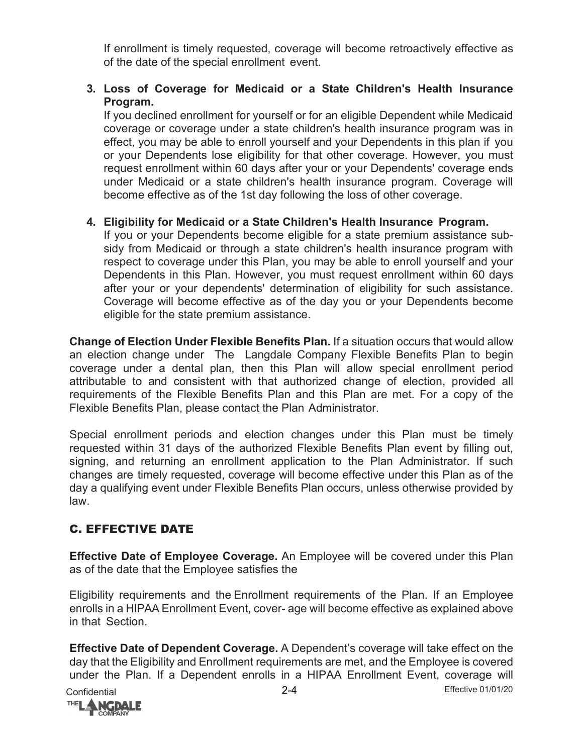If enrollment is timely requested, coverage will become retroactively effective as of the date of the special enrollment event.

3. **Loss of Coverage for Medicaid or a State Children's Health Insurance Program.**
   If you declined enrollment for yourself or for an eligible Dependent while Medicaid coverage or coverage under a state children's health insurance program was in effect, you may be able to enroll yourself and your Dependents in this plan if you or your Dependents lose eligibility for that other coverage. However, you must request enrollment within 60 days after your or your Dependents' coverage ends under Medicaid or a state children's health insurance program. Coverage will become effective as of the 1st day following the loss of other coverage.

4. **Eligibility for Medicaid or a State Children's Health Insurance Program.**
   If you or your Dependents become eligible for a state premium assistance subsidy from Medicaid or through a state children's health insurance program with respect to coverage under this Plan, you may be able to enroll yourself and your Dependents in this Plan. However, you must request enrollment within 60 days after your or your dependents' determination of eligibility for such assistance. Coverage will become effective as of the day you or your Dependents become eligible for the state premium assistance.

**Change of Election Under Flexible Benefits Plan.** If a situation occurs that would allow an election change under The Langdale Company Flexible Benefits Plan to begin coverage under a dental plan, then this Plan will allow special enrollment period attributable to and consistent with that authorized change of election, provided all requirements of the Flexible Benefits Plan and this Plan are met. For a copy of the Flexible Benefits Plan, please contact the Plan Administrator.

Special enrollment periods and election changes under this Plan must be timely requested within 31 days of the authorized Flexible Benefits Plan event by filling out, signing, and returning an enrollment application to the Plan Administrator. If such changes are timely requested, coverage will become effective under this Plan as of the day a qualifying event under Flexible Benefits Plan occurs, unless otherwise provided by law.

## C. EFFECTIVE DATE

**Effective Date of Employee Coverage.** An Employee will be covered under this Plan as of the date that the Employee satisfies the

Eligibility requirements and the Enrollment requirements of the Plan. If an Employee enrolls in a HIPAA Enrollment Event, cover- age will become effective as explained above in that Section.

**Effective Date of Dependent Coverage.** A Dependent's coverage will take effect on the day that the Eligibility and Enrollment requirements are met, and the Employee is covered under the Plan. If a Dependent enrolls in a HIPAA Enrollment Event, coverage will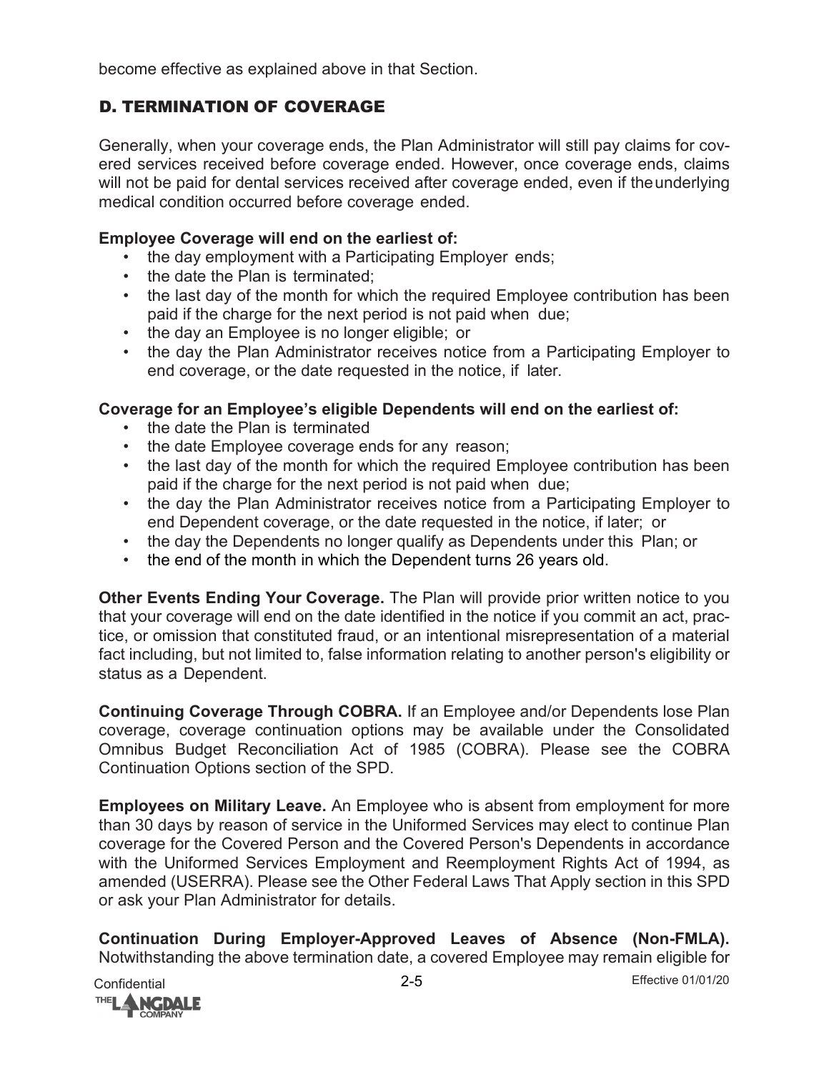become effective as explained above in that Section.

## D. TERMINATION OF COVERAGE

Generally, when your coverage ends, the Plan Administrator will still pay claims for covered services received before coverage ended. However, once coverage ends, claims will not be paid for dental services received after coverage ended, even if the underlying medical condition occurred before coverage ended.

**Employee Coverage will end on the earliest of:**

- the day employment with a Participating Employer ends;
- the date the Plan is terminated;
- the last day of the month for which the required Employee contribution has been paid if the charge for the next period is not paid when due;
- the day an Employee is no longer eligible; or
- the day the Plan Administrator receives notice from a Participating Employer to end coverage, or the date requested in the notice, if later.

**Coverage for an Employee's eligible Dependents will end on the earliest of:**

- the date the Plan is terminated
- the date Employee coverage ends for any reason;
- the last day of the month for which the required Employee contribution has been paid if the charge for the next period is not paid when due;
- the day the Plan Administrator receives notice from a Participating Employer to end Dependent coverage, or the date requested in the notice, if later; or
- the day the Dependents no longer qualify as Dependents under this Plan; or
- the end of the month in which the Dependent turns 26 years old.

**Other Events Ending Your Coverage.** The Plan will provide prior written notice to you that your coverage will end on the date identified in the notice if you commit an act, practice, or omission that constituted fraud, or an intentional misrepresentation of a material fact including, but not limited to, false information relating to another person's eligibility or status as a Dependent.

**Continuing Coverage Through COBRA.** If an Employee and/or Dependents lose Plan coverage, coverage continuation options may be available under the Consolidated Omnibus Budget Reconciliation Act of 1985 (COBRA). Please see the COBRA Continuation Options section of the SPD.

**Employees on Military Leave.** An Employee who is absent from employment for more than 30 days by reason of service in the Uniformed Services may elect to continue Plan coverage for the Covered Person and the Covered Person's Dependents in accordance with the Uniformed Services Employment and Reemployment Rights Act of 1994, as amended (USERRA). Please see the Other Federal Laws That Apply section in this SPD or ask your Plan Administrator for details.

**Continuation During Employer-Approved Leaves of Absence (Non-FMLA).** Notwithstanding the above termination date, a covered Employee may remain eligible for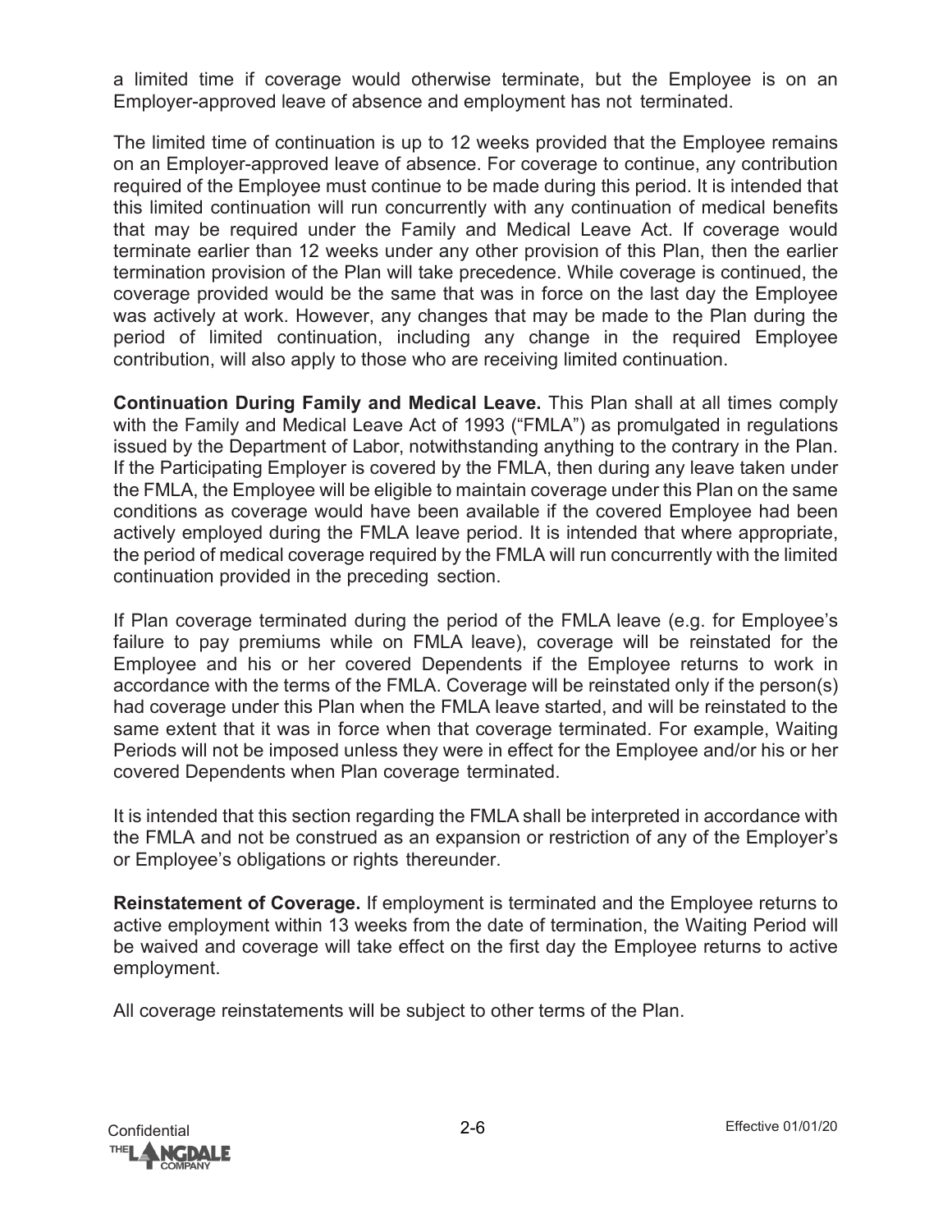a limited time if coverage would otherwise terminate, but the Employee is on an Employer-approved leave of absence and employment has not terminated.

The limited time of continuation is up to 12 weeks provided that the Employee remains on an Employer-approved leave of absence. For coverage to continue, any contribution required of the Employee must continue to be made during this period. It is intended that this limited continuation will run concurrently with any continuation of medical benefits that may be required under the Family and Medical Leave Act. If coverage would terminate earlier than 12 weeks under any other provision of this Plan, then the earlier termination provision of the Plan will take precedence. While coverage is continued, the coverage provided would be the same that was in force on the last day the Employee was actively at work. However, any changes that may be made to the Plan during the period of limited continuation, including any change in the required Employee contribution, will also apply to those who are receiving limited continuation.

**Continuation During Family and Medical Leave.** This Plan shall at all times comply with the Family and Medical Leave Act of 1993 ("FMLA") as promulgated in regulations issued by the Department of Labor, notwithstanding anything to the contrary in the Plan. If the Participating Employer is covered by the FMLA, then during any leave taken under the FMLA, the Employee will be eligible to maintain coverage under this Plan on the same conditions as coverage would have been available if the covered Employee had been actively employed during the FMLA leave period. It is intended that where appropriate, the period of medical coverage required by the FMLA will run concurrently with the limited continuation provided in the preceding section.

If Plan coverage terminated during the period of the FMLA leave (e.g. for Employee's failure to pay premiums while on FMLA leave), coverage will be reinstated for the Employee and his or her covered Dependents if the Employee returns to work in accordance with the terms of the FMLA. Coverage will be reinstated only if the person(s) had coverage under this Plan when the FMLA leave started, and will be reinstated to the same extent that it was in force when that coverage terminated. For example, Waiting Periods will not be imposed unless they were in effect for the Employee and/or his or her covered Dependents when Plan coverage terminated.

It is intended that this section regarding the FMLA shall be interpreted in accordance with the FMLA and not be construed as an expansion or restriction of any of the Employer's or Employee's obligations or rights thereunder.

**Reinstatement of Coverage.** If employment is terminated and the Employee returns to active employment within 13 weeks from the date of termination, the Waiting Period will be waived and coverage will take effect on the first day the Employee returns to active employment.

All coverage reinstatements will be subject to other terms of the Plan.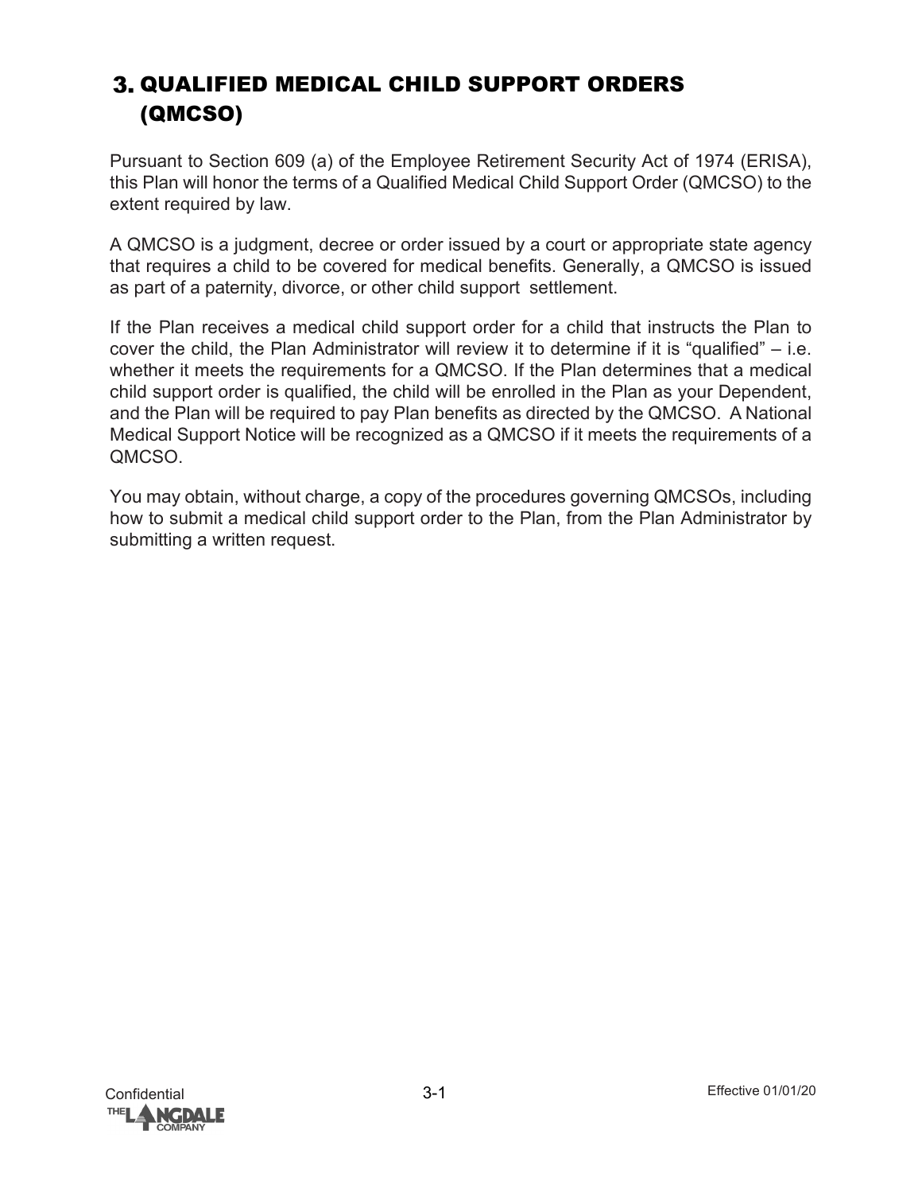# 3. QUALIFIED MEDICAL CHILD SUPPORT ORDERS (QMCSO)

Pursuant to Section 609 (a) of the Employee Retirement Security Act of 1974 (ERISA), this Plan will honor the terms of a Qualified Medical Child Support Order (QMCSO) to the extent required by law.

A QMCSO is a judgment, decree or order issued by a court or appropriate state agency that requires a child to be covered for medical benefits. Generally, a QMCSO is issued as part of a paternity, divorce, or other child support settlement.

If the Plan receives a medical child support order for a child that instructs the Plan to cover the child, the Plan Administrator will review it to determine if it is "qualified" – i.e. whether it meets the requirements for a QMCSO. If the Plan determines that a medical child support order is qualified, the child will be enrolled in the Plan as your Dependent, and the Plan will be required to pay Plan benefits as directed by the QMCSO. A National Medical Support Notice will be recognized as a QMCSO if it meets the requirements of a QMCSO.

You may obtain, without charge, a copy of the procedures governing QMCSOs, including how to submit a medical child support order to the Plan, from the Plan Administrator by submitting a written request.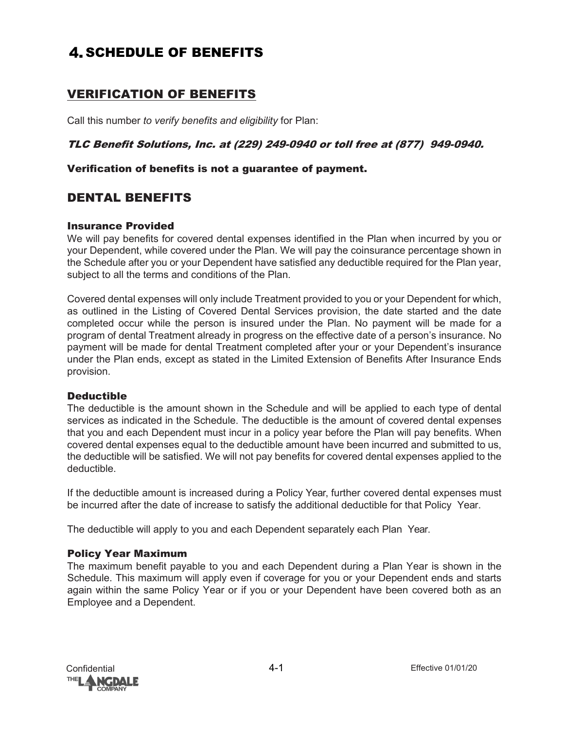# 4. SCHEDULE OF BENEFITS

## VERIFICATION OF BENEFITS

Call this number *to verify benefits and eligibility* for Plan:

***TLC Benefit Solutions, Inc. at (229) 249-0940 or toll free at (877) 949-0940.***

**Verification of benefits is not a guarantee of payment.**

## DENTAL BENEFITS

### Insurance Provided

We will pay benefits for covered dental expenses identified in the Plan when incurred by you or your Dependent, while covered under the Plan. We will pay the coinsurance percentage shown in the Schedule after you or your Dependent have satisfied any deductible required for the Plan year, subject to all the terms and conditions of the Plan.

Covered dental expenses will only include Treatment provided to you or your Dependent for which, as outlined in the Listing of Covered Dental Services provision, the date started and the date completed occur while the person is insured under the Plan. No payment will be made for a program of dental Treatment already in progress on the effective date of a person's insurance. No payment will be made for dental Treatment completed after your or your Dependent's insurance under the Plan ends, except as stated in the Limited Extension of Benefits After Insurance Ends provision.

### Deductible

The deductible is the amount shown in the Schedule and will be applied to each type of dental services as indicated in the Schedule. The deductible is the amount of covered dental expenses that you and each Dependent must incur in a policy year before the Plan will pay benefits. When covered dental expenses equal to the deductible amount have been incurred and submitted to us, the deductible will be satisfied. We will not pay benefits for covered dental expenses applied to the deductible.

If the deductible amount is increased during a Policy Year, further covered dental expenses must be incurred after the date of increase to satisfy the additional deductible for that Policy Year.

The deductible will apply to you and each Dependent separately each Plan Year.

### Policy Year Maximum

The maximum benefit payable to you and each Dependent during a Plan Year is shown in the Schedule. This maximum will apply even if coverage for you or your Dependent ends and starts again within the same Policy Year or if you or your Dependent have been covered both as an Employee and a Dependent.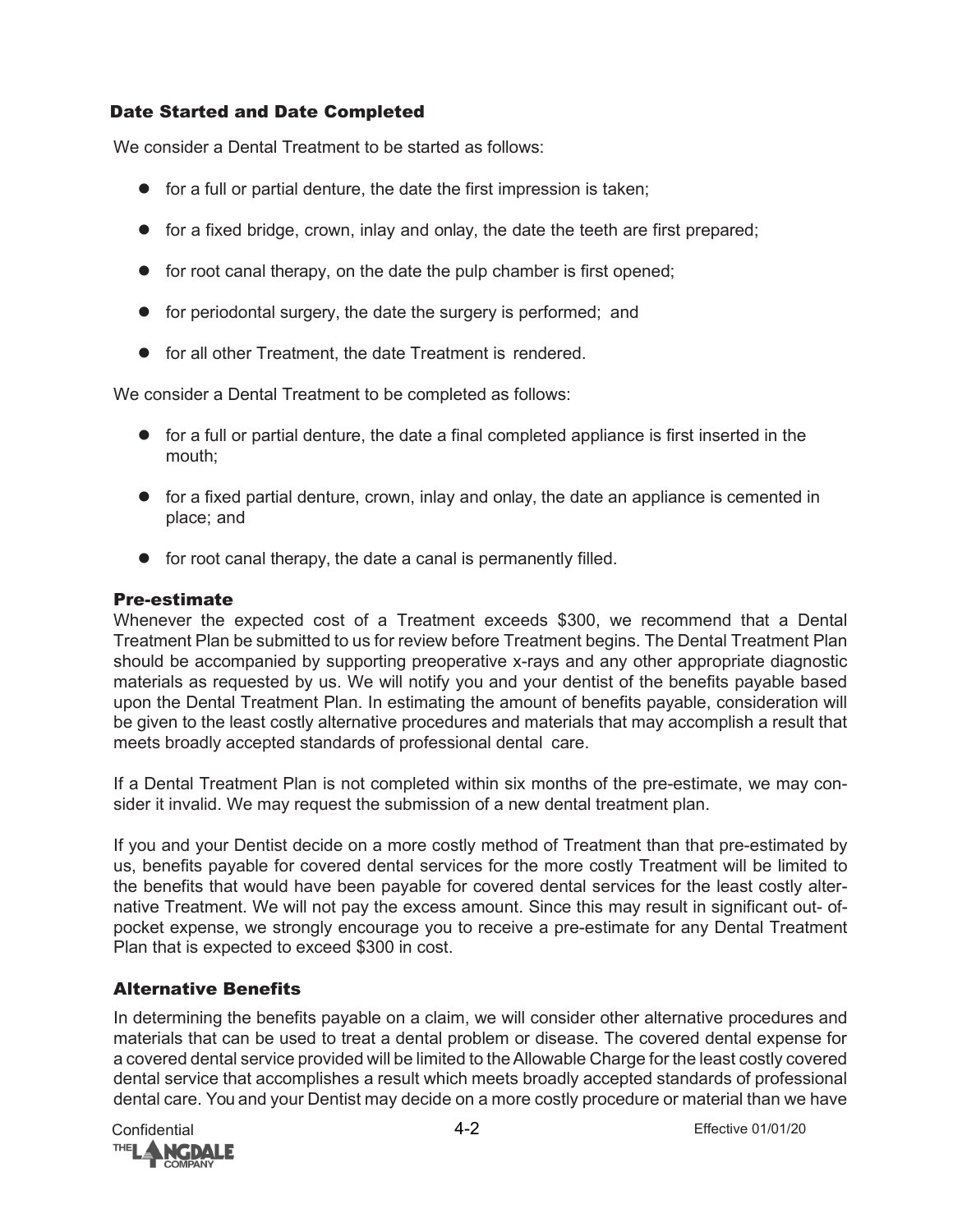## Date Started and Date Completed

We consider a Dental Treatment to be started as follows:

- for a full or partial denture, the date the first impression is taken;
- for a fixed bridge, crown, inlay and onlay, the date the teeth are first prepared;
- for root canal therapy, on the date the pulp chamber is first opened;
- for periodontal surgery, the date the surgery is performed; and
- for all other Treatment, the date Treatment is rendered.

We consider a Dental Treatment to be completed as follows:

- for a full or partial denture, the date a final completed appliance is first inserted in the mouth;
- for a fixed partial denture, crown, inlay and onlay, the date an appliance is cemented in place; and
- for root canal therapy, the date a canal is permanently filled.

## Pre-estimate

Whenever the expected cost of a Treatment exceeds $300, we recommend that a Dental Treatment Plan be submitted to us for review before Treatment begins. The Dental Treatment Plan should be accompanied by supporting preoperative x-rays and any other appropriate diagnostic materials as requested by us. We will notify you and your dentist of the benefits payable based upon the Dental Treatment Plan. In estimating the amount of benefits payable, consideration will be given to the least costly alternative procedures and materials that may accomplish a result that meets broadly accepted standards of professional dental care.

If a Dental Treatment Plan is not completed within six months of the pre-estimate, we may consider it invalid. We may request the submission of a new dental treatment plan.

If you and your Dentist decide on a more costly method of Treatment than that pre-estimated by us, benefits payable for covered dental services for the more costly Treatment will be limited to the benefits that would have been payable for covered dental services for the least costly alternative Treatment. We will not pay the excess amount. Since this may result in significant out-of-pocket expense, we strongly encourage you to receive a pre-estimate for any Dental Treatment Plan that is expected to exceed $300 in cost.

## Alternative Benefits

In determining the benefits payable on a claim, we will consider other alternative procedures and materials that can be used to treat a dental problem or disease. The covered dental expense for a covered dental service provided will be limited to the Allowable Charge for the least costly covered dental service that accomplishes a result which meets broadly accepted standards of professional dental care. You and your Dentist may decide on a more costly procedure or material than we have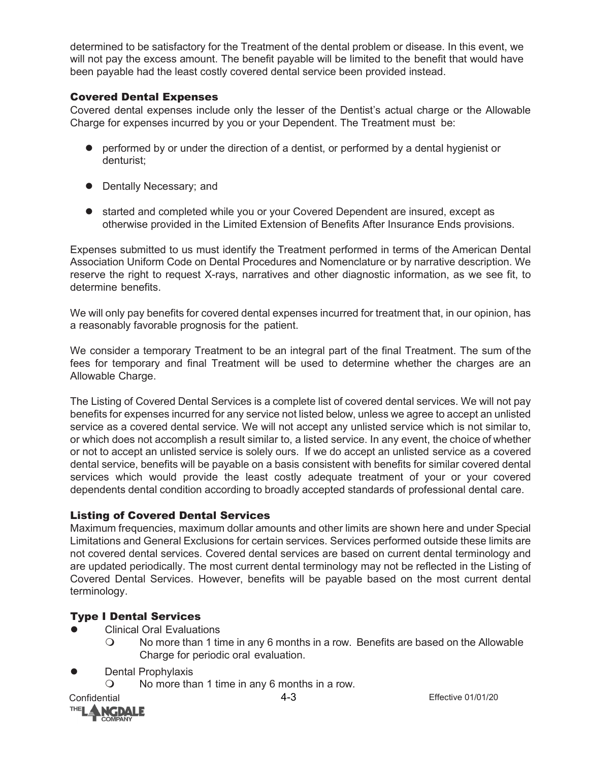determined to be satisfactory for the Treatment of the dental problem or disease. In this event, we will not pay the excess amount. The benefit payable will be limited to the benefit that would have been payable had the least costly covered dental service been provided instead.

### Covered Dental Expenses

Covered dental expenses include only the lesser of the Dentist's actual charge or the Allowable Charge for expenses incurred by you or your Dependent. The Treatment must be:

- performed by or under the direction of a dentist, or performed by a dental hygienist or denturist;
- Dentally Necessary; and
- started and completed while you or your Covered Dependent are insured, except as otherwise provided in the Limited Extension of Benefits After Insurance Ends provisions.

Expenses submitted to us must identify the Treatment performed in terms of the American Dental Association Uniform Code on Dental Procedures and Nomenclature or by narrative description. We reserve the right to request X-rays, narratives and other diagnostic information, as we see fit, to determine benefits.

We will only pay benefits for covered dental expenses incurred for treatment that, in our opinion, has a reasonably favorable prognosis for the patient.

We consider a temporary Treatment to be an integral part of the final Treatment. The sum of the fees for temporary and final Treatment will be used to determine whether the charges are an Allowable Charge.

The Listing of Covered Dental Services is a complete list of covered dental services. We will not pay benefits for expenses incurred for any service not listed below, unless we agree to accept an unlisted service as a covered dental service. We will not accept any unlisted service which is not similar to, or which does not accomplish a result similar to, a listed service. In any event, the choice of whether or not to accept an unlisted service is solely ours. If we do accept an unlisted service as a covered dental service, benefits will be payable on a basis consistent with benefits for similar covered dental services which would provide the least costly adequate treatment of your or your covered dependents dental condition according to broadly accepted standards of professional dental care.

### Listing of Covered Dental Services

Maximum frequencies, maximum dollar amounts and other limits are shown here and under Special Limitations and General Exclusions for certain services. Services performed outside these limits are not covered dental services. Covered dental services are based on current dental terminology and are updated periodically. The most current dental terminology may not be reflected in the Listing of Covered Dental Services. However, benefits will be payable based on the most current dental terminology.

### Type I Dental Services

- Clinical Oral Evaluations
  - No more than 1 time in any 6 months in a row. Benefits are based on the Allowable Charge for periodic oral evaluation.
- Dental Prophylaxis
  - No more than 1 time in any 6 months in a row.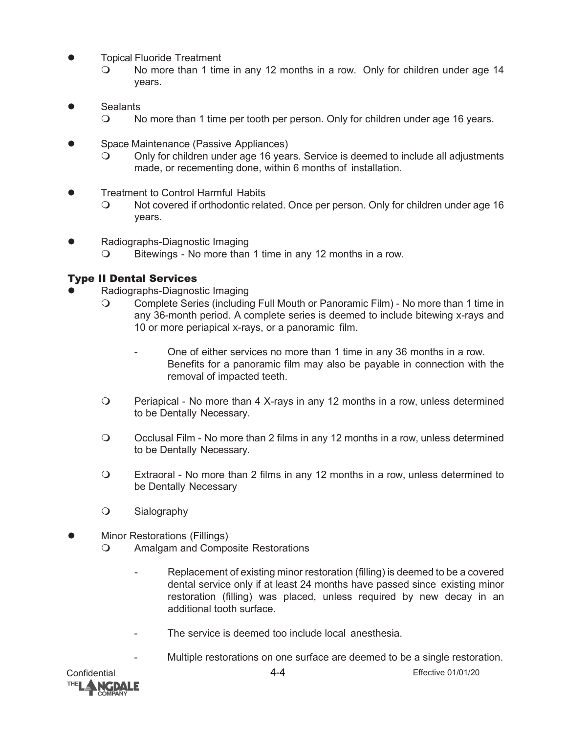- Topical Fluoride Treatment
  - No more than 1 time in any 12 months in a row. Only for children under age 14 years.

- Sealants
  - No more than 1 time per tooth per person. Only for children under age 16 years.

- Space Maintenance (Passive Appliances)
  - Only for children under age 16 years. Service is deemed to include all adjustments made, or recementing done, within 6 months of installation.

- Treatment to Control Harmful Habits
  - Not covered if orthodontic related. Once per person. Only for children under age 16 years.

- Radiographs-Diagnostic Imaging
  - Bitewings - No more than 1 time in any 12 months in a row.

### Type II Dental Services

- Radiographs-Diagnostic Imaging
  - Complete Series (including Full Mouth or Panoramic Film) - No more than 1 time in any 36-month period. A complete series is deemed to include bitewing x-rays and 10 or more periapical x-rays, or a panoramic film.
    - One of either services no more than 1 time in any 36 months in a row. Benefits for a panoramic film may also be payable in connection with the removal of impacted teeth.
  - Periapical - No more than 4 X-rays in any 12 months in a row, unless determined to be Dentally Necessary.
  - Occlusal Film - No more than 2 films in any 12 months in a row, unless determined to be Dentally Necessary.
  - Extraoral - No more than 2 films in any 12 months in a row, unless determined to be Dentally Necessary
  - Sialography

- Minor Restorations (Fillings)
  - Amalgam and Composite Restorations
    - Replacement of existing minor restoration (filling) is deemed to be a covered dental service only if at least 24 months have passed since existing minor restoration (filling) was placed, unless required by new decay in an additional tooth surface.
    - The service is deemed too include local anesthesia.
    - Multiple restorations on one surface are deemed to be a single restoration.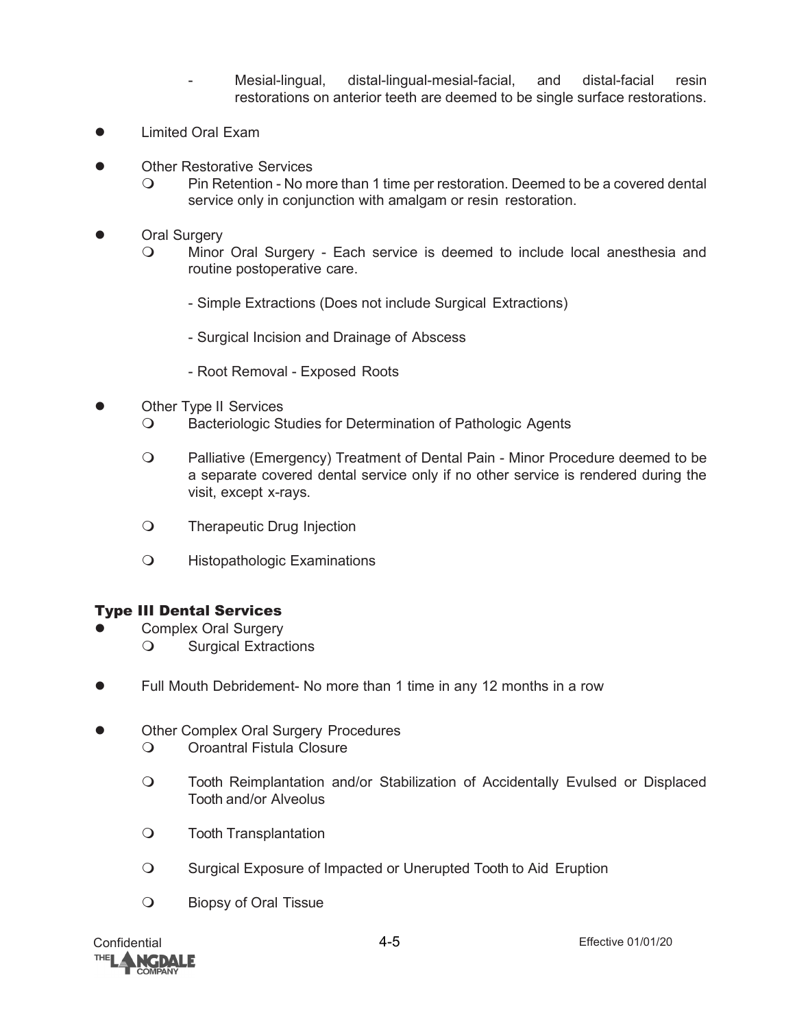- Mesial-lingual, distal-lingual-mesial-facial, and distal-facial resin restorations on anterior teeth are deemed to be single surface restorations.

- Limited Oral Exam

- Other Restorative Services
  - Pin Retention - No more than 1 time per restoration. Deemed to be a covered dental service only in conjunction with amalgam or resin restoration.

- Oral Surgery
  - Minor Oral Surgery - Each service is deemed to include local anesthesia and routine postoperative care.

    - Simple Extractions (Does not include Surgical Extractions)

    - Surgical Incision and Drainage of Abscess

    - Root Removal - Exposed Roots

- Other Type II Services
  - Bacteriologic Studies for Determination of Pathologic Agents

  - Palliative (Emergency) Treatment of Dental Pain - Minor Procedure deemed to be a separate covered dental service only if no other service is rendered during the visit, except x-rays.

  - Therapeutic Drug Injection

  - Histopathologic Examinations

### Type III Dental Services

- Complex Oral Surgery
  - Surgical Extractions

- Full Mouth Debridement- No more than 1 time in any 12 months in a row

- Other Complex Oral Surgery Procedures
  - Oroantral Fistula Closure

  - Tooth Reimplantation and/or Stabilization of Accidentally Evulsed or Displaced Tooth and/or Alveolus

  - Tooth Transplantation

  - Surgical Exposure of Impacted or Unerupted Tooth to Aid Eruption

  - Biopsy of Oral Tissue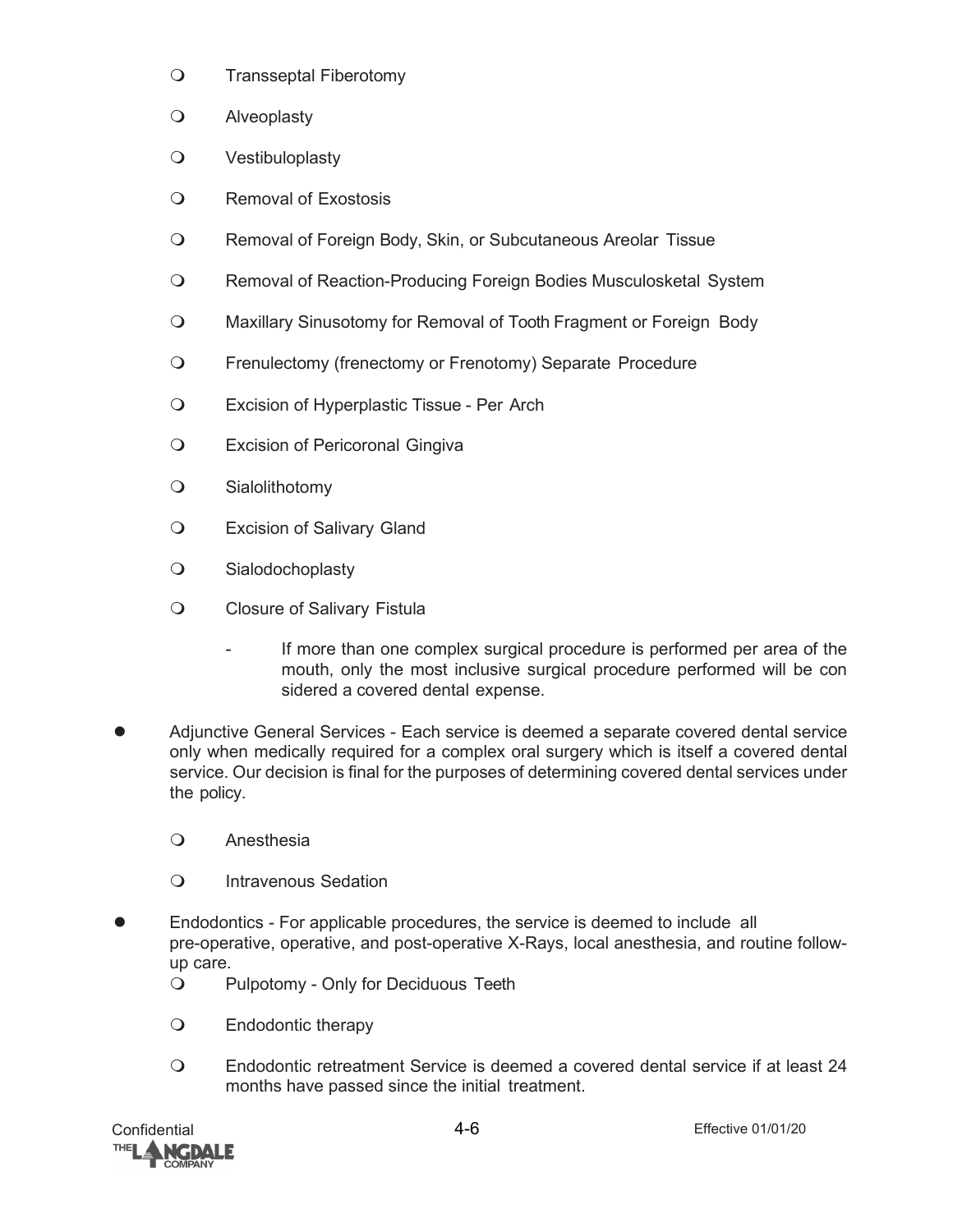- Transseptal Fiberotomy
- Alveoplasty
- Vestibuloplasty
- Removal of Exostosis
- Removal of Foreign Body, Skin, or Subcutaneous Areolar Tissue
- Removal of Reaction-Producing Foreign Bodies Musculoskeletal System
- Maxillary Sinusotomy for Removal of Tooth Fragment or Foreign Body
- Frenulectomy (frenectomy or Frenotomy) Separate Procedure
- Excision of Hyperplastic Tissue - Per Arch
- Excision of Pericoronal Gingiva
- Sialolithotomy
- Excision of Salivary Gland
- Sialodochoplasty
- Closure of Salivary Fistula
  - If more than one complex surgical procedure is performed per area of the mouth, only the most inclusive surgical procedure performed will be con sidered a covered dental expense.

- Adjunctive General Services - Each service is deemed a separate covered dental service only when medically required for a complex oral surgery which is itself a covered dental service. Our decision is final for the purposes of determining covered dental services under the policy.
  - Anesthesia
  - Intravenous Sedation

- Endodontics - For applicable procedures, the service is deemed to include all pre-operative, operative, and post-operative X-Rays, local anesthesia, and routine follow-up care.
  - Pulpotomy - Only for Deciduous Teeth
  - Endodontic therapy
  - Endodontic retreatment Service is deemed a covered dental service if at least 24 months have passed since the initial treatment.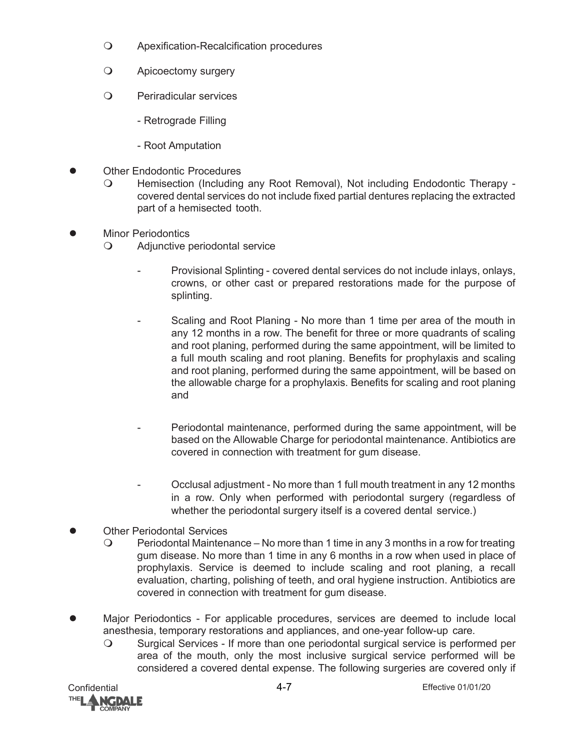- Apexification-Recalcification procedures
- Apicoectomy surgery
- Periradicular services
  - Retrograde Filling
  - Root Amputation

- Other Endodontic Procedures
  - Hemisection (Including any Root Removal), Not including Endodontic Therapy - covered dental services do not include fixed partial dentures replacing the extracted part of a hemisected tooth.

- Minor Periodontics
  - Adjunctive periodontal service
    - Provisional Splinting - covered dental services do not include inlays, onlays, crowns, or other cast or prepared restorations made for the purpose of splinting.
    - Scaling and Root Planing - No more than 1 time per area of the mouth in any 12 months in a row. The benefit for three or more quadrants of scaling and root planing, performed during the same appointment, will be limited to a full mouth scaling and root planing. Benefits for prophylaxis and scaling and root planing, performed during the same appointment, will be based on the allowable charge for a prophylaxis. Benefits for scaling and root planing and
    - Periodontal maintenance, performed during the same appointment, will be based on the Allowable Charge for periodontal maintenance. Antibiotics are covered in connection with treatment for gum disease.
    - Occlusal adjustment - No more than 1 full mouth treatment in any 12 months in a row. Only when performed with periodontal surgery (regardless of whether the periodontal surgery itself is a covered dental service.)

- Other Periodontal Services
  - Periodontal Maintenance – No more than 1 time in any 3 months in a row for treating gum disease. No more than 1 time in any 6 months in a row when used in place of prophylaxis. Service is deemed to include scaling and root planing, a recall evaluation, charting, polishing of teeth, and oral hygiene instruction. Antibiotics are covered in connection with treatment for gum disease.

- Major Periodontics - For applicable procedures, services are deemed to include local anesthesia, temporary restorations and appliances, and one-year follow-up care.
  - Surgical Services - If more than one periodontal surgical service is performed per area of the mouth, only the most inclusive surgical service performed will be considered a covered dental expense. The following surgeries are covered only if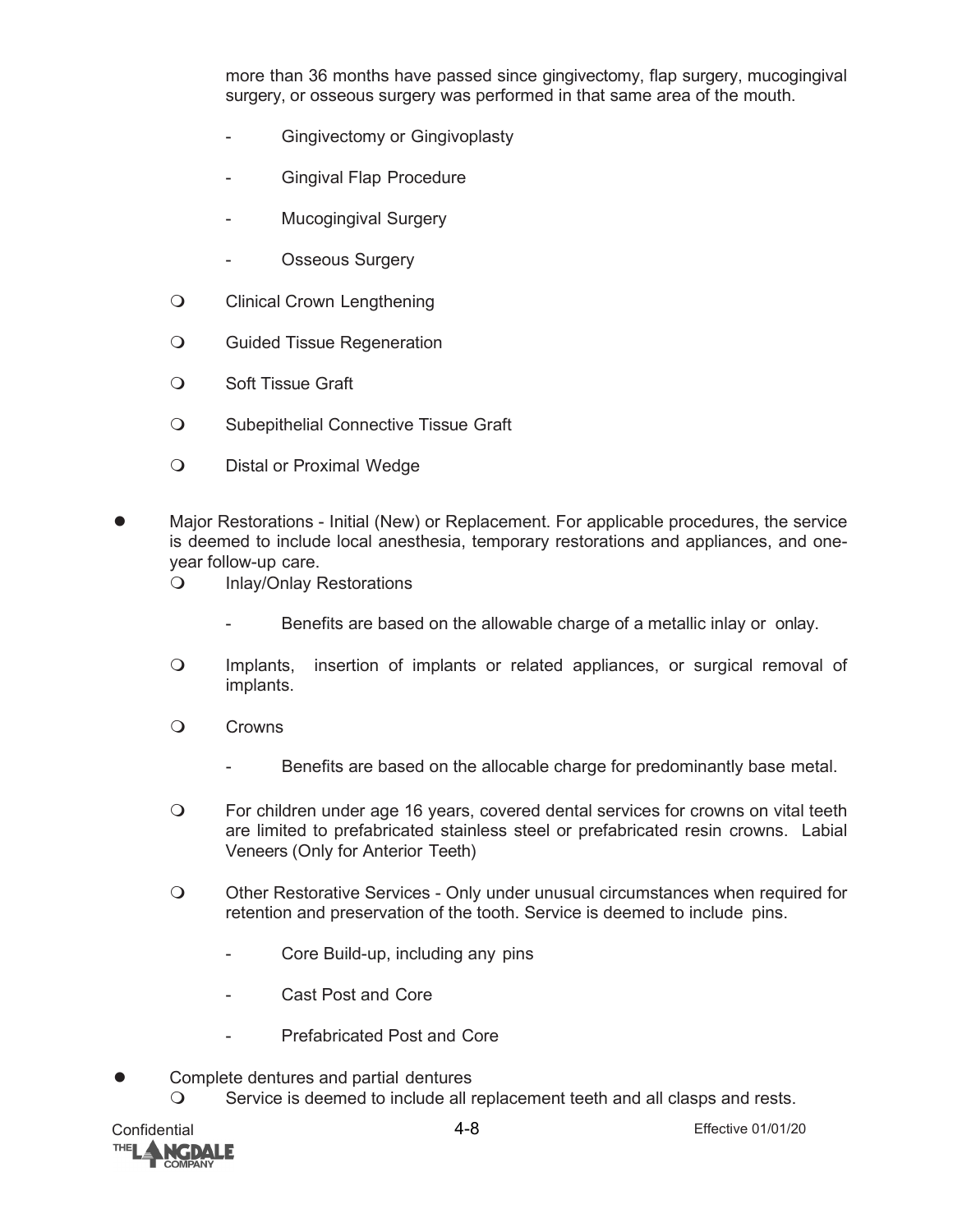more than 36 months have passed since gingivectomy, flap surgery, mucogingival surgery, or osseous surgery was performed in that same area of the mouth.

    - Gingivectomy or Gingivoplasty
    - Gingival Flap Procedure
    - Mucogingival Surgery
    - Osseous Surgery

  - Clinical Crown Lengthening
  - Guided Tissue Regeneration
  - Soft Tissue Graft
  - Subepithelial Connective Tissue Graft
  - Distal or Proximal Wedge

- Major Restorations - Initial (New) or Replacement. For applicable procedures, the service is deemed to include local anesthesia, temporary restorations and appliances, and one-year follow-up care.
  - Inlay/Onlay Restorations
    - Benefits are based on the allowable charge of a metallic inlay or onlay.
  - Implants, insertion of implants or related appliances, or surgical removal of implants.
  - Crowns
    - Benefits are based on the allocable charge for predominantly base metal.
  - For children under age 16 years, covered dental services for crowns on vital teeth are limited to prefabricated stainless steel or prefabricated resin crowns. Labial Veneers (Only for Anterior Teeth)
  - Other Restorative Services - Only under unusual circumstances when required for retention and preservation of the tooth. Service is deemed to include pins.
    - Core Build-up, including any pins
    - Cast Post and Core
    - Prefabricated Post and Core

- Complete dentures and partial dentures
  - Service is deemed to include all replacement teeth and all clasps and rests.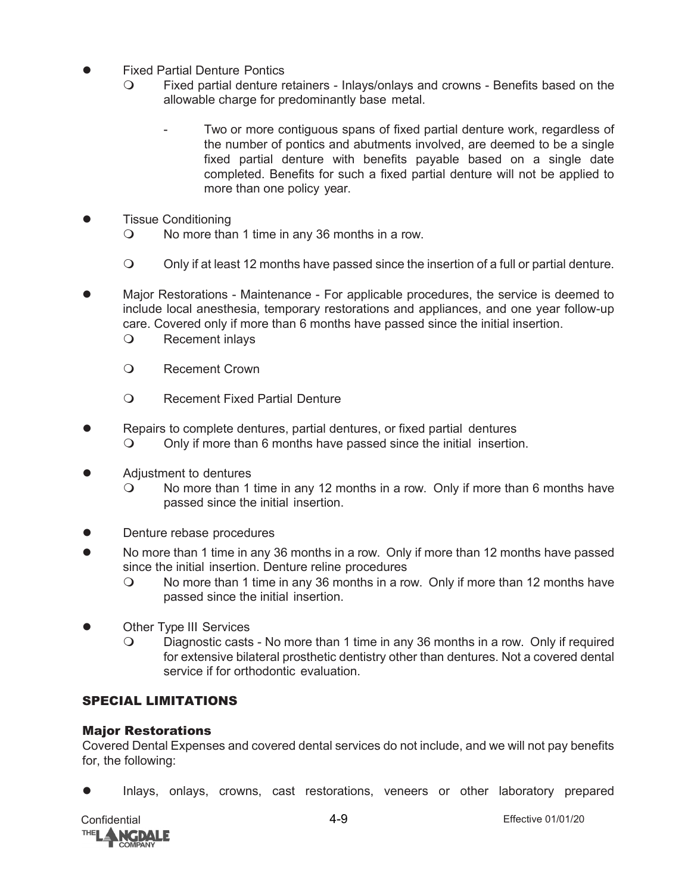- Fixed Partial Denture Pontics
  - Fixed partial denture retainers - Inlays/onlays and crowns - Benefits based on the allowable charge for predominantly base metal.
    - Two or more contiguous spans of fixed partial denture work, regardless of the number of pontics and abutments involved, are deemed to be a single fixed partial denture with benefits payable based on a single date completed. Benefits for such a fixed partial denture will not be applied to more than one policy year.
- Tissue Conditioning
  - No more than 1 time in any 36 months in a row.
  - Only if at least 12 months have passed since the insertion of a full or partial denture.
- Major Restorations - Maintenance - For applicable procedures, the service is deemed to include local anesthesia, temporary restorations and appliances, and one year follow-up care. Covered only if more than 6 months have passed since the initial insertion.
  - Recement inlays
  - Recement Crown
  - Recement Fixed Partial Denture
- Repairs to complete dentures, partial dentures, or fixed partial dentures
  - Only if more than 6 months have passed since the initial insertion.
- Adjustment to dentures
  - No more than 1 time in any 12 months in a row. Only if more than 6 months have passed since the initial insertion.
- Denture rebase procedures
- No more than 1 time in any 36 months in a row. Only if more than 12 months have passed since the initial insertion. Denture reline procedures
  - No more than 1 time in any 36 months in a row. Only if more than 12 months have passed since the initial insertion.
- Other Type III Services
  - Diagnostic casts - No more than 1 time in any 36 months in a row. Only if required for extensive bilateral prosthetic dentistry other than dentures. Not a covered dental service if for orthodontic evaluation.

## SPECIAL LIMITATIONS

### Major Restorations

Covered Dental Expenses and covered dental services do not include, and we will not pay benefits for, the following:

- Inlays, onlays, crowns, cast restorations, veneers or other laboratory prepared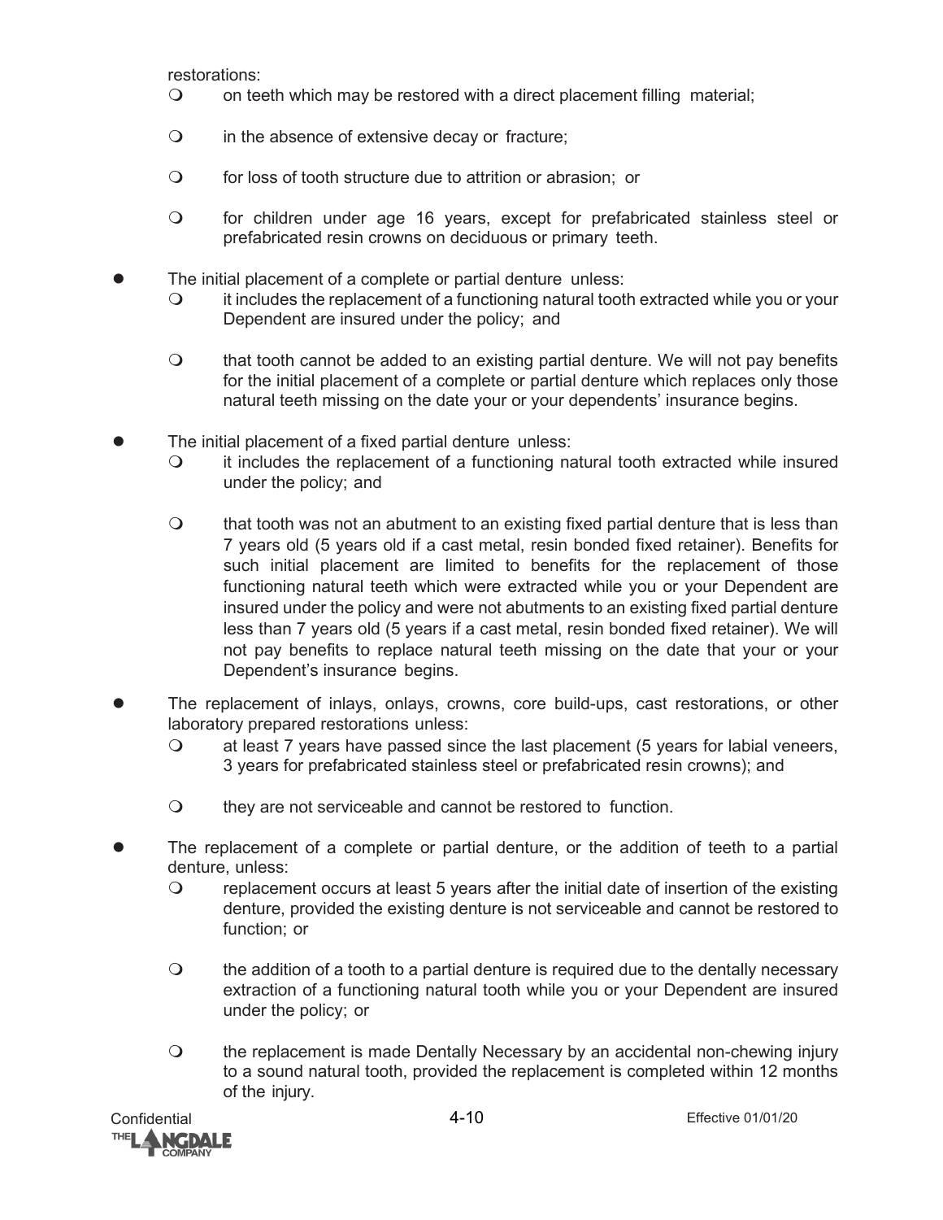restorations:

- on teeth which may be restored with a direct placement filling material;
- in the absence of extensive decay or fracture;
- for loss of tooth structure due to attrition or abrasion; or
- for children under age 16 years, except for prefabricated stainless steel or prefabricated resin crowns on deciduous or primary teeth.

- The initial placement of a complete or partial denture unless:
  - it includes the replacement of a functioning natural tooth extracted while you or your Dependent are insured under the policy; and
  - that tooth cannot be added to an existing partial denture. We will not pay benefits for the initial placement of a complete or partial denture which replaces only those natural teeth missing on the date your or your dependents' insurance begins.

- The initial placement of a fixed partial denture unless:
  - it includes the replacement of a functioning natural tooth extracted while insured under the policy; and
  - that tooth was not an abutment to an existing fixed partial denture that is less than 7 years old (5 years old if a cast metal, resin bonded fixed retainer). Benefits for such initial placement are limited to benefits for the replacement of those functioning natural teeth which were extracted while you or your Dependent are insured under the policy and were not abutments to an existing fixed partial denture less than 7 years old (5 years if a cast metal, resin bonded fixed retainer). We will not pay benefits to replace natural teeth missing on the date that your or your Dependent's insurance begins.

- The replacement of inlays, onlays, crowns, core build-ups, cast restorations, or other laboratory prepared restorations unless:
  - at least 7 years have passed since the last placement (5 years for labial veneers, 3 years for prefabricated stainless steel or prefabricated resin crowns); and
  - they are not serviceable and cannot be restored to function.

- The replacement of a complete or partial denture, or the addition of teeth to a partial denture, unless:
  - replacement occurs at least 5 years after the initial date of insertion of the existing denture, provided the existing denture is not serviceable and cannot be restored to function; or
  - the addition of a tooth to a partial denture is required due to the dentally necessary extraction of a functioning natural tooth while you or your Dependent are insured under the policy; or
  - the replacement is made Dentally Necessary by an accidental non-chewing injury to a sound natural tooth, provided the replacement is completed within 12 months of the injury.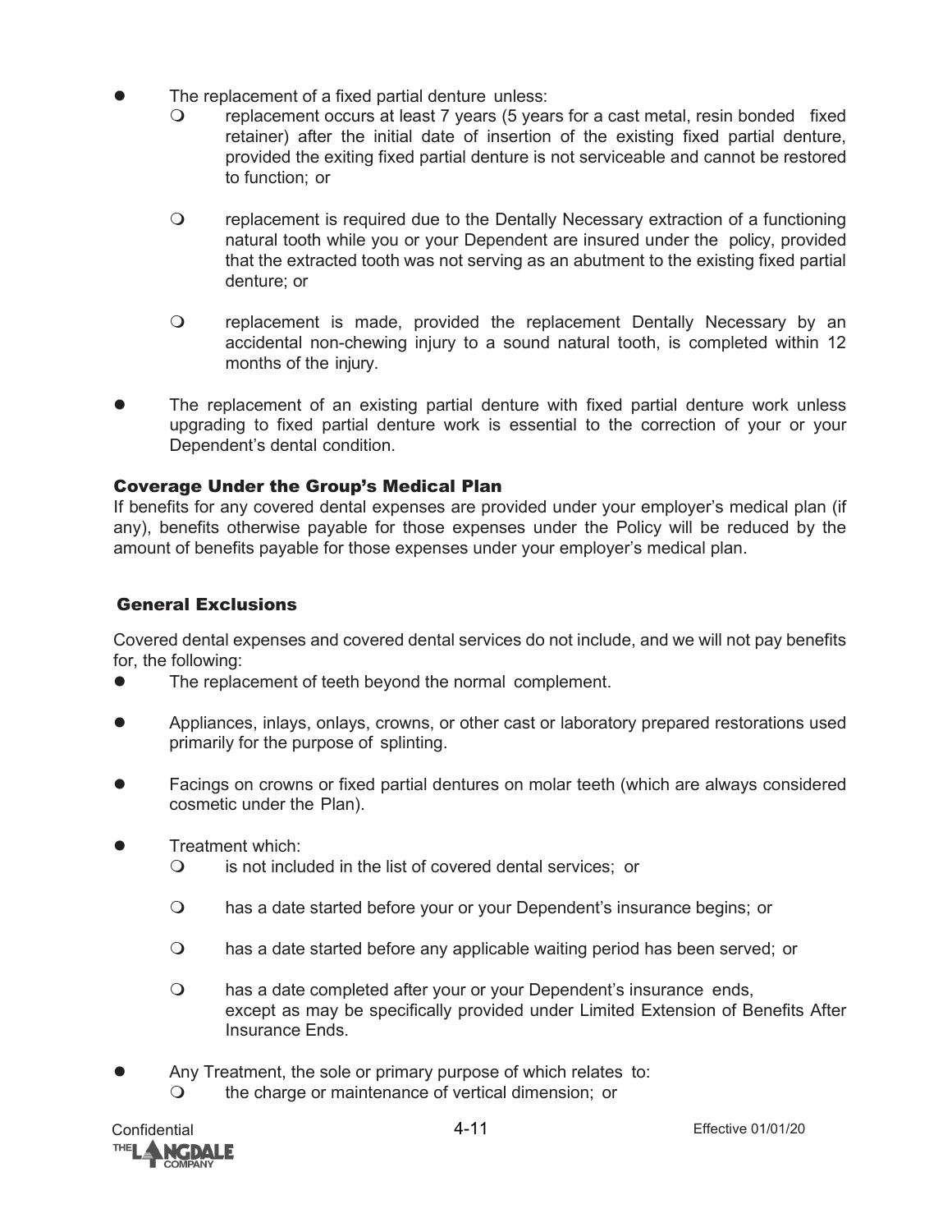- The replacement of a fixed partial denture unless:
  - replacement occurs at least 7 years (5 years for a cast metal, resin bonded fixed retainer) after the initial date of insertion of the existing fixed partial denture, provided the exiting fixed partial denture is not serviceable and cannot be restored to function; or
  - replacement is required due to the Dentally Necessary extraction of a functioning natural tooth while you or your Dependent are insured under the policy, provided that the extracted tooth was not serving as an abutment to the existing fixed partial denture; or
  - replacement is made, provided the replacement Dentally Necessary by an accidental non-chewing injury to a sound natural tooth, is completed within 12 months of the injury.
- The replacement of an existing partial denture with fixed partial denture work unless upgrading to fixed partial denture work is essential to the correction of your or your Dependent's dental condition.

### Coverage Under the Group's Medical Plan

If benefits for any covered dental expenses are provided under your employer's medical plan (if any), benefits otherwise payable for those expenses under the Policy will be reduced by the amount of benefits payable for those expenses under your employer's medical plan.

### General Exclusions

Covered dental expenses and covered dental services do not include, and we will not pay benefits for, the following:

- The replacement of teeth beyond the normal complement.
- Appliances, inlays, onlays, crowns, or other cast or laboratory prepared restorations used primarily for the purpose of splinting.
- Facings on crowns or fixed partial dentures on molar teeth (which are always considered cosmetic under the Plan).
- Treatment which:
  - is not included in the list of covered dental services; or
  - has a date started before your or your Dependent's insurance begins; or
  - has a date started before any applicable waiting period has been served; or
  - has a date completed after your or your Dependent's insurance ends, except as may be specifically provided under Limited Extension of Benefits After Insurance Ends.
- Any Treatment, the sole or primary purpose of which relates to:
  - the charge or maintenance of vertical dimension; or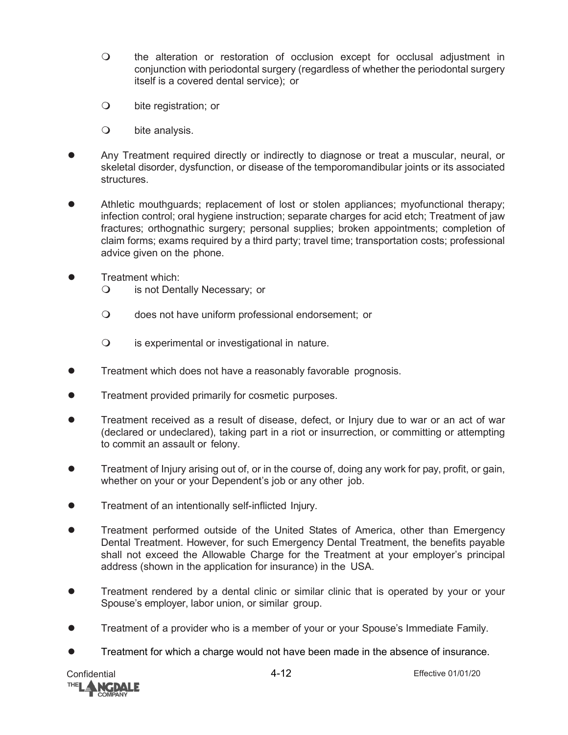- the alteration or restoration of occlusion except for occlusal adjustment in conjunction with periodontal surgery (regardless of whether the periodontal surgery itself is a covered dental service); or
  - bite registration; or
  - bite analysis.

- Any Treatment required directly or indirectly to diagnose or treat a muscular, neural, or skeletal disorder, dysfunction, or disease of the temporomandibular joints or its associated structures.

- Athletic mouthguards; replacement of lost or stolen appliances; myofunctional therapy; infection control; oral hygiene instruction; separate charges for acid etch; Treatment of jaw fractures; orthognathic surgery; personal supplies; broken appointments; completion of claim forms; exams required by a third party; travel time; transportation costs; professional advice given on the phone.

- Treatment which:
  - is not Dentally Necessary; or
  - does not have uniform professional endorsement; or
  - is experimental or investigational in nature.

- Treatment which does not have a reasonably favorable prognosis.

- Treatment provided primarily for cosmetic purposes.

- Treatment received as a result of disease, defect, or Injury due to war or an act of war (declared or undeclared), taking part in a riot or insurrection, or committing or attempting to commit an assault or felony.

- Treatment of Injury arising out of, or in the course of, doing any work for pay, profit, or gain, whether on your or your Dependent's job or any other job.

- Treatment of an intentionally self-inflicted Injury.

- Treatment performed outside of the United States of America, other than Emergency Dental Treatment. However, for such Emergency Dental Treatment, the benefits payable shall not exceed the Allowable Charge for the Treatment at your employer's principal address (shown in the application for insurance) in the USA.

- Treatment rendered by a dental clinic or similar clinic that is operated by your or your Spouse's employer, labor union, or similar group.

- Treatment of a provider who is a member of your or your Spouse's Immediate Family.

- Treatment for which a charge would not have been made in the absence of insurance.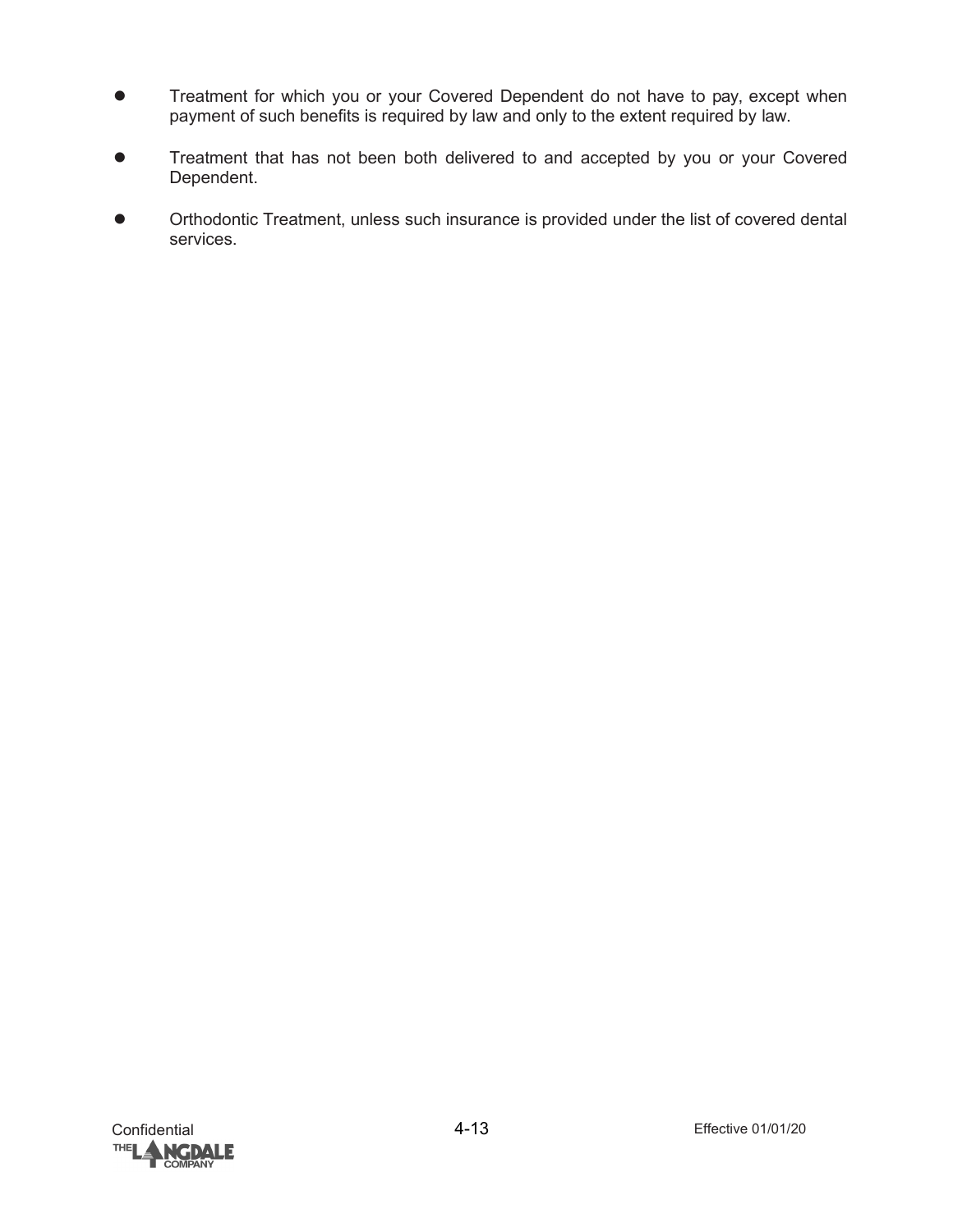- Treatment for which you or your Covered Dependent do not have to pay, except when payment of such benefits is required by law and only to the extent required by law.
- Treatment that has not been both delivered to and accepted by you or your Covered Dependent.
- Orthodontic Treatment, unless such insurance is provided under the list of covered dental services.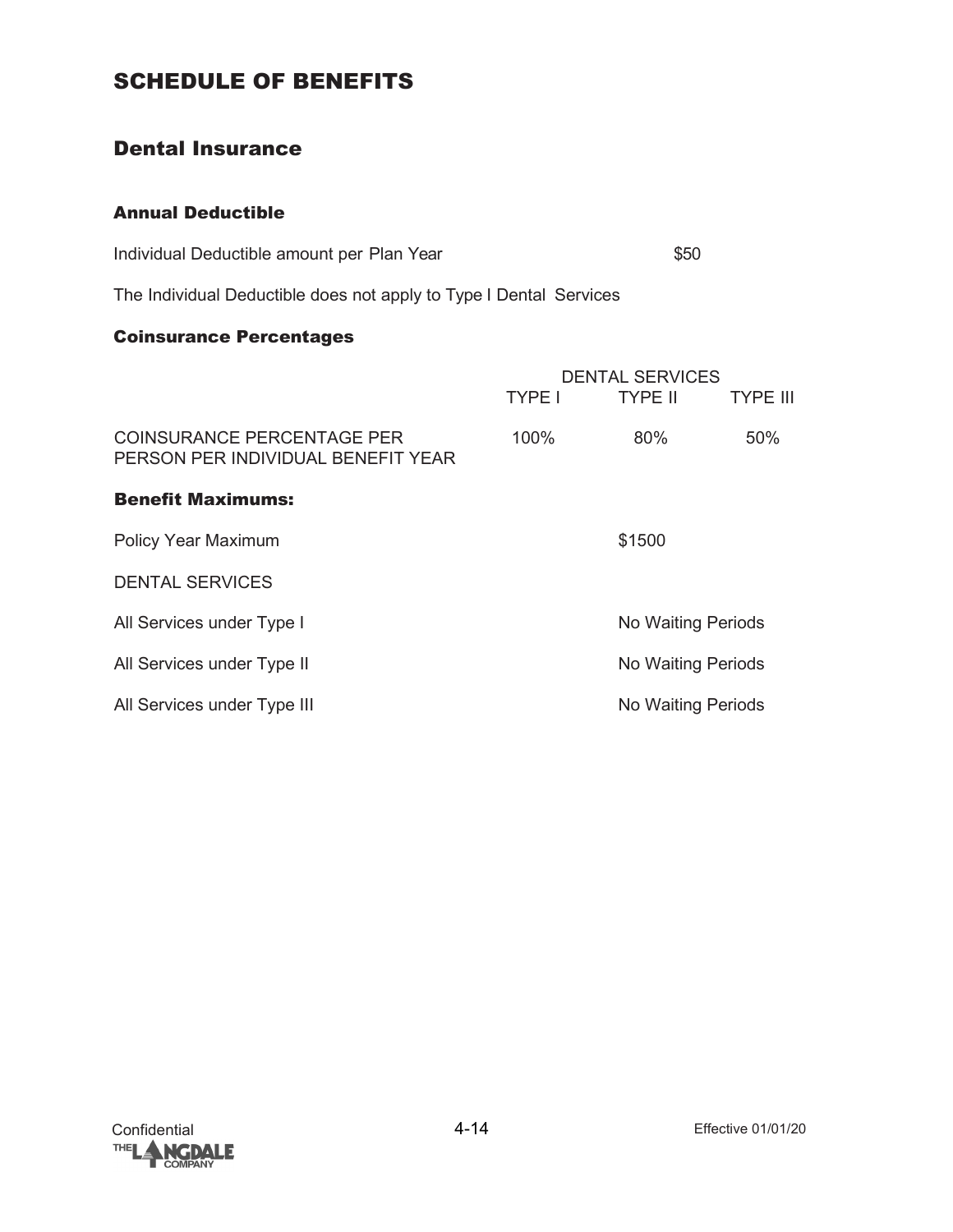# SCHEDULE OF BENEFITS

## Dental Insurance

### Annual Deductible

| | |
|---|---|
| Individual Deductible amount per Plan Year | $50 |

The Individual Deductible does not apply to Type I Dental Services

### Coinsurance Percentages

| | DENTAL SERVICES | | |
|---|---|---|---|
| | TYPE I | TYPE II | TYPE III |
| COINSURANCE PERCENTAGE PER PERSON PER INDIVIDUAL BENEFIT YEAR | 100% | 80% | 50% |

### Benefit Maximums:

| | |
|---|---|
| Policy Year Maximum | $1500 |
| DENTAL SERVICES | |
| All Services under Type I | No Waiting Periods |
| All Services under Type II | No Waiting Periods |
| All Services under Type III | No Waiting Periods |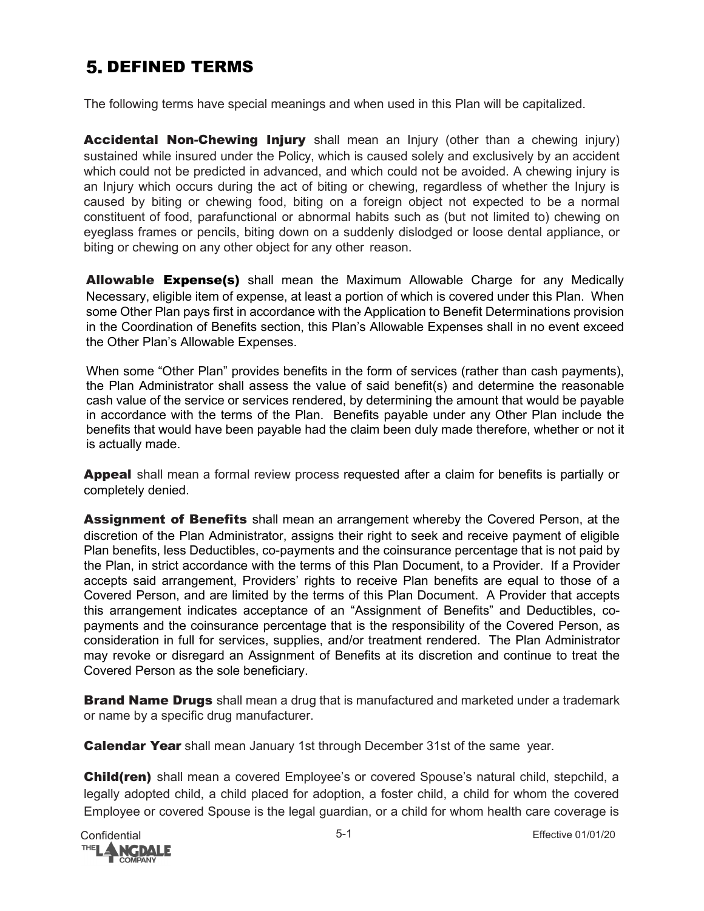# 5. DEFINED TERMS

The following terms have special meanings and when used in this Plan will be capitalized.

**Accidental Non-Chewing Injury** shall mean an Injury (other than a chewing injury) sustained while insured under the Policy, which is caused solely and exclusively by an accident which could not be predicted in advanced, and which could not be avoided. A chewing injury is an Injury which occurs during the act of biting or chewing, regardless of whether the Injury is caused by biting or chewing food, biting on a foreign object not expected to be a normal constituent of food, parafunctional or abnormal habits such as (but not limited to) chewing on eyeglass frames or pencils, biting down on a suddenly dislodged or loose dental appliance, or biting or chewing on any other object for any other reason.

**Allowable Expense(s)** shall mean the Maximum Allowable Charge for any Medically Necessary, eligible item of expense, at least a portion of which is covered under this Plan. When some Other Plan pays first in accordance with the Application to Benefit Determinations provision in the Coordination of Benefits section, this Plan's Allowable Expenses shall in no event exceed the Other Plan's Allowable Expenses.

When some "Other Plan" provides benefits in the form of services (rather than cash payments), the Plan Administrator shall assess the value of said benefit(s) and determine the reasonable cash value of the service or services rendered, by determining the amount that would be payable in accordance with the terms of the Plan. Benefits payable under any Other Plan include the benefits that would have been payable had the claim been duly made therefore, whether or not it is actually made.

**Appeal** shall mean a formal review process requested after a claim for benefits is partially or completely denied.

**Assignment of Benefits** shall mean an arrangement whereby the Covered Person, at the discretion of the Plan Administrator, assigns their right to seek and receive payment of eligible Plan benefits, less Deductibles, co-payments and the coinsurance percentage that is not paid by the Plan, in strict accordance with the terms of this Plan Document, to a Provider. If a Provider accepts said arrangement, Providers' rights to receive Plan benefits are equal to those of a Covered Person, and are limited by the terms of this Plan Document. A Provider that accepts this arrangement indicates acceptance of an "Assignment of Benefits" and Deductibles, co-payments and the coinsurance percentage that is the responsibility of the Covered Person, as consideration in full for services, supplies, and/or treatment rendered. The Plan Administrator may revoke or disregard an Assignment of Benefits at its discretion and continue to treat the Covered Person as the sole beneficiary.

**Brand Name Drugs** shall mean a drug that is manufactured and marketed under a trademark or name by a specific drug manufacturer.

**Calendar Year** shall mean January 1st through December 31st of the same year.

**Child(ren)** shall mean a covered Employee's or covered Spouse's natural child, stepchild, a legally adopted child, a child placed for adoption, a foster child, a child for whom the covered Employee or covered Spouse is the legal guardian, or a child for whom health care coverage is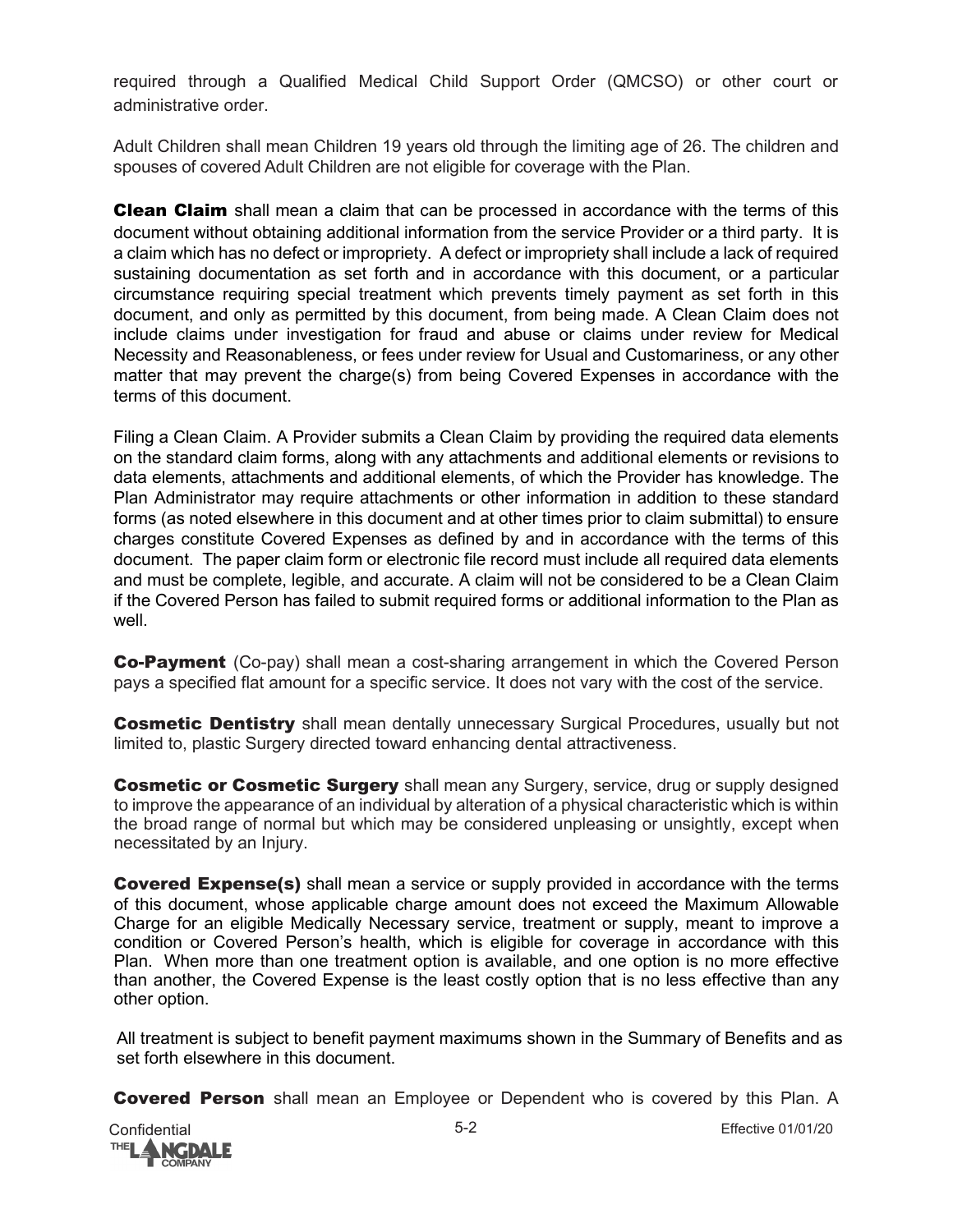required through a Qualified Medical Child Support Order (QMCSO) or other court or administrative order.

Adult Children shall mean Children 19 years old through the limiting age of 26. The children and spouses of covered Adult Children are not eligible for coverage with the Plan.

**Clean Claim** shall mean a claim that can be processed in accordance with the terms of this document without obtaining additional information from the service Provider or a third party. It is a claim which has no defect or impropriety. A defect or impropriety shall include a lack of required sustaining documentation as set forth and in accordance with this document, or a particular circumstance requiring special treatment which prevents timely payment as set forth in this document, and only as permitted by this document, from being made. A Clean Claim does not include claims under investigation for fraud and abuse or claims under review for Medical Necessity and Reasonableness, or fees under review for Usual and Customariness, or any other matter that may prevent the charge(s) from being Covered Expenses in accordance with the terms of this document.

Filing a Clean Claim. A Provider submits a Clean Claim by providing the required data elements on the standard claim forms, along with any attachments and additional elements or revisions to data elements, attachments and additional elements, of which the Provider has knowledge. The Plan Administrator may require attachments or other information in addition to these standard forms (as noted elsewhere in this document and at other times prior to claim submittal) to ensure charges constitute Covered Expenses as defined by and in accordance with the terms of this document. The paper claim form or electronic file record must include all required data elements and must be complete, legible, and accurate. A claim will not be considered to be a Clean Claim if the Covered Person has failed to submit required forms or additional information to the Plan as well.

**Co-Payment** (Co-pay) shall mean a cost-sharing arrangement in which the Covered Person pays a specified flat amount for a specific service. It does not vary with the cost of the service.

**Cosmetic Dentistry** shall mean dentally unnecessary Surgical Procedures, usually but not limited to, plastic Surgery directed toward enhancing dental attractiveness.

**Cosmetic or Cosmetic Surgery** shall mean any Surgery, service, drug or supply designed to improve the appearance of an individual by alteration of a physical characteristic which is within the broad range of normal but which may be considered unpleasing or unsightly, except when necessitated by an Injury.

**Covered Expense(s)** shall mean a service or supply provided in accordance with the terms of this document, whose applicable charge amount does not exceed the Maximum Allowable Charge for an eligible Medically Necessary service, treatment or supply, meant to improve a condition or Covered Person's health, which is eligible for coverage in accordance with this Plan. When more than one treatment option is available, and one option is no more effective than another, the Covered Expense is the least costly option that is no less effective than any other option.

All treatment is subject to benefit payment maximums shown in the Summary of Benefits and as set forth elsewhere in this document.

**Covered Person** shall mean an Employee or Dependent who is covered by this Plan. A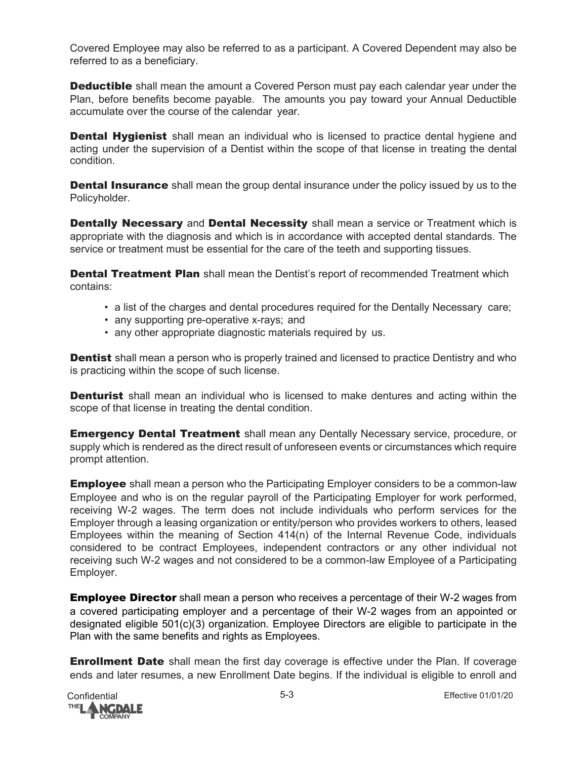Covered Employee may also be referred to as a participant. A Covered Dependent may also be referred to as a beneficiary.

**Deductible** shall mean the amount a Covered Person must pay each calendar year under the Plan, before benefits become payable. The amounts you pay toward your Annual Deductible accumulate over the course of the calendar year.

**Dental Hygienist** shall mean an individual who is licensed to practice dental hygiene and acting under the supervision of a Dentist within the scope of that license in treating the dental condition.

**Dental Insurance** shall mean the group dental insurance under the policy issued by us to the Policyholder.

**Dentally Necessary** and **Dental Necessity** shall mean a service or Treatment which is appropriate with the diagnosis and which is in accordance with accepted dental standards. The service or treatment must be essential for the care of the teeth and supporting tissues.

**Dental Treatment Plan** shall mean the Dentist's report of recommended Treatment which contains:

- a list of the charges and dental procedures required for the Dentally Necessary care;
- any supporting pre-operative x-rays; and
- any other appropriate diagnostic materials required by us.

**Dentist** shall mean a person who is properly trained and licensed to practice Dentistry and who is practicing within the scope of such license.

**Denturist** shall mean an individual who is licensed to make dentures and acting within the scope of that license in treating the dental condition.

**Emergency Dental Treatment** shall mean any Dentally Necessary service, procedure, or supply which is rendered as the direct result of unforeseen events or circumstances which require prompt attention.

**Employee** shall mean a person who the Participating Employer considers to be a common-law Employee and who is on the regular payroll of the Participating Employer for work performed, receiving W-2 wages. The term does not include individuals who perform services for the Employer through a leasing organization or entity/person who provides workers to others, leased Employees within the meaning of Section 414(n) of the Internal Revenue Code, individuals considered to be contract Employees, independent contractors or any other individual not receiving such W-2 wages and not considered to be a common-law Employee of a Participating Employer.

**Employee Director** shall mean a person who receives a percentage of their W-2 wages from a covered participating employer and a percentage of their W-2 wages from an appointed or designated eligible 501(c)(3) organization. Employee Directors are eligible to participate in the Plan with the same benefits and rights as Employees.

**Enrollment Date** shall mean the first day coverage is effective under the Plan. If coverage ends and later resumes, a new Enrollment Date begins. If the individual is eligible to enroll and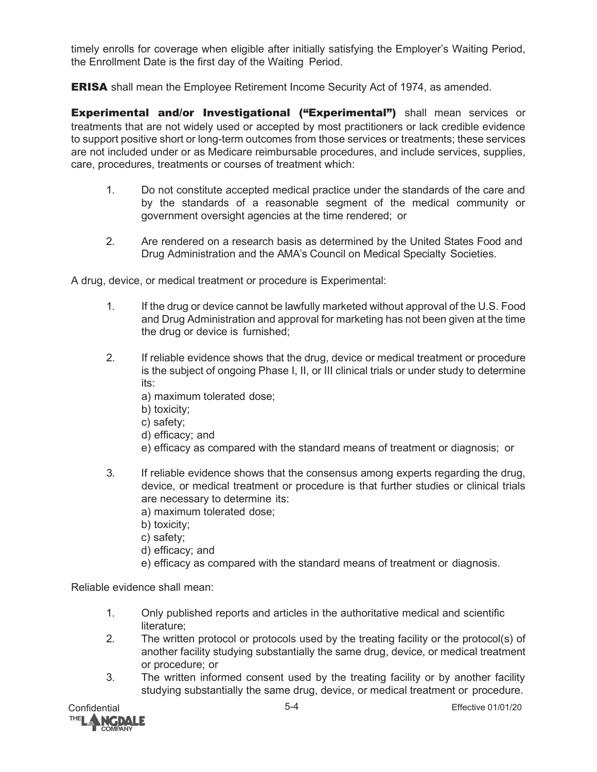timely enrolls for coverage when eligible after initially satisfying the Employer's Waiting Period, the Enrollment Date is the first day of the Waiting Period.

**ERISA** shall mean the Employee Retirement Income Security Act of 1974, as amended.

**Experimental and/or Investigational ("Experimental")** shall mean services or treatments that are not widely used or accepted by most practitioners or lack credible evidence to support positive short or long-term outcomes from those services or treatments; these services are not included under or as Medicare reimbursable procedures, and include services, supplies, care, procedures, treatments or courses of treatment which:

1. Do not constitute accepted medical practice under the standards of the care and by the standards of a reasonable segment of the medical community or government oversight agencies at the time rendered; or

2. Are rendered on a research basis as determined by the United States Food and Drug Administration and the AMA's Council on Medical Specialty Societies.

A drug, device, or medical treatment or procedure is Experimental:

1. If the drug or device cannot be lawfully marketed without approval of the U.S. Food and Drug Administration and approval for marketing has not been given at the time the drug or device is furnished;

2. If reliable evidence shows that the drug, device or medical treatment or procedure is the subject of ongoing Phase I, II, or III clinical trials or under study to determine its:
   a) maximum tolerated dose;
   b) toxicity;
   c) safety;
   d) efficacy; and
   e) efficacy as compared with the standard means of treatment or diagnosis; or

3. If reliable evidence shows that the consensus among experts regarding the drug, device, or medical treatment or procedure is that further studies or clinical trials are necessary to determine its:
   a) maximum tolerated dose;
   b) toxicity;
   c) safety;
   d) efficacy; and
   e) efficacy as compared with the standard means of treatment or diagnosis.

Reliable evidence shall mean:

1. Only published reports and articles in the authoritative medical and scientific literature;
2. The written protocol or protocols used by the treating facility or the protocol(s) of another facility studying substantially the same drug, device, or medical treatment or procedure; or
3. The written informed consent used by the treating facility or by another facility studying substantially the same drug, device, or medical treatment or procedure.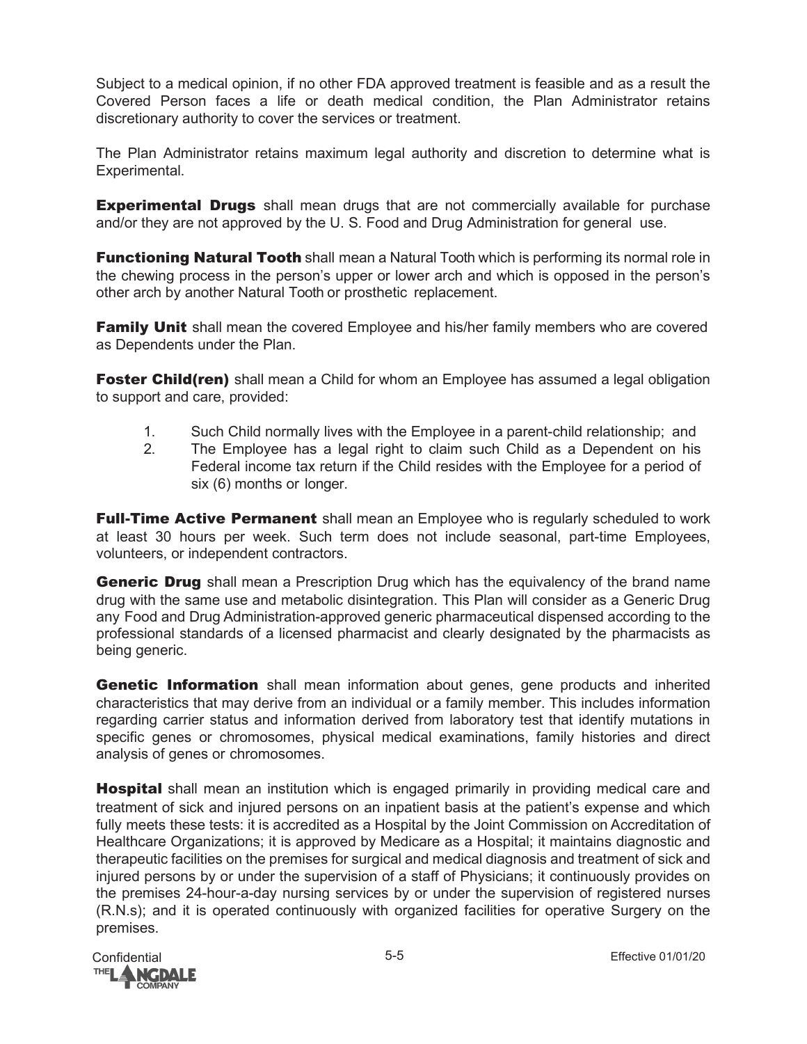Subject to a medical opinion, if no other FDA approved treatment is feasible and as a result the Covered Person faces a life or death medical condition, the Plan Administrator retains discretionary authority to cover the services or treatment.

The Plan Administrator retains maximum legal authority and discretion to determine what is Experimental.

**Experimental Drugs** shall mean drugs that are not commercially available for purchase and/or they are not approved by the U. S. Food and Drug Administration for general use.

**Functioning Natural Tooth** shall mean a Natural Tooth which is performing its normal role in the chewing process in the person's upper or lower arch and which is opposed in the person's other arch by another Natural Tooth or prosthetic replacement.

**Family Unit** shall mean the covered Employee and his/her family members who are covered as Dependents under the Plan.

**Foster Child(ren)** shall mean a Child for whom an Employee has assumed a legal obligation to support and care, provided:

1. Such Child normally lives with the Employee in a parent-child relationship; and
2. The Employee has a legal right to claim such Child as a Dependent on his Federal income tax return if the Child resides with the Employee for a period of six (6) months or longer.

**Full-Time Active Permanent** shall mean an Employee who is regularly scheduled to work at least 30 hours per week. Such term does not include seasonal, part-time Employees, volunteers, or independent contractors.

**Generic Drug** shall mean a Prescription Drug which has the equivalency of the brand name drug with the same use and metabolic disintegration. This Plan will consider as a Generic Drug any Food and Drug Administration-approved generic pharmaceutical dispensed according to the professional standards of a licensed pharmacist and clearly designated by the pharmacists as being generic.

**Genetic Information** shall mean information about genes, gene products and inherited characteristics that may derive from an individual or a family member. This includes information regarding carrier status and information derived from laboratory test that identify mutations in specific genes or chromosomes, physical medical examinations, family histories and direct analysis of genes or chromosomes.

**Hospital** shall mean an institution which is engaged primarily in providing medical care and treatment of sick and injured persons on an inpatient basis at the patient's expense and which fully meets these tests: it is accredited as a Hospital by the Joint Commission on Accreditation of Healthcare Organizations; it is approved by Medicare as a Hospital; it maintains diagnostic and therapeutic facilities on the premises for surgical and medical diagnosis and treatment of sick and injured persons by or under the supervision of a staff of Physicians; it continuously provides on the premises 24-hour-a-day nursing services by or under the supervision of registered nurses (R.N.s); and it is operated continuously with organized facilities for operative Surgery on the premises.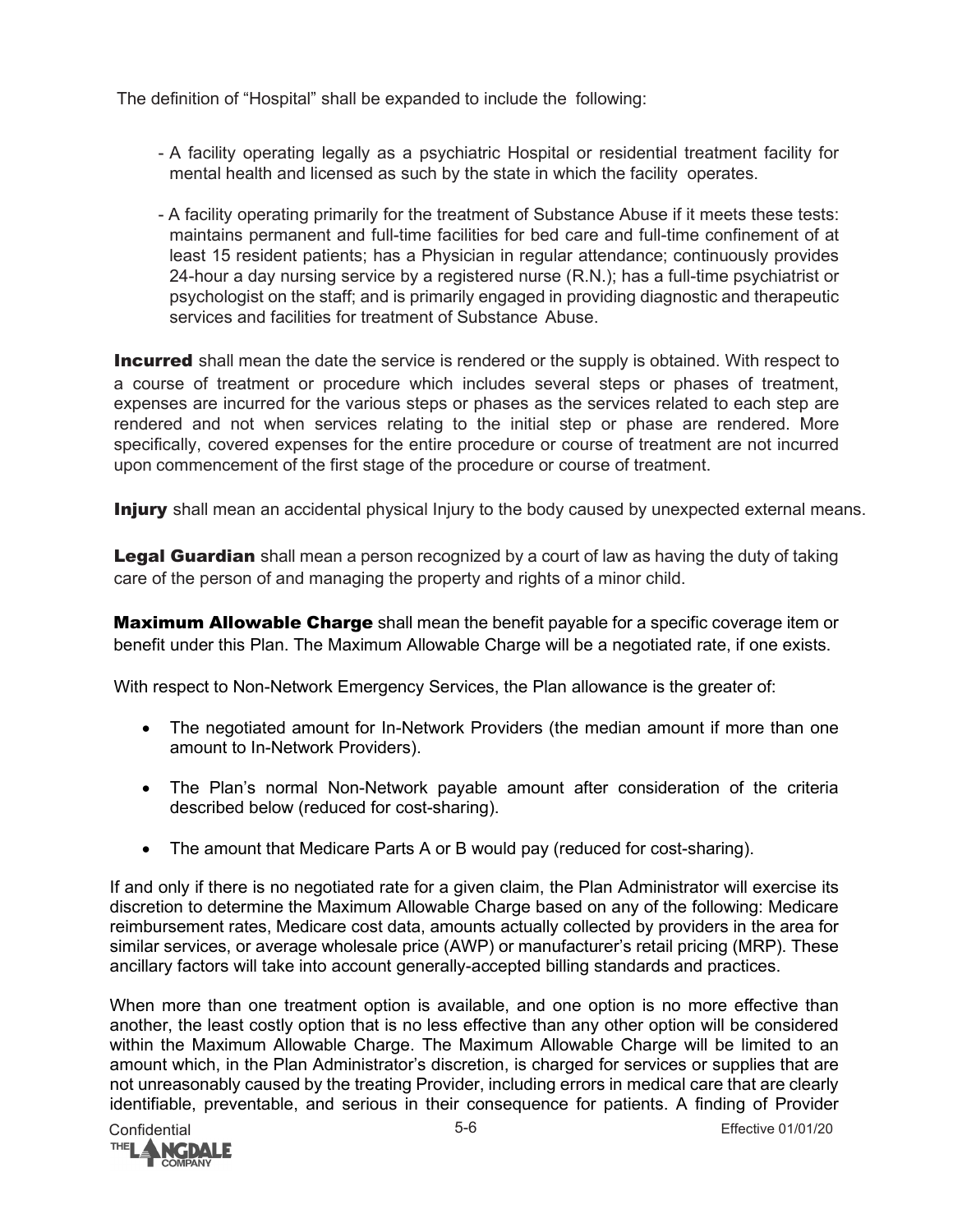The definition of "Hospital" shall be expanded to include the following:

- A facility operating legally as a psychiatric Hospital or residential treatment facility for mental health and licensed as such by the state in which the facility operates.
- A facility operating primarily for the treatment of Substance Abuse if it meets these tests: maintains permanent and full-time facilities for bed care and full-time confinement of at least 15 resident patients; has a Physician in regular attendance; continuously provides 24-hour a day nursing service by a registered nurse (R.N.); has a full-time psychiatrist or psychologist on the staff; and is primarily engaged in providing diagnostic and therapeutic services and facilities for treatment of Substance Abuse.

**Incurred** shall mean the date the service is rendered or the supply is obtained. With respect to a course of treatment or procedure which includes several steps or phases of treatment, expenses are incurred for the various steps or phases as the services related to each step are rendered and not when services relating to the initial step or phase are rendered. More specifically, covered expenses for the entire procedure or course of treatment are not incurred upon commencement of the first stage of the procedure or course of treatment.

**Injury** shall mean an accidental physical Injury to the body caused by unexpected external means.

**Legal Guardian** shall mean a person recognized by a court of law as having the duty of taking care of the person of and managing the property and rights of a minor child.

**Maximum Allowable Charge** shall mean the benefit payable for a specific coverage item or benefit under this Plan. The Maximum Allowable Charge will be a negotiated rate, if one exists.

With respect to Non-Network Emergency Services, the Plan allowance is the greater of:

- The negotiated amount for In-Network Providers (the median amount if more than one amount to In-Network Providers).
- The Plan's normal Non-Network payable amount after consideration of the criteria described below (reduced for cost-sharing).
- The amount that Medicare Parts A or B would pay (reduced for cost-sharing).

If and only if there is no negotiated rate for a given claim, the Plan Administrator will exercise its discretion to determine the Maximum Allowable Charge based on any of the following: Medicare reimbursement rates, Medicare cost data, amounts actually collected by providers in the area for similar services, or average wholesale price (AWP) or manufacturer's retail pricing (MRP). These ancillary factors will take into account generally-accepted billing standards and practices.

When more than one treatment option is available, and one option is no more effective than another, the least costly option that is no less effective than any other option will be considered within the Maximum Allowable Charge. The Maximum Allowable Charge will be limited to an amount which, in the Plan Administrator's discretion, is charged for services or supplies that are not unreasonably caused by the treating Provider, including errors in medical care that are clearly identifiable, preventable, and serious in their consequence for patients. A finding of Provider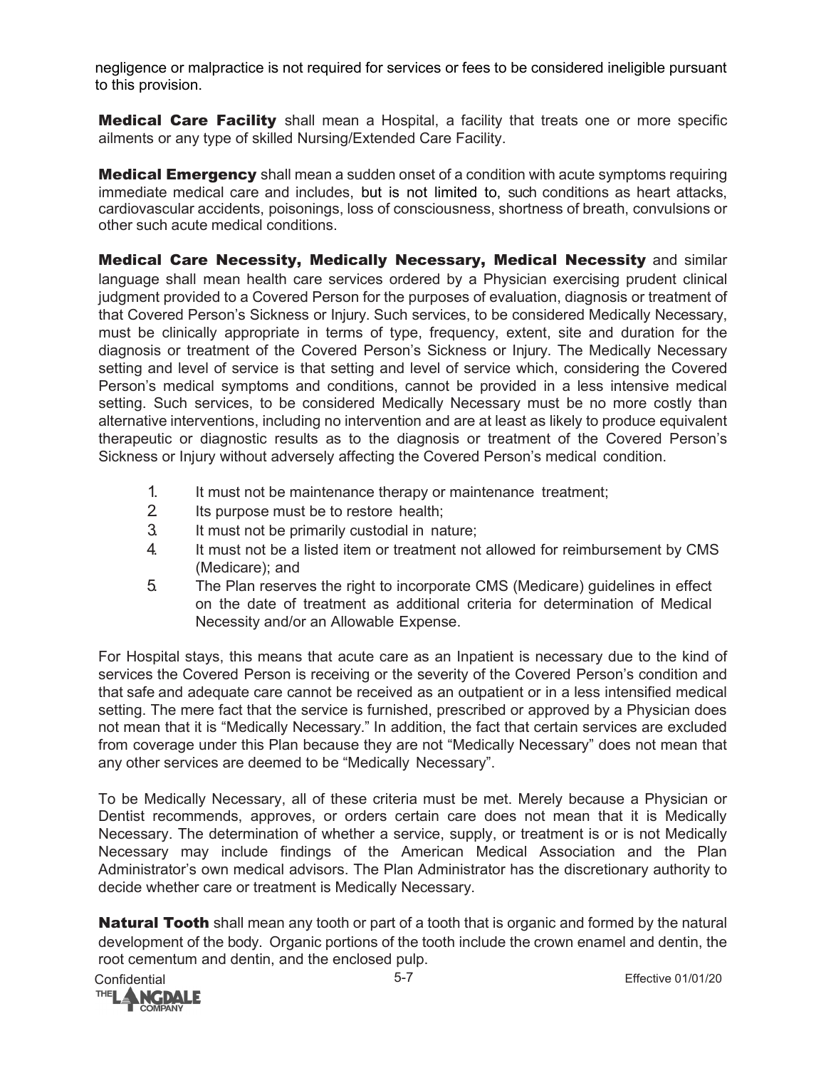negligence or malpractice is not required for services or fees to be considered ineligible pursuant to this provision.

**Medical Care Facility** shall mean a Hospital, a facility that treats one or more specific ailments or any type of skilled Nursing/Extended Care Facility.

**Medical Emergency** shall mean a sudden onset of a condition with acute symptoms requiring immediate medical care and includes, but is not limited to, such conditions as heart attacks, cardiovascular accidents, poisonings, loss of consciousness, shortness of breath, convulsions or other such acute medical conditions.

**Medical Care Necessity, Medically Necessary, Medical Necessity** and similar language shall mean health care services ordered by a Physician exercising prudent clinical judgment provided to a Covered Person for the purposes of evaluation, diagnosis or treatment of that Covered Person's Sickness or Injury. Such services, to be considered Medically Necessary, must be clinically appropriate in terms of type, frequency, extent, site and duration for the diagnosis or treatment of the Covered Person's Sickness or Injury. The Medically Necessary setting and level of service is that setting and level of service which, considering the Covered Person's medical symptoms and conditions, cannot be provided in a less intensive medical setting. Such services, to be considered Medically Necessary must be no more costly than alternative interventions, including no intervention and are at least as likely to produce equivalent therapeutic or diagnostic results as to the diagnosis or treatment of the Covered Person's Sickness or Injury without adversely affecting the Covered Person's medical condition.

1. It must not be maintenance therapy or maintenance treatment;
2. Its purpose must be to restore health;
3. It must not be primarily custodial in nature;
4. It must not be a listed item or treatment not allowed for reimbursement by CMS (Medicare); and
5. The Plan reserves the right to incorporate CMS (Medicare) guidelines in effect on the date of treatment as additional criteria for determination of Medical Necessity and/or an Allowable Expense.

For Hospital stays, this means that acute care as an Inpatient is necessary due to the kind of services the Covered Person is receiving or the severity of the Covered Person's condition and that safe and adequate care cannot be received as an outpatient or in a less intensified medical setting. The mere fact that the service is furnished, prescribed or approved by a Physician does not mean that it is "Medically Necessary." In addition, the fact that certain services are excluded from coverage under this Plan because they are not "Medically Necessary" does not mean that any other services are deemed to be "Medically Necessary".

To be Medically Necessary, all of these criteria must be met. Merely because a Physician or Dentist recommends, approves, or orders certain care does not mean that it is Medically Necessary. The determination of whether a service, supply, or treatment is or is not Medically Necessary may include findings of the American Medical Association and the Plan Administrator's own medical advisors. The Plan Administrator has the discretionary authority to decide whether care or treatment is Medically Necessary.

**Natural Tooth** shall mean any tooth or part of a tooth that is organic and formed by the natural development of the body. Organic portions of the tooth include the crown enamel and dentin, the root cementum and dentin, and the enclosed pulp.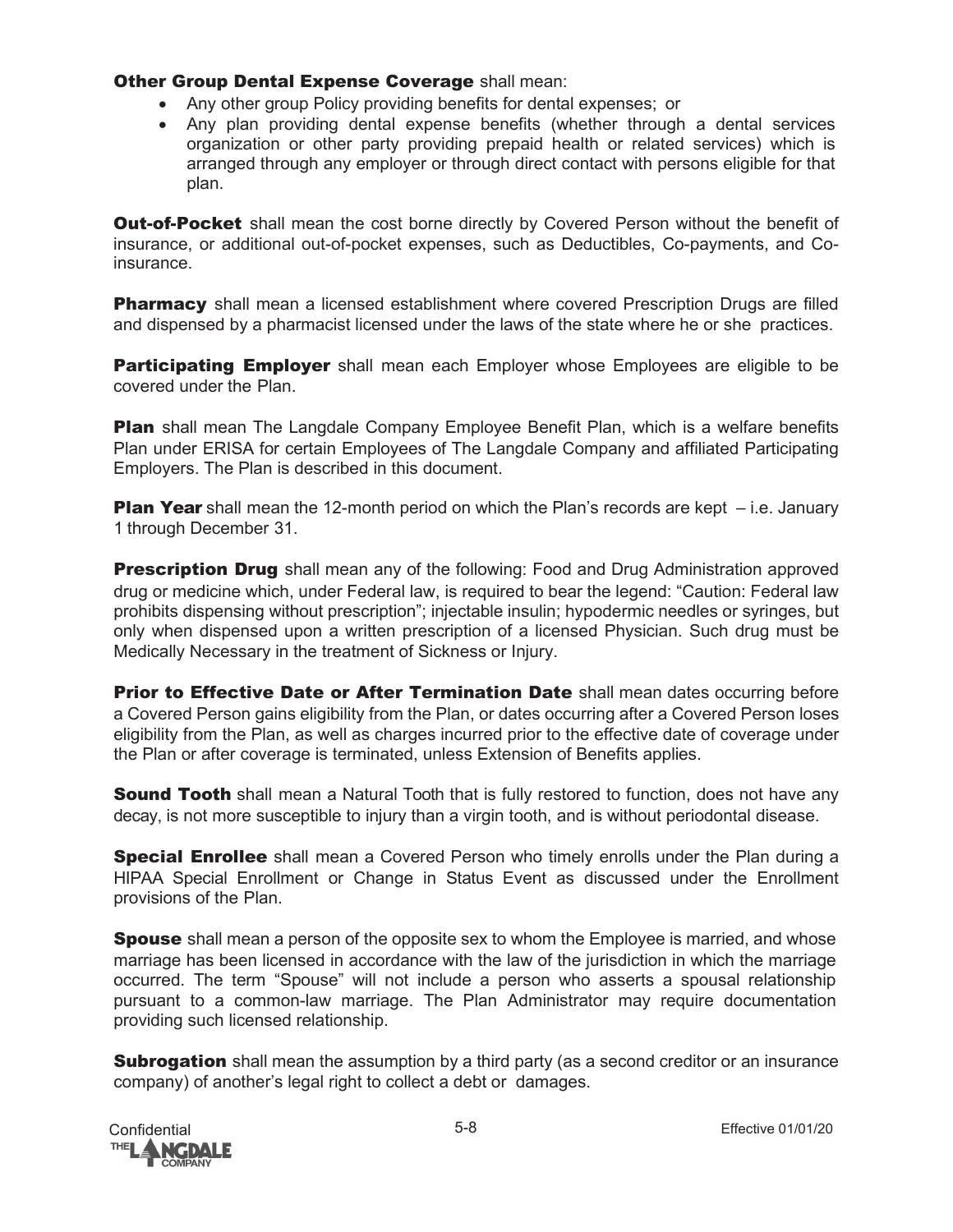**Other Group Dental Expense Coverage** shall mean:

- Any other group Policy providing benefits for dental expenses; or
- Any plan providing dental expense benefits (whether through a dental services organization or other party providing prepaid health or related services) which is arranged through any employer or through direct contact with persons eligible for that plan.

**Out-of-Pocket** shall mean the cost borne directly by Covered Person without the benefit of insurance, or additional out-of-pocket expenses, such as Deductibles, Co-payments, and Co-insurance.

**Pharmacy** shall mean a licensed establishment where covered Prescription Drugs are filled and dispensed by a pharmacist licensed under the laws of the state where he or she practices.

**Participating Employer** shall mean each Employer whose Employees are eligible to be covered under the Plan.

**Plan** shall mean The Langdale Company Employee Benefit Plan, which is a welfare benefits Plan under ERISA for certain Employees of The Langdale Company and affiliated Participating Employers. The Plan is described in this document.

**Plan Year** shall mean the 12-month period on which the Plan's records are kept – i.e. January 1 through December 31.

**Prescription Drug** shall mean any of the following: Food and Drug Administration approved drug or medicine which, under Federal law, is required to bear the legend: "Caution: Federal law prohibits dispensing without prescription"; injectable insulin; hypodermic needles or syringes, but only when dispensed upon a written prescription of a licensed Physician. Such drug must be Medically Necessary in the treatment of Sickness or Injury.

**Prior to Effective Date or After Termination Date** shall mean dates occurring before a Covered Person gains eligibility from the Plan, or dates occurring after a Covered Person loses eligibility from the Plan, as well as charges incurred prior to the effective date of coverage under the Plan or after coverage is terminated, unless Extension of Benefits applies.

**Sound Tooth** shall mean a Natural Tooth that is fully restored to function, does not have any decay, is not more susceptible to injury than a virgin tooth, and is without periodontal disease.

**Special Enrollee** shall mean a Covered Person who timely enrolls under the Plan during a HIPAA Special Enrollment or Change in Status Event as discussed under the Enrollment provisions of the Plan.

**Spouse** shall mean a person of the opposite sex to whom the Employee is married, and whose marriage has been licensed in accordance with the law of the jurisdiction in which the marriage occurred. The term "Spouse" will not include a person who asserts a spousal relationship pursuant to a common-law marriage. The Plan Administrator may require documentation providing such licensed relationship.

**Subrogation** shall mean the assumption by a third party (as a second creditor or an insurance company) of another's legal right to collect a debt or damages.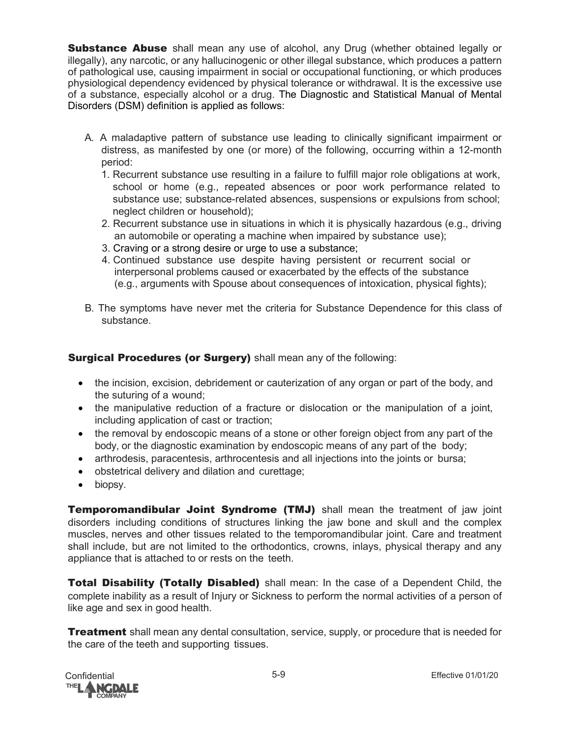**Substance Abuse** shall mean any use of alcohol, any Drug (whether obtained legally or illegally), any narcotic, or any hallucinogenic or other illegal substance, which produces a pattern of pathological use, causing impairment in social or occupational functioning, or which produces physiological dependency evidenced by physical tolerance or withdrawal. It is the excessive use of a substance, especially alcohol or a drug. The Diagnostic and Statistical Manual of Mental Disorders (DSM) definition is applied as follows:

A. A maladaptive pattern of substance use leading to clinically significant impairment or distress, as manifested by one (or more) of the following, occurring within a 12-month period:
   1. Recurrent substance use resulting in a failure to fulfill major role obligations at work, school or home (e.g., repeated absences or poor work performance related to substance use; substance-related absences, suspensions or expulsions from school; neglect children or household);
   2. Recurrent substance use in situations in which it is physically hazardous (e.g., driving an automobile or operating a machine when impaired by substance use);
   3. Craving or a strong desire or urge to use a substance;
   4. Continued substance use despite having persistent or recurrent social or interpersonal problems caused or exacerbated by the effects of the substance (e.g., arguments with Spouse about consequences of intoxication, physical fights);

B. The symptoms have never met the criteria for Substance Dependence for this class of substance.

**Surgical Procedures (or Surgery)** shall mean any of the following:

- the incision, excision, debridement or cauterization of any organ or part of the body, and the suturing of a wound;
- the manipulative reduction of a fracture or dislocation or the manipulation of a joint, including application of cast or traction;
- the removal by endoscopic means of a stone or other foreign object from any part of the body, or the diagnostic examination by endoscopic means of any part of the body;
- arthrodesis, paracentesis, arthrocentesis and all injections into the joints or bursa;
- obstetrical delivery and dilation and curettage;
- biopsy.

**Temporomandibular Joint Syndrome (TMJ)** shall mean the treatment of jaw joint disorders including conditions of structures linking the jaw bone and skull and the complex muscles, nerves and other tissues related to the temporomandibular joint. Care and treatment shall include, but are not limited to the orthodontics, crowns, inlays, physical therapy and any appliance that is attached to or rests on the teeth.

**Total Disability (Totally Disabled)** shall mean: In the case of a Dependent Child, the complete inability as a result of Injury or Sickness to perform the normal activities of a person of like age and sex in good health.

**Treatment** shall mean any dental consultation, service, supply, or procedure that is needed for the care of the teeth and supporting tissues.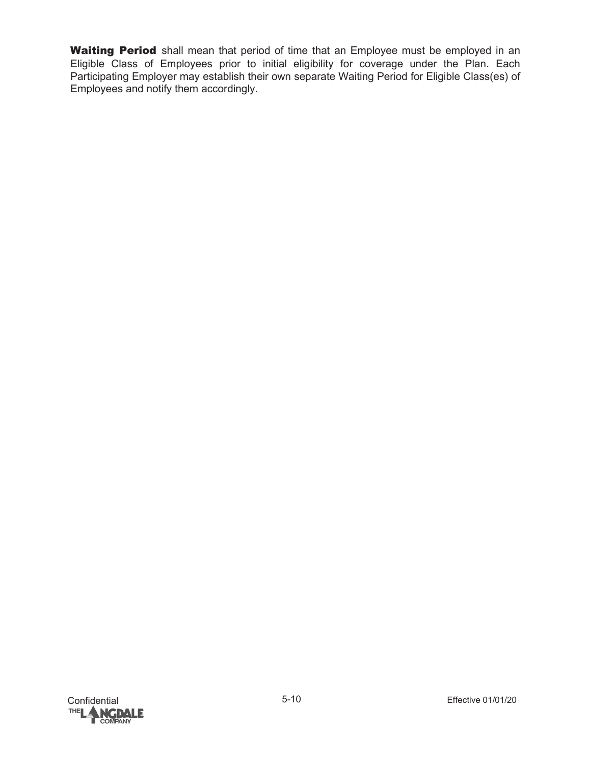**Waiting Period** shall mean that period of time that an Employee must be employed in an Eligible Class of Employees prior to initial eligibility for coverage under the Plan. Each Participating Employer may establish their own separate Waiting Period for Eligible Class(es) of Employees and notify them accordingly.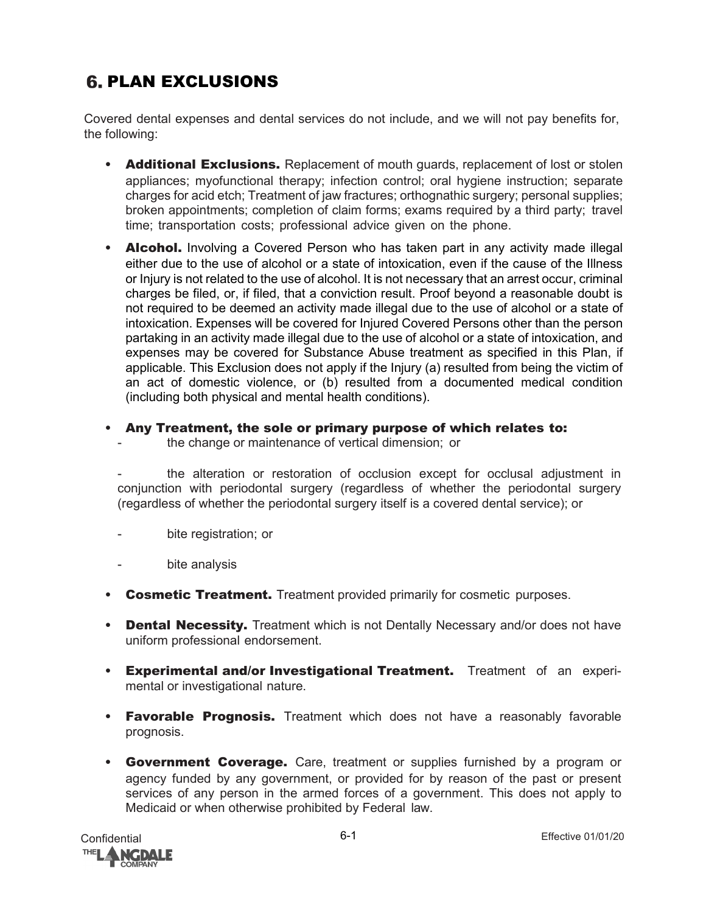# 6. PLAN EXCLUSIONS

Covered dental expenses and dental services do not include, and we will not pay benefits for, the following:

- **Additional Exclusions.** Replacement of mouth guards, replacement of lost or stolen appliances; myofunctional therapy; infection control; oral hygiene instruction; separate charges for acid etch; Treatment of jaw fractures; orthognathic surgery; personal supplies; broken appointments; completion of claim forms; exams required by a third party; travel time; transportation costs; professional advice given on the phone.

- **Alcohol.** Involving a Covered Person who has taken part in any activity made illegal either due to the use of alcohol or a state of intoxication, even if the cause of the Illness or Injury is not related to the use of alcohol. It is not necessary that an arrest occur, criminal charges be filed, or, if filed, that a conviction result. Proof beyond a reasonable doubt is not required to be deemed an activity made illegal due to the use of alcohol or a state of intoxication. Expenses will be covered for Injured Covered Persons other than the person partaking in an activity made illegal due to the use of alcohol or a state of intoxication, and expenses may be covered for Substance Abuse treatment as specified in this Plan, if applicable. This Exclusion does not apply if the Injury (a) resulted from being the victim of an act of domestic violence, or (b) resulted from a documented medical condition (including both physical and mental health conditions).

- **Any Treatment, the sole or primary purpose of which relates to:**
  - the change or maintenance of vertical dimension; or
  - the alteration or restoration of occlusion except for occlusal adjustment in conjunction with periodontal surgery (regardless of whether the periodontal surgery (regardless of whether the periodontal surgery itself is a covered dental service); or
  - bite registration; or
  - bite analysis

- **Cosmetic Treatment.** Treatment provided primarily for cosmetic purposes.

- **Dental Necessity.** Treatment which is not Dentally Necessary and/or does not have uniform professional endorsement.

- **Experimental and/or Investigational Treatment.** Treatment of an experimental or investigational nature.

- **Favorable Prognosis.** Treatment which does not have a reasonably favorable prognosis.

- **Government Coverage.** Care, treatment or supplies furnished by a program or agency funded by any government, or provided for by reason of the past or present services of any person in the armed forces of a government. This does not apply to Medicaid or when otherwise prohibited by Federal law.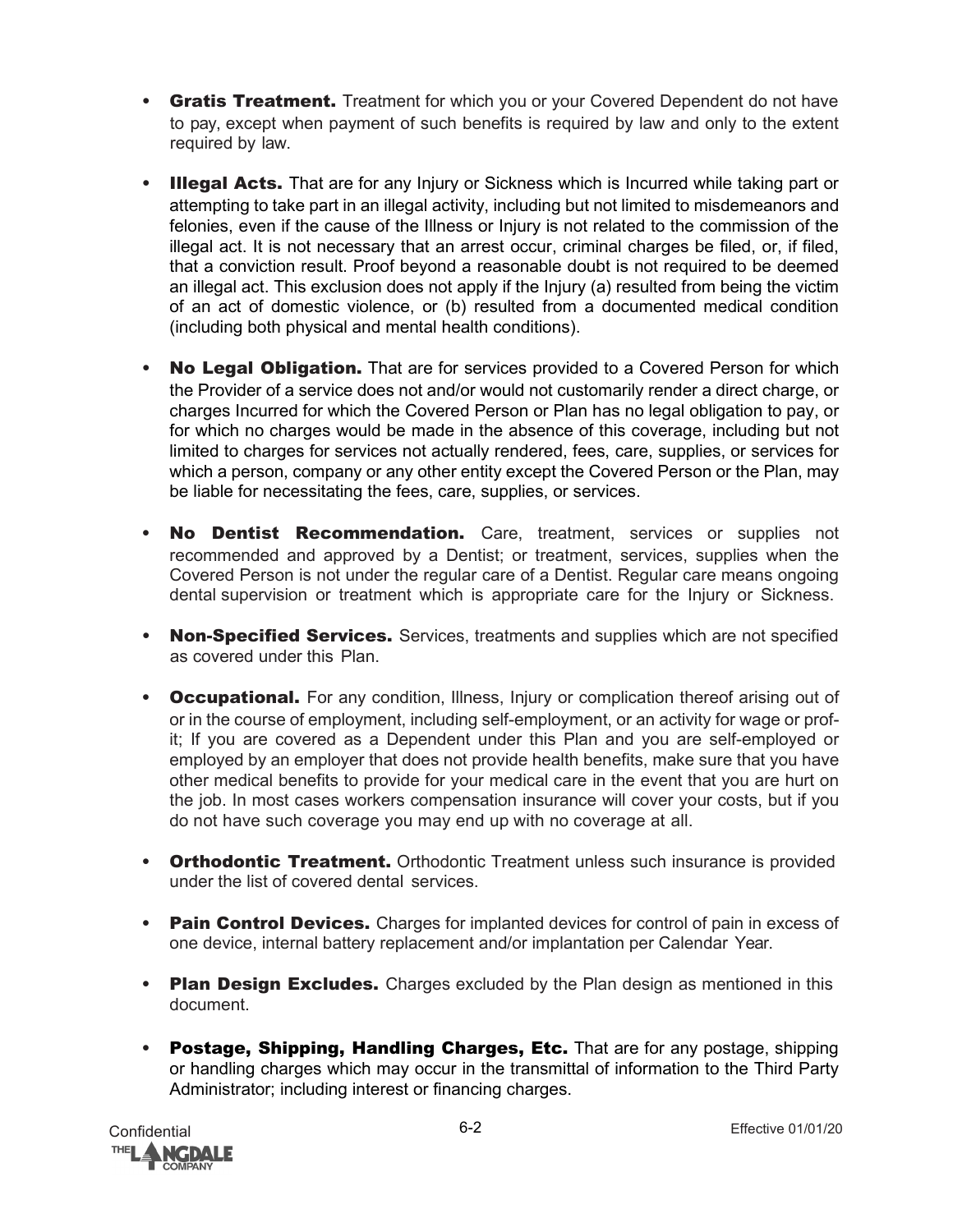- **Gratis Treatment.** Treatment for which you or your Covered Dependent do not have to pay, except when payment of such benefits is required by law and only to the extent required by law.

- **Illegal Acts.** That are for any Injury or Sickness which is Incurred while taking part or attempting to take part in an illegal activity, including but not limited to misdemeanors and felonies, even if the cause of the Illness or Injury is not related to the commission of the illegal act. It is not necessary that an arrest occur, criminal charges be filed, or, if filed, that a conviction result. Proof beyond a reasonable doubt is not required to be deemed an illegal act. This exclusion does not apply if the Injury (a) resulted from being the victim of an act of domestic violence, or (b) resulted from a documented medical condition (including both physical and mental health conditions).

- **No Legal Obligation.** That are for services provided to a Covered Person for which the Provider of a service does not and/or would not customarily render a direct charge, or charges Incurred for which the Covered Person or Plan has no legal obligation to pay, or for which no charges would be made in the absence of this coverage, including but not limited to charges for services not actually rendered, fees, care, supplies, or services for which a person, company or any other entity except the Covered Person or the Plan, may be liable for necessitating the fees, care, supplies, or services.

- **No Dentist Recommendation.** Care, treatment, services or supplies not recommended and approved by a Dentist; or treatment, services, supplies when the Covered Person is not under the regular care of a Dentist. Regular care means ongoing dental supervision or treatment which is appropriate care for the Injury or Sickness.

- **Non-Specified Services.** Services, treatments and supplies which are not specified as covered under this Plan.

- **Occupational.** For any condition, Illness, Injury or complication thereof arising out of or in the course of employment, including self-employment, or an activity for wage or profit; If you are covered as a Dependent under this Plan and you are self-employed or employed by an employer that does not provide health benefits, make sure that you have other medical benefits to provide for your medical care in the event that you are hurt on the job. In most cases workers compensation insurance will cover your costs, but if you do not have such coverage you may end up with no coverage at all.

- **Orthodontic Treatment.** Orthodontic Treatment unless such insurance is provided under the list of covered dental services.

- **Pain Control Devices.** Charges for implanted devices for control of pain in excess of one device, internal battery replacement and/or implantation per Calendar Year.

- **Plan Design Excludes.** Charges excluded by the Plan design as mentioned in this document.

- **Postage, Shipping, Handling Charges, Etc.** That are for any postage, shipping or handling charges which may occur in the transmittal of information to the Third Party Administrator; including interest or financing charges.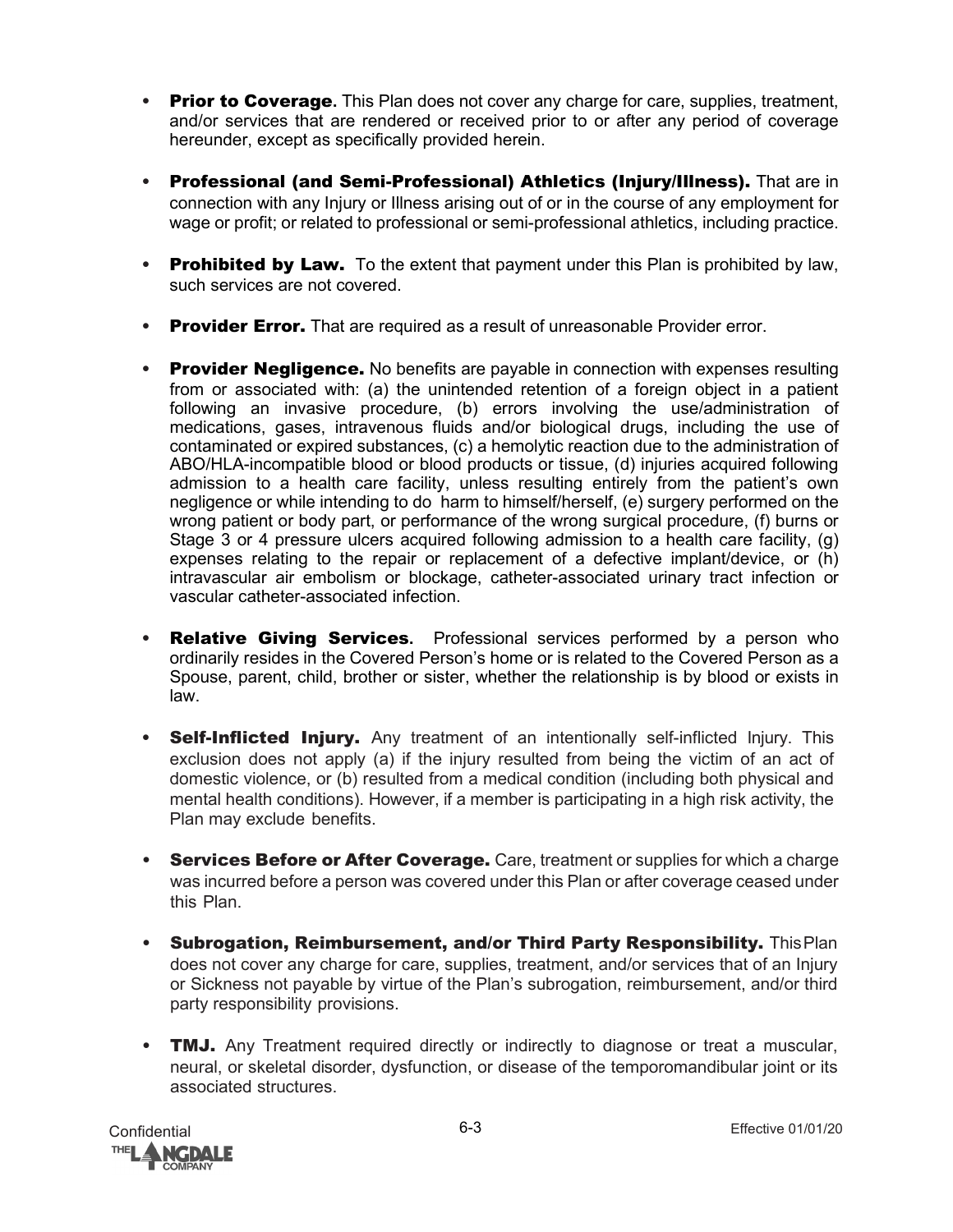- **Prior to Coverage.** This Plan does not cover any charge for care, supplies, treatment, and/or services that are rendered or received prior to or after any period of coverage hereunder, except as specifically provided herein.

- **Professional (and Semi-Professional) Athletics (Injury/Illness).** That are in connection with any Injury or Illness arising out of or in the course of any employment for wage or profit; or related to professional or semi-professional athletics, including practice.

- **Prohibited by Law.** To the extent that payment under this Plan is prohibited by law, such services are not covered.

- **Provider Error.** That are required as a result of unreasonable Provider error.

- **Provider Negligence.** No benefits are payable in connection with expenses resulting from or associated with: (a) the unintended retention of a foreign object in a patient following an invasive procedure, (b) errors involving the use/administration of medications, gases, intravenous fluids and/or biological drugs, including the use of contaminated or expired substances, (c) a hemolytic reaction due to the administration of ABO/HLA-incompatible blood or blood products or tissue, (d) injuries acquired following admission to a health care facility, unless resulting entirely from the patient's own negligence or while intending to do harm to himself/herself, (e) surgery performed on the wrong patient or body part, or performance of the wrong surgical procedure, (f) burns or Stage 3 or 4 pressure ulcers acquired following admission to a health care facility, (g) expenses relating to the repair or replacement of a defective implant/device, or (h) intravascular air embolism or blockage, catheter-associated urinary tract infection or vascular catheter-associated infection.

- **Relative Giving Services.** Professional services performed by a person who ordinarily resides in the Covered Person's home or is related to the Covered Person as a Spouse, parent, child, brother or sister, whether the relationship is by blood or exists in law.

- **Self-Inflicted Injury.** Any treatment of an intentionally self-inflicted Injury. This exclusion does not apply (a) if the injury resulted from being the victim of an act of domestic violence, or (b) resulted from a medical condition (including both physical and mental health conditions). However, if a member is participating in a high risk activity, the Plan may exclude benefits.

- **Services Before or After Coverage.** Care, treatment or supplies for which a charge was incurred before a person was covered under this Plan or after coverage ceased under this Plan.

- **Subrogation, Reimbursement, and/or Third Party Responsibility.** This Plan does not cover any charge for care, supplies, treatment, and/or services that of an Injury or Sickness not payable by virtue of the Plan's subrogation, reimbursement, and/or third party responsibility provisions.

- **TMJ.** Any Treatment required directly or indirectly to diagnose or treat a muscular, neural, or skeletal disorder, dysfunction, or disease of the temporomandibular joint or its associated structures.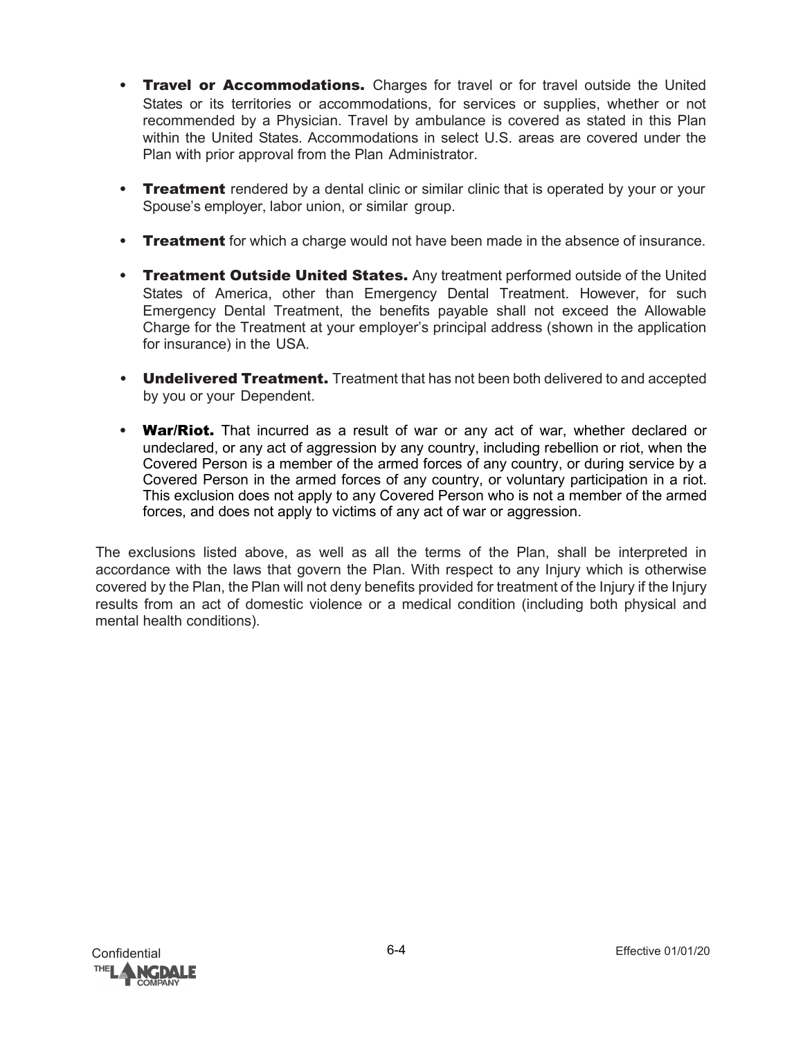- **Travel or Accommodations.** Charges for travel or for travel outside the United States or its territories or accommodations, for services or supplies, whether or not recommended by a Physician. Travel by ambulance is covered as stated in this Plan within the United States. Accommodations in select U.S. areas are covered under the Plan with prior approval from the Plan Administrator.

- **Treatment** rendered by a dental clinic or similar clinic that is operated by your or your Spouse's employer, labor union, or similar group.

- **Treatment** for which a charge would not have been made in the absence of insurance.

- **Treatment Outside United States.** Any treatment performed outside of the United States of America, other than Emergency Dental Treatment. However, for such Emergency Dental Treatment, the benefits payable shall not exceed the Allowable Charge for the Treatment at your employer's principal address (shown in the application for insurance) in the USA.

- **Undelivered Treatment.** Treatment that has not been both delivered to and accepted by you or your Dependent.

- **War/Riot.** That incurred as a result of war or any act of war, whether declared or undeclared, or any act of aggression by any country, including rebellion or riot, when the Covered Person is a member of the armed forces of any country, or during service by a Covered Person in the armed forces of any country, or voluntary participation in a riot. This exclusion does not apply to any Covered Person who is not a member of the armed forces, and does not apply to victims of any act of war or aggression.

The exclusions listed above, as well as all the terms of the Plan, shall be interpreted in accordance with the laws that govern the Plan. With respect to any Injury which is otherwise covered by the Plan, the Plan will not deny benefits provided for treatment of the Injury if the Injury results from an act of domestic violence or a medical condition (including both physical and mental health conditions).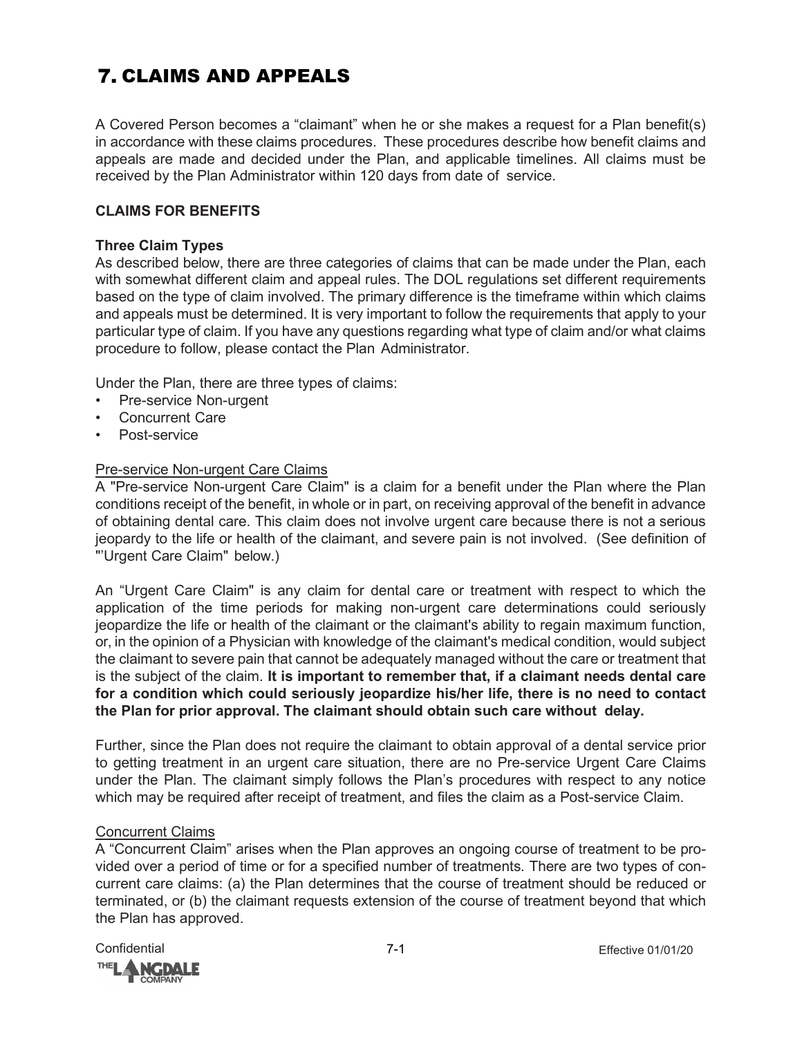# 7. CLAIMS AND APPEALS

A Covered Person becomes a "claimant" when he or she makes a request for a Plan benefit(s) in accordance with these claims procedures. These procedures describe how benefit claims and appeals are made and decided under the Plan, and applicable timelines. All claims must be received by the Plan Administrator within 120 days from date of service.

**CLAIMS FOR BENEFITS**

**Three Claim Types**

As described below, there are three categories of claims that can be made under the Plan, each with somewhat different claim and appeal rules. The DOL regulations set different requirements based on the type of claim involved. The primary difference is the timeframe within which claims and appeals must be determined. It is very important to follow the requirements that apply to your particular type of claim. If you have any questions regarding what type of claim and/or what claims procedure to follow, please contact the Plan Administrator.

Under the Plan, there are three types of claims:

- Pre-service Non-urgent
- Concurrent Care
- Post-service

Pre-service Non-urgent Care Claims

A "Pre-service Non-urgent Care Claim" is a claim for a benefit under the Plan where the Plan conditions receipt of the benefit, in whole or in part, on receiving approval of the benefit in advance of obtaining dental care. This claim does not involve urgent care because there is not a serious jeopardy to the life or health of the claimant, and severe pain is not involved. (See definition of "'Urgent Care Claim" below.)

An "Urgent Care Claim" is any claim for dental care or treatment with respect to which the application of the time periods for making non-urgent care determinations could seriously jeopardize the life or health of the claimant or the claimant's ability to regain maximum function, or, in the opinion of a Physician with knowledge of the claimant's medical condition, would subject the claimant to severe pain that cannot be adequately managed without the care or treatment that is the subject of the claim. **It is important to remember that, if a claimant needs dental care for a condition which could seriously jeopardize his/her life, there is no need to contact the Plan for prior approval. The claimant should obtain such care without delay.**

Further, since the Plan does not require the claimant to obtain approval of a dental service prior to getting treatment in an urgent care situation, there are no Pre-service Urgent Care Claims under the Plan. The claimant simply follows the Plan's procedures with respect to any notice which may be required after receipt of treatment, and files the claim as a Post-service Claim.

Concurrent Claims

A "Concurrent Claim" arises when the Plan approves an ongoing course of treatment to be provided over a period of time or for a specified number of treatments. There are two types of concurrent care claims: (a) the Plan determines that the course of treatment should be reduced or terminated, or (b) the claimant requests extension of the course of treatment beyond that which the Plan has approved.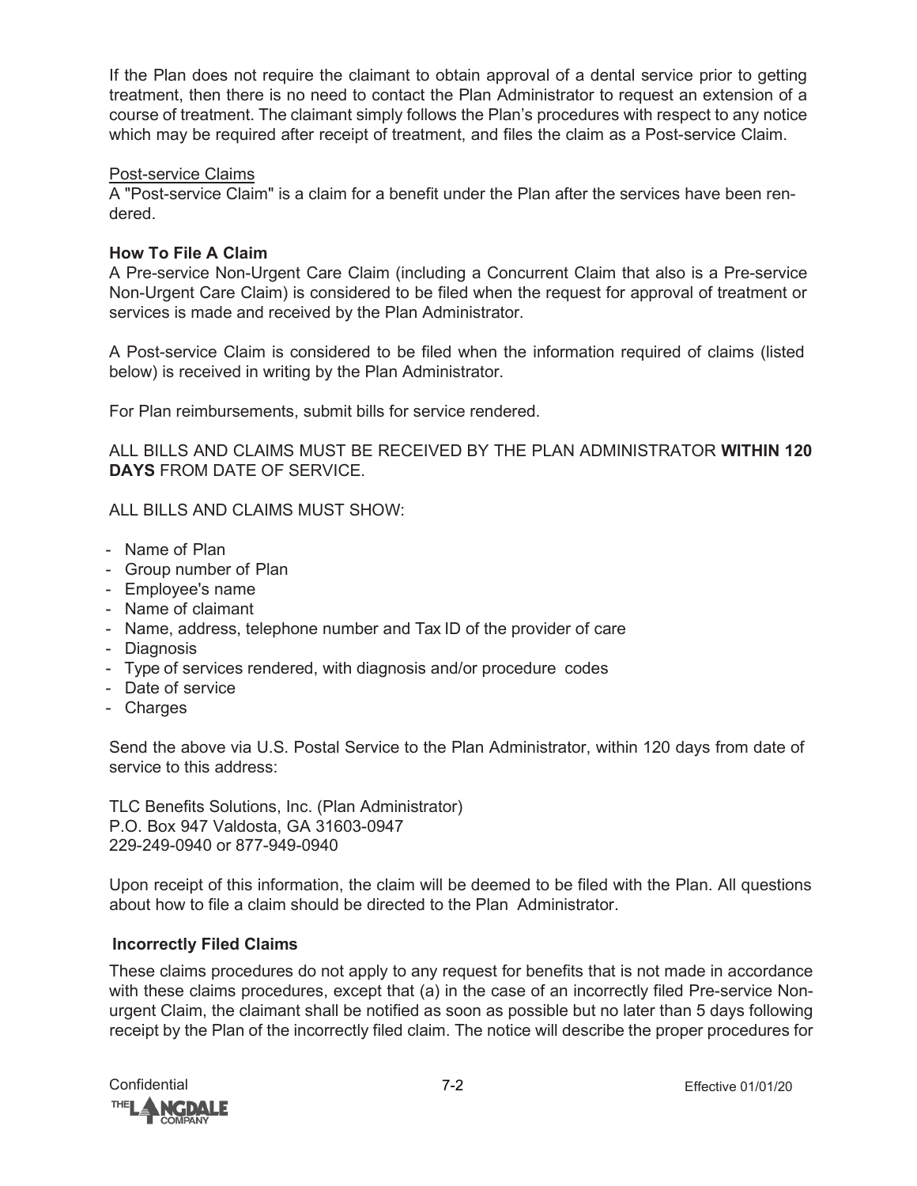If the Plan does not require the claimant to obtain approval of a dental service prior to getting treatment, then there is no need to contact the Plan Administrator to request an extension of a course of treatment. The claimant simply follows the Plan's procedures with respect to any notice which may be required after receipt of treatment, and files the claim as a Post-service Claim.

Post-service Claims

A "Post-service Claim" is a claim for a benefit under the Plan after the services have been rendered.

**How To File A Claim**

A Pre-service Non-Urgent Care Claim (including a Concurrent Claim that also is a Pre-service Non-Urgent Care Claim) is considered to be filed when the request for approval of treatment or services is made and received by the Plan Administrator.

A Post-service Claim is considered to be filed when the information required of claims (listed below) is received in writing by the Plan Administrator.

For Plan reimbursements, submit bills for service rendered.

ALL BILLS AND CLAIMS MUST BE RECEIVED BY THE PLAN ADMINISTRATOR **WITHIN 120 DAYS** FROM DATE OF SERVICE.

ALL BILLS AND CLAIMS MUST SHOW:

- Name of Plan
- Group number of Plan
- Employee's name
- Name of claimant
- Name, address, telephone number and Tax ID of the provider of care
- Diagnosis
- Type of services rendered, with diagnosis and/or procedure codes
- Date of service
- Charges

Send the above via U.S. Postal Service to the Plan Administrator, within 120 days from date of service to this address:

TLC Benefits Solutions, Inc. (Plan Administrator)
P.O. Box 947 Valdosta, GA 31603-0947
229-249-0940 or 877-949-0940

Upon receipt of this information, the claim will be deemed to be filed with the Plan. All questions about how to file a claim should be directed to the Plan Administrator.

**Incorrectly Filed Claims**

These claims procedures do not apply to any request for benefits that is not made in accordance with these claims procedures, except that (a) in the case of an incorrectly filed Pre-service Non-urgent Claim, the claimant shall be notified as soon as possible but no later than 5 days following receipt by the Plan of the incorrectly filed claim. The notice will describe the proper procedures for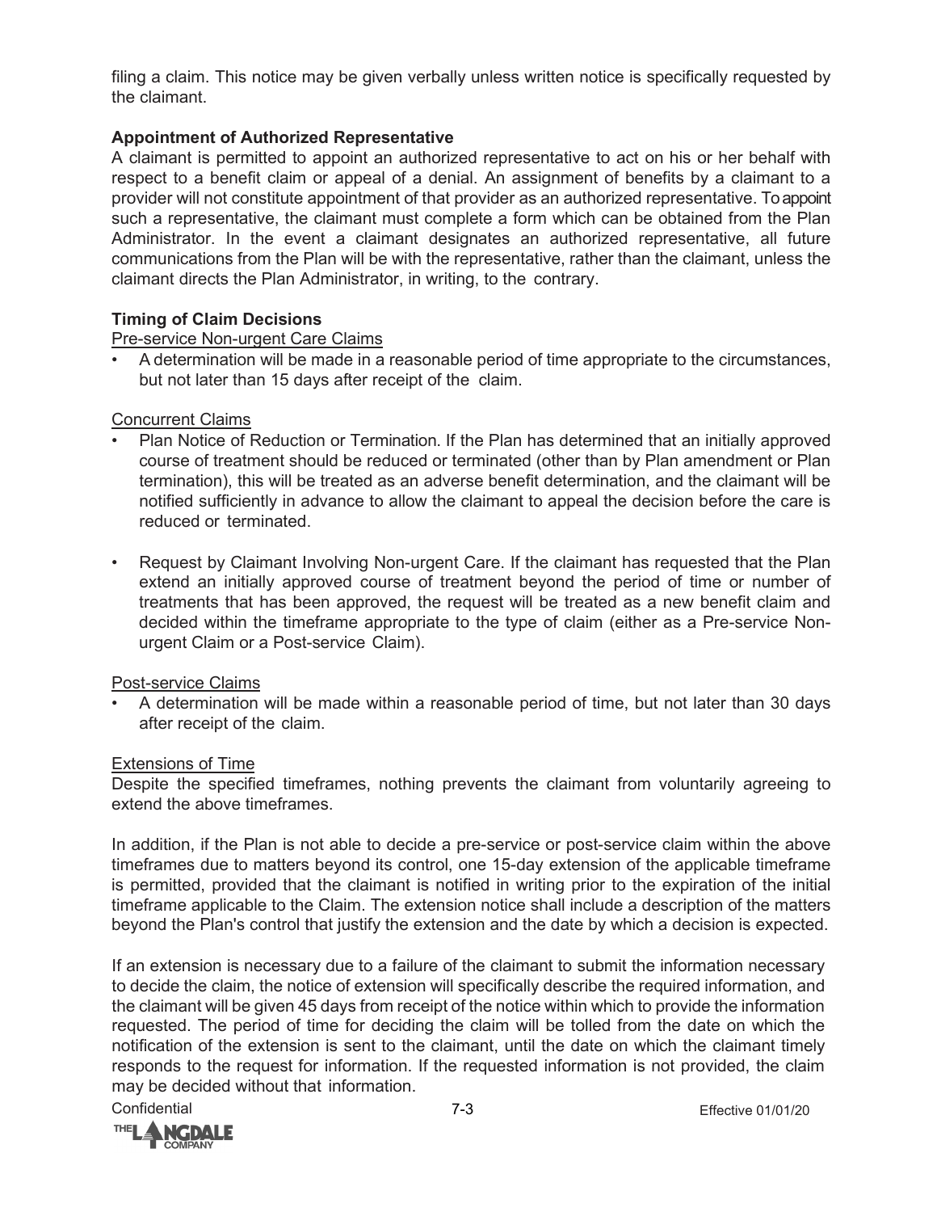filing a claim. This notice may be given verbally unless written notice is specifically requested by the claimant.

**Appointment of Authorized Representative**

A claimant is permitted to appoint an authorized representative to act on his or her behalf with respect to a benefit claim or appeal of a denial. An assignment of benefits by a claimant to a provider will not constitute appointment of that provider as an authorized representative. To appoint such a representative, the claimant must complete a form which can be obtained from the Plan Administrator. In the event a claimant designates an authorized representative, all future communications from the Plan will be with the representative, rather than the claimant, unless the claimant directs the Plan Administrator, in writing, to the contrary.

**Timing of Claim Decisions**

Pre-service Non-urgent Care Claims

- A determination will be made in a reasonable period of time appropriate to the circumstances, but not later than 15 days after receipt of the claim.

Concurrent Claims

- Plan Notice of Reduction or Termination. If the Plan has determined that an initially approved course of treatment should be reduced or terminated (other than by Plan amendment or Plan termination), this will be treated as an adverse benefit determination, and the claimant will be notified sufficiently in advance to allow the claimant to appeal the decision before the care is reduced or terminated.

- Request by Claimant Involving Non-urgent Care. If the claimant has requested that the Plan extend an initially approved course of treatment beyond the period of time or number of treatments that has been approved, the request will be treated as a new benefit claim and decided within the timeframe appropriate to the type of claim (either as a Pre-service Non-urgent Claim or a Post-service Claim).

Post-service Claims

- A determination will be made within a reasonable period of time, but not later than 30 days after receipt of the claim.

Extensions of Time

Despite the specified timeframes, nothing prevents the claimant from voluntarily agreeing to extend the above timeframes.

In addition, if the Plan is not able to decide a pre-service or post-service claim within the above timeframes due to matters beyond its control, one 15-day extension of the applicable timeframe is permitted, provided that the claimant is notified in writing prior to the expiration of the initial timeframe applicable to the Claim. The extension notice shall include a description of the matters beyond the Plan's control that justify the extension and the date by which a decision is expected.

If an extension is necessary due to a failure of the claimant to submit the information necessary to decide the claim, the notice of extension will specifically describe the required information, and the claimant will be given 45 days from receipt of the notice within which to provide the information requested. The period of time for deciding the claim will be tolled from the date on which the notification of the extension is sent to the claimant, until the date on which the claimant timely responds to the request for information. If the requested information is not provided, the claim may be decided without that information.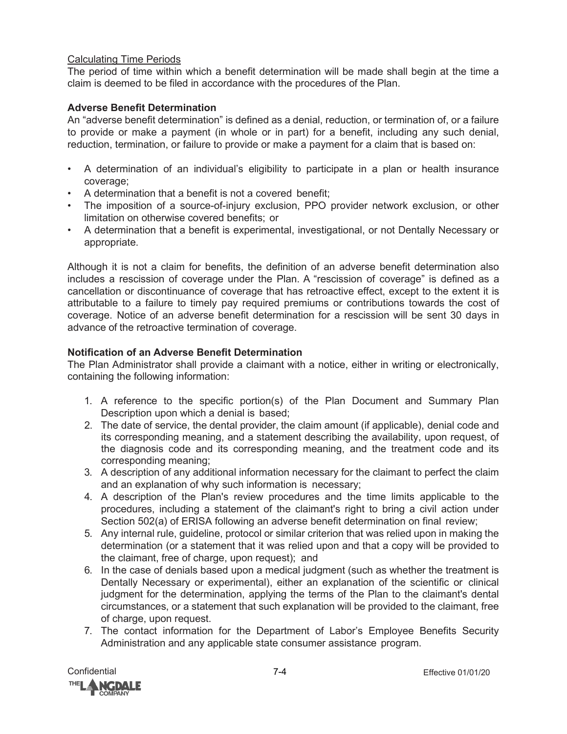Calculating Time Periods

The period of time within which a benefit determination will be made shall begin at the time a claim is deemed to be filed in accordance with the procedures of the Plan.

**Adverse Benefit Determination**

An "adverse benefit determination" is defined as a denial, reduction, or termination of, or a failure to provide or make a payment (in whole or in part) for a benefit, including any such denial, reduction, termination, or failure to provide or make a payment for a claim that is based on:

- A determination of an individual's eligibility to participate in a plan or health insurance coverage;
- A determination that a benefit is not a covered benefit;
- The imposition of a source-of-injury exclusion, PPO provider network exclusion, or other limitation on otherwise covered benefits; or
- A determination that a benefit is experimental, investigational, or not Dentally Necessary or appropriate.

Although it is not a claim for benefits, the definition of an adverse benefit determination also includes a rescission of coverage under the Plan. A "rescission of coverage" is defined as a cancellation or discontinuance of coverage that has retroactive effect, except to the extent it is attributable to a failure to timely pay required premiums or contributions towards the cost of coverage. Notice of an adverse benefit determination for a rescission will be sent 30 days in advance of the retroactive termination of coverage.

**Notification of an Adverse Benefit Determination**

The Plan Administrator shall provide a claimant with a notice, either in writing or electronically, containing the following information:

1. A reference to the specific portion(s) of the Plan Document and Summary Plan Description upon which a denial is based;
2. The date of service, the dental provider, the claim amount (if applicable), denial code and its corresponding meaning, and a statement describing the availability, upon request, of the diagnosis code and its corresponding meaning, and the treatment code and its corresponding meaning;
3. A description of any additional information necessary for the claimant to perfect the claim and an explanation of why such information is necessary;
4. A description of the Plan's review procedures and the time limits applicable to the procedures, including a statement of the claimant's right to bring a civil action under Section 502(a) of ERISA following an adverse benefit determination on final review;
5. Any internal rule, guideline, protocol or similar criterion that was relied upon in making the determination (or a statement that it was relied upon and that a copy will be provided to the claimant, free of charge, upon request); and
6. In the case of denials based upon a medical judgment (such as whether the treatment is Dentally Necessary or experimental), either an explanation of the scientific or clinical judgment for the determination, applying the terms of the Plan to the claimant's dental circumstances, or a statement that such explanation will be provided to the claimant, free of charge, upon request.
7. The contact information for the Department of Labor's Employee Benefits Security Administration and any applicable state consumer assistance program.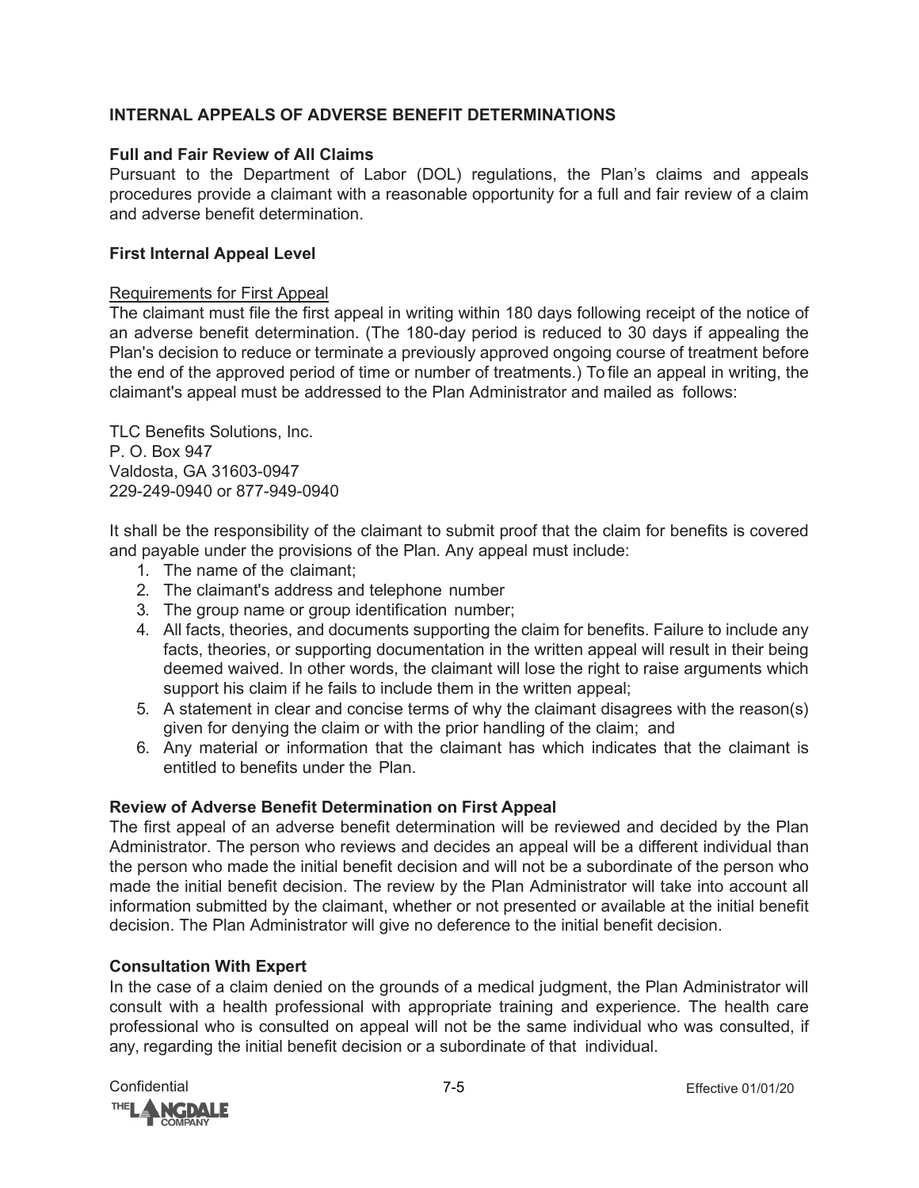## INTERNAL APPEALS OF ADVERSE BENEFIT DETERMINATIONS

### Full and Fair Review of All Claims

Pursuant to the Department of Labor (DOL) regulations, the Plan's claims and appeals procedures provide a claimant with a reasonable opportunity for a full and fair review of a claim and adverse benefit determination.

### First Internal Appeal Level

Requirements for First Appeal

The claimant must file the first appeal in writing within 180 days following receipt of the notice of an adverse benefit determination. (The 180-day period is reduced to 30 days if appealing the Plan's decision to reduce or terminate a previously approved ongoing course of treatment before the end of the approved period of time or number of treatments.) To file an appeal in writing, the claimant's appeal must be addressed to the Plan Administrator and mailed as follows:

TLC Benefits Solutions, Inc.
P. O. Box 947
Valdosta, GA 31603-0947
229-249-0940 or 877-949-0940

It shall be the responsibility of the claimant to submit proof that the claim for benefits is covered and payable under the provisions of the Plan. Any appeal must include:

1. The name of the claimant;
2. The claimant's address and telephone number
3. The group name or group identification number;
4. All facts, theories, and documents supporting the claim for benefits. Failure to include any facts, theories, or supporting documentation in the written appeal will result in their being deemed waived. In other words, the claimant will lose the right to raise arguments which support his claim if he fails to include them in the written appeal;
5. A statement in clear and concise terms of why the claimant disagrees with the reason(s) given for denying the claim or with the prior handling of the claim; and
6. Any material or information that the claimant has which indicates that the claimant is entitled to benefits under the Plan.

### Review of Adverse Benefit Determination on First Appeal

The first appeal of an adverse benefit determination will be reviewed and decided by the Plan Administrator. The person who reviews and decides an appeal will be a different individual than the person who made the initial benefit decision and will not be a subordinate of the person who made the initial benefit decision. The review by the Plan Administrator will take into account all information submitted by the claimant, whether or not presented or available at the initial benefit decision. The Plan Administrator will give no deference to the initial benefit decision.

### Consultation With Expert

In the case of a claim denied on the grounds of a medical judgment, the Plan Administrator will consult with a health professional with appropriate training and experience. The health care professional who is consulted on appeal will not be the same individual who was consulted, if any, regarding the initial benefit decision or a subordinate of that individual.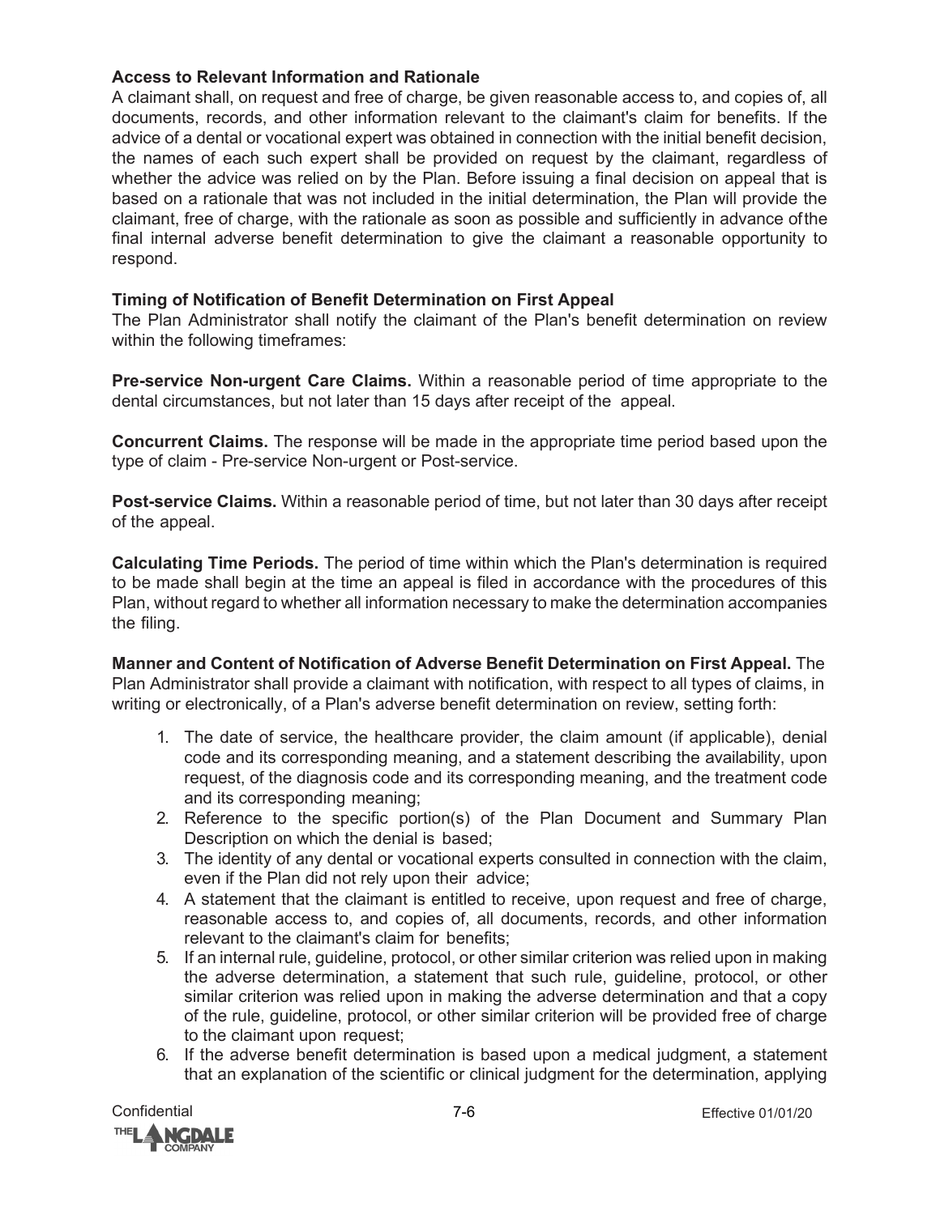**Access to Relevant Information and Rationale**

A claimant shall, on request and free of charge, be given reasonable access to, and copies of, all documents, records, and other information relevant to the claimant's claim for benefits. If the advice of a dental or vocational expert was obtained in connection with the initial benefit decision, the names of each such expert shall be provided on request by the claimant, regardless of whether the advice was relied on by the Plan. Before issuing a final decision on appeal that is based on a rationale that was not included in the initial determination, the Plan will provide the claimant, free of charge, with the rationale as soon as possible and sufficiently in advance of the final internal adverse benefit determination to give the claimant a reasonable opportunity to respond.

**Timing of Notification of Benefit Determination on First Appeal**

The Plan Administrator shall notify the claimant of the Plan's benefit determination on review within the following timeframes:

**Pre-service Non-urgent Care Claims.** Within a reasonable period of time appropriate to the dental circumstances, but not later than 15 days after receipt of the appeal.

**Concurrent Claims.** The response will be made in the appropriate time period based upon the type of claim - Pre-service Non-urgent or Post-service.

**Post-service Claims.** Within a reasonable period of time, but not later than 30 days after receipt of the appeal.

**Calculating Time Periods.** The period of time within which the Plan's determination is required to be made shall begin at the time an appeal is filed in accordance with the procedures of this Plan, without regard to whether all information necessary to make the determination accompanies the filing.

**Manner and Content of Notification of Adverse Benefit Determination on First Appeal.** The Plan Administrator shall provide a claimant with notification, with respect to all types of claims, in writing or electronically, of a Plan's adverse benefit determination on review, setting forth:

1. The date of service, the healthcare provider, the claim amount (if applicable), denial code and its corresponding meaning, and a statement describing the availability, upon request, of the diagnosis code and its corresponding meaning, and the treatment code and its corresponding meaning;
2. Reference to the specific portion(s) of the Plan Document and Summary Plan Description on which the denial is based;
3. The identity of any dental or vocational experts consulted in connection with the claim, even if the Plan did not rely upon their advice;
4. A statement that the claimant is entitled to receive, upon request and free of charge, reasonable access to, and copies of, all documents, records, and other information relevant to the claimant's claim for benefits;
5. If an internal rule, guideline, protocol, or other similar criterion was relied upon in making the adverse determination, a statement that such rule, guideline, protocol, or other similar criterion was relied upon in making the adverse determination and that a copy of the rule, guideline, protocol, or other similar criterion will be provided free of charge to the claimant upon request;
6. If the adverse benefit determination is based upon a medical judgment, a statement that an explanation of the scientific or clinical judgment for the determination, applying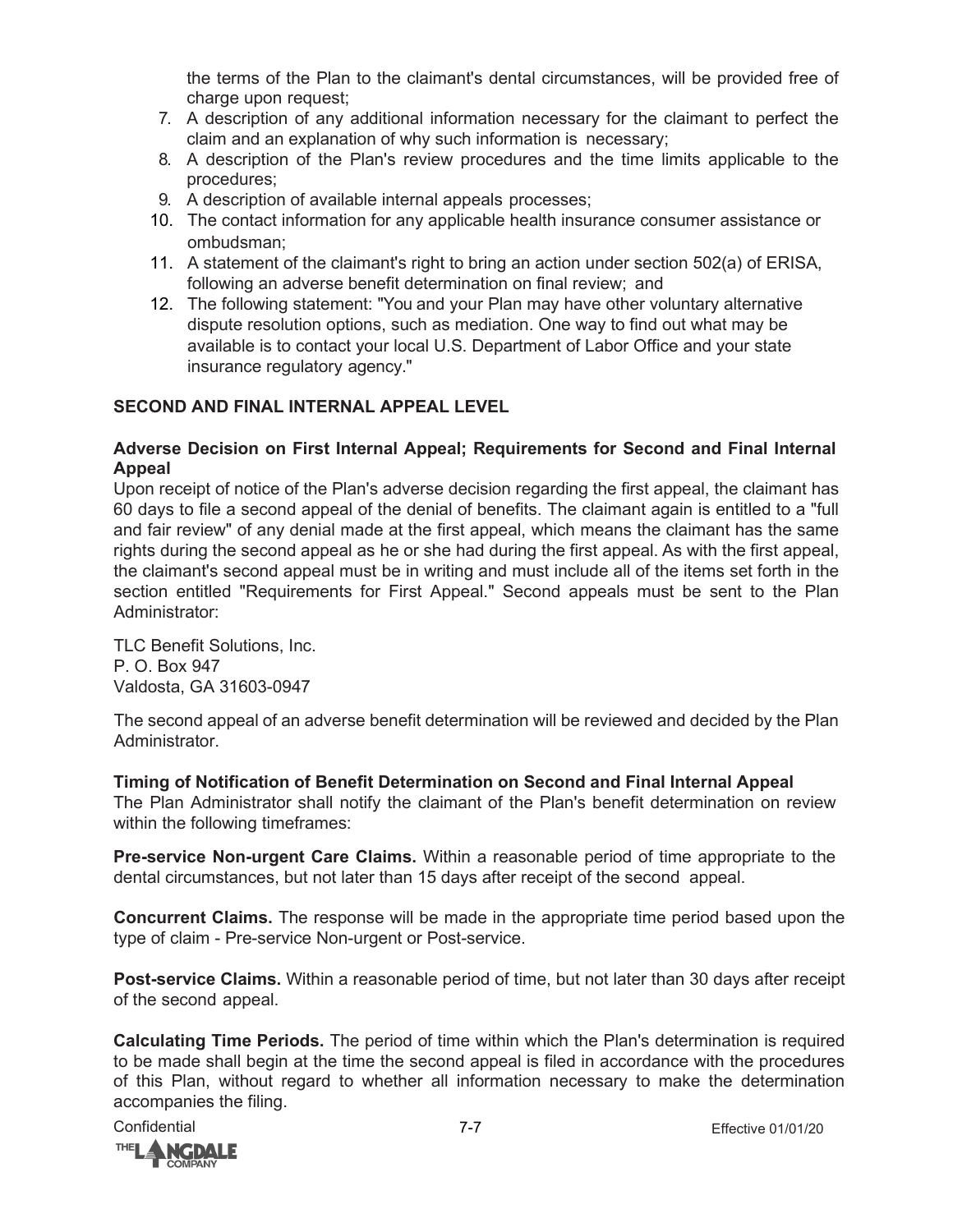the terms of the Plan to the claimant's dental circumstances, will be provided free of charge upon request;

7. A description of any additional information necessary for the claimant to perfect the claim and an explanation of why such information is necessary;
8. A description of the Plan's review procedures and the time limits applicable to the procedures;
9. A description of available internal appeals processes;
10. The contact information for any applicable health insurance consumer assistance or ombudsman;
11. A statement of the claimant's right to bring an action under section 502(a) of ERISA, following an adverse benefit determination on final review; and
12. The following statement: "You and your Plan may have other voluntary alternative dispute resolution options, such as mediation. One way to find out what may be available is to contact your local U.S. Department of Labor Office and your state insurance regulatory agency."

## SECOND AND FINAL INTERNAL APPEAL LEVEL

### Adverse Decision on First Internal Appeal; Requirements for Second and Final Internal Appeal

Upon receipt of notice of the Plan's adverse decision regarding the first appeal, the claimant has 60 days to file a second appeal of the denial of benefits. The claimant again is entitled to a "full and fair review" of any denial made at the first appeal, which means the claimant has the same rights during the second appeal as he or she had during the first appeal. As with the first appeal, the claimant's second appeal must be in writing and must include all of the items set forth in the section entitled "Requirements for First Appeal." Second appeals must be sent to the Plan Administrator:

TLC Benefit Solutions, Inc.
P. O. Box 947
Valdosta, GA 31603-0947

The second appeal of an adverse benefit determination will be reviewed and decided by the Plan Administrator.

### Timing of Notification of Benefit Determination on Second and Final Internal Appeal

The Plan Administrator shall notify the claimant of the Plan's benefit determination on review within the following timeframes:

**Pre-service Non-urgent Care Claims.** Within a reasonable period of time appropriate to the dental circumstances, but not later than 15 days after receipt of the second appeal.

**Concurrent Claims.** The response will be made in the appropriate time period based upon the type of claim - Pre-service Non-urgent or Post-service.

**Post-service Claims.** Within a reasonable period of time, but not later than 30 days after receipt of the second appeal.

**Calculating Time Periods.** The period of time within which the Plan's determination is required to be made shall begin at the time the second appeal is filed in accordance with the procedures of this Plan, without regard to whether all information necessary to make the determination accompanies the filing.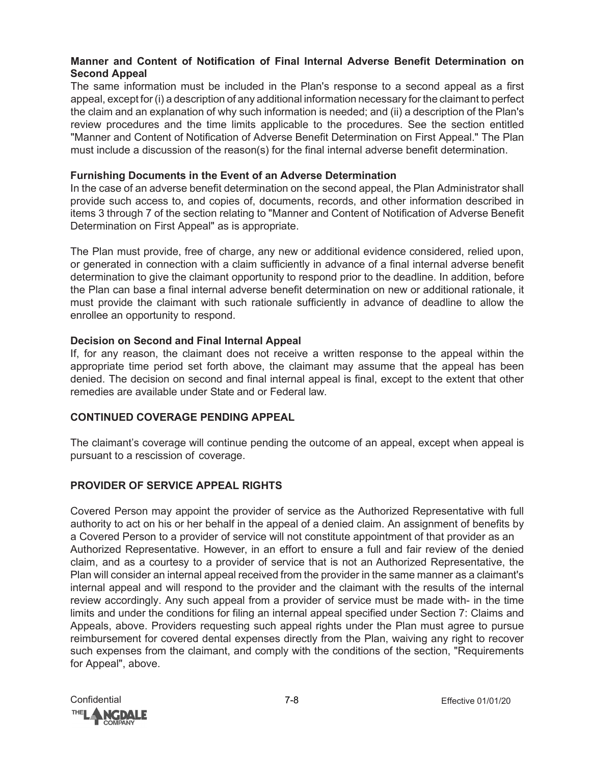**Manner and Content of Notification of Final Internal Adverse Benefit Determination on Second Appeal**

The same information must be included in the Plan's response to a second appeal as a first appeal, except for (i) a description of any additional information necessary for the claimant to perfect the claim and an explanation of why such information is needed; and (ii) a description of the Plan's review procedures and the time limits applicable to the procedures. See the section entitled "Manner and Content of Notification of Adverse Benefit Determination on First Appeal." The Plan must include a discussion of the reason(s) for the final internal adverse benefit determination.

**Furnishing Documents in the Event of an Adverse Determination**

In the case of an adverse benefit determination on the second appeal, the Plan Administrator shall provide such access to, and copies of, documents, records, and other information described in items 3 through 7 of the section relating to "Manner and Content of Notification of Adverse Benefit Determination on First Appeal" as is appropriate.

The Plan must provide, free of charge, any new or additional evidence considered, relied upon, or generated in connection with a claim sufficiently in advance of a final internal adverse benefit determination to give the claimant opportunity to respond prior to the deadline. In addition, before the Plan can base a final internal adverse benefit determination on new or additional rationale, it must provide the claimant with such rationale sufficiently in advance of deadline to allow the enrollee an opportunity to respond.

**Decision on Second and Final Internal Appeal**

If, for any reason, the claimant does not receive a written response to the appeal within the appropriate time period set forth above, the claimant may assume that the appeal has been denied. The decision on second and final internal appeal is final, except to the extent that other remedies are available under State and or Federal law.

## CONTINUED COVERAGE PENDING APPEAL

The claimant's coverage will continue pending the outcome of an appeal, except when appeal is pursuant to a rescission of coverage.

## PROVIDER OF SERVICE APPEAL RIGHTS

Covered Person may appoint the provider of service as the Authorized Representative with full authority to act on his or her behalf in the appeal of a denied claim. An assignment of benefits by a Covered Person to a provider of service will not constitute appointment of that provider as an Authorized Representative. However, in an effort to ensure a full and fair review of the denied claim, and as a courtesy to a provider of service that is not an Authorized Representative, the Plan will consider an internal appeal received from the provider in the same manner as a claimant's internal appeal and will respond to the provider and the claimant with the results of the internal review accordingly. Any such appeal from a provider of service must be made with- in the time limits and under the conditions for filing an internal appeal specified under Section 7: Claims and Appeals, above. Providers requesting such appeal rights under the Plan must agree to pursue reimbursement for covered dental expenses directly from the Plan, waiving any right to recover such expenses from the claimant, and comply with the conditions of the section, "Requirements for Appeal", above.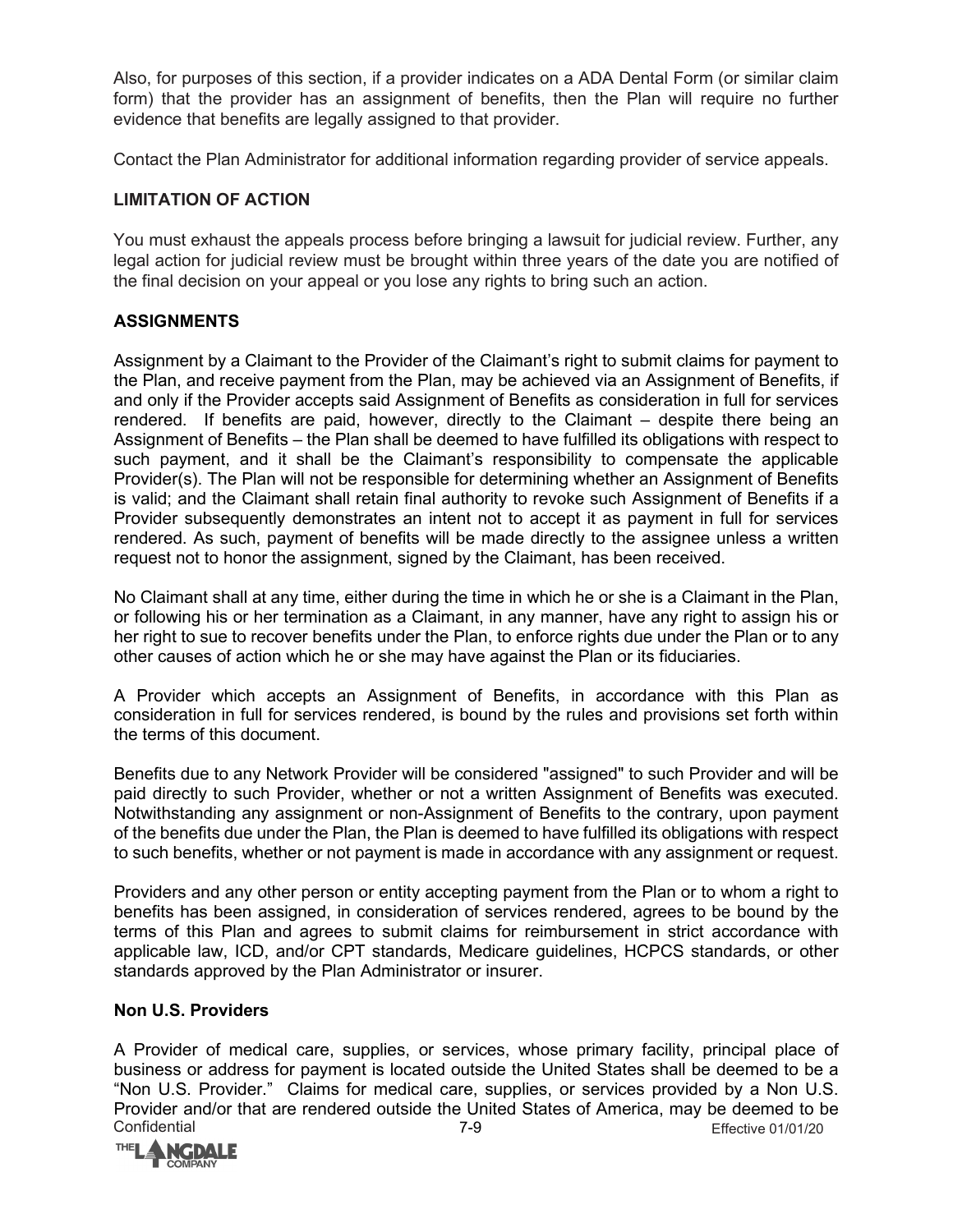Also, for purposes of this section, if a provider indicates on a ADA Dental Form (or similar claim form) that the provider has an assignment of benefits, then the Plan will require no further evidence that benefits are legally assigned to that provider.

Contact the Plan Administrator for additional information regarding provider of service appeals.

## LIMITATION OF ACTION

You must exhaust the appeals process before bringing a lawsuit for judicial review. Further, any legal action for judicial review must be brought within three years of the date you are notified of the final decision on your appeal or you lose any rights to bring such an action.

## ASSIGNMENTS

Assignment by a Claimant to the Provider of the Claimant's right to submit claims for payment to the Plan, and receive payment from the Plan, may be achieved via an Assignment of Benefits, if and only if the Provider accepts said Assignment of Benefits as consideration in full for services rendered. If benefits are paid, however, directly to the Claimant – despite there being an Assignment of Benefits – the Plan shall be deemed to have fulfilled its obligations with respect to such payment, and it shall be the Claimant's responsibility to compensate the applicable Provider(s). The Plan will not be responsible for determining whether an Assignment of Benefits is valid; and the Claimant shall retain final authority to revoke such Assignment of Benefits if a Provider subsequently demonstrates an intent not to accept it as payment in full for services rendered. As such, payment of benefits will be made directly to the assignee unless a written request not to honor the assignment, signed by the Claimant, has been received.

No Claimant shall at any time, either during the time in which he or she is a Claimant in the Plan, or following his or her termination as a Claimant, in any manner, have any right to assign his or her right to sue to recover benefits under the Plan, to enforce rights due under the Plan or to any other causes of action which he or she may have against the Plan or its fiduciaries.

A Provider which accepts an Assignment of Benefits, in accordance with this Plan as consideration in full for services rendered, is bound by the rules and provisions set forth within the terms of this document.

Benefits due to any Network Provider will be considered "assigned" to such Provider and will be paid directly to such Provider, whether or not a written Assignment of Benefits was executed. Notwithstanding any assignment or non-Assignment of Benefits to the contrary, upon payment of the benefits due under the Plan, the Plan is deemed to have fulfilled its obligations with respect to such benefits, whether or not payment is made in accordance with any assignment or request.

Providers and any other person or entity accepting payment from the Plan or to whom a right to benefits has been assigned, in consideration of services rendered, agrees to be bound by the terms of this Plan and agrees to submit claims for reimbursement in strict accordance with applicable law, ICD, and/or CPT standards, Medicare guidelines, HCPCS standards, or other standards approved by the Plan Administrator or insurer.

### Non U.S. Providers

A Provider of medical care, supplies, or services, whose primary facility, principal place of business or address for payment is located outside the United States shall be deemed to be a "Non U.S. Provider." Claims for medical care, supplies, or services provided by a Non U.S. Provider and/or that are rendered outside the United States of America, may be deemed to be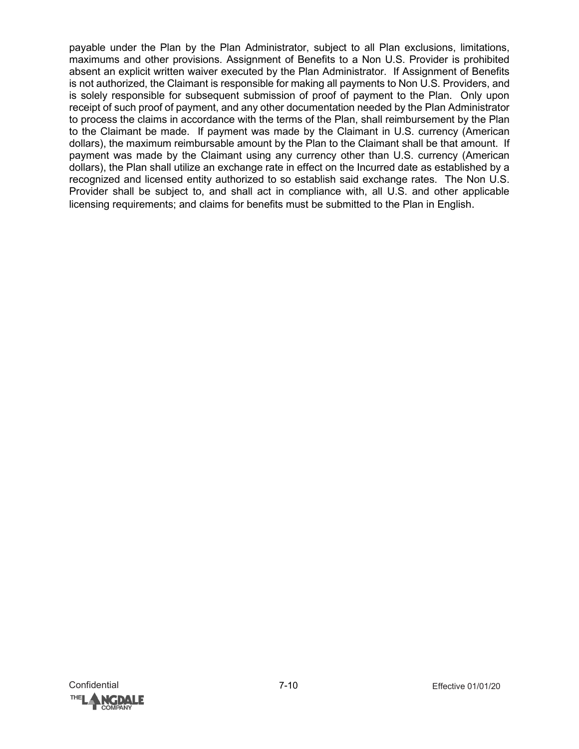payable under the Plan by the Plan Administrator, subject to all Plan exclusions, limitations, maximums and other provisions. Assignment of Benefits to a Non U.S. Provider is prohibited absent an explicit written waiver executed by the Plan Administrator. If Assignment of Benefits is not authorized, the Claimant is responsible for making all payments to Non U.S. Providers, and is solely responsible for subsequent submission of proof of payment to the Plan. Only upon receipt of such proof of payment, and any other documentation needed by the Plan Administrator to process the claims in accordance with the terms of the Plan, shall reimbursement by the Plan to the Claimant be made. If payment was made by the Claimant in U.S. currency (American dollars), the maximum reimbursable amount by the Plan to the Claimant shall be that amount. If payment was made by the Claimant using any currency other than U.S. currency (American dollars), the Plan shall utilize an exchange rate in effect on the Incurred date as established by a recognized and licensed entity authorized to so establish said exchange rates. The Non U.S. Provider shall be subject to, and shall act in compliance with, all U.S. and other applicable licensing requirements; and claims for benefits must be submitted to the Plan in English.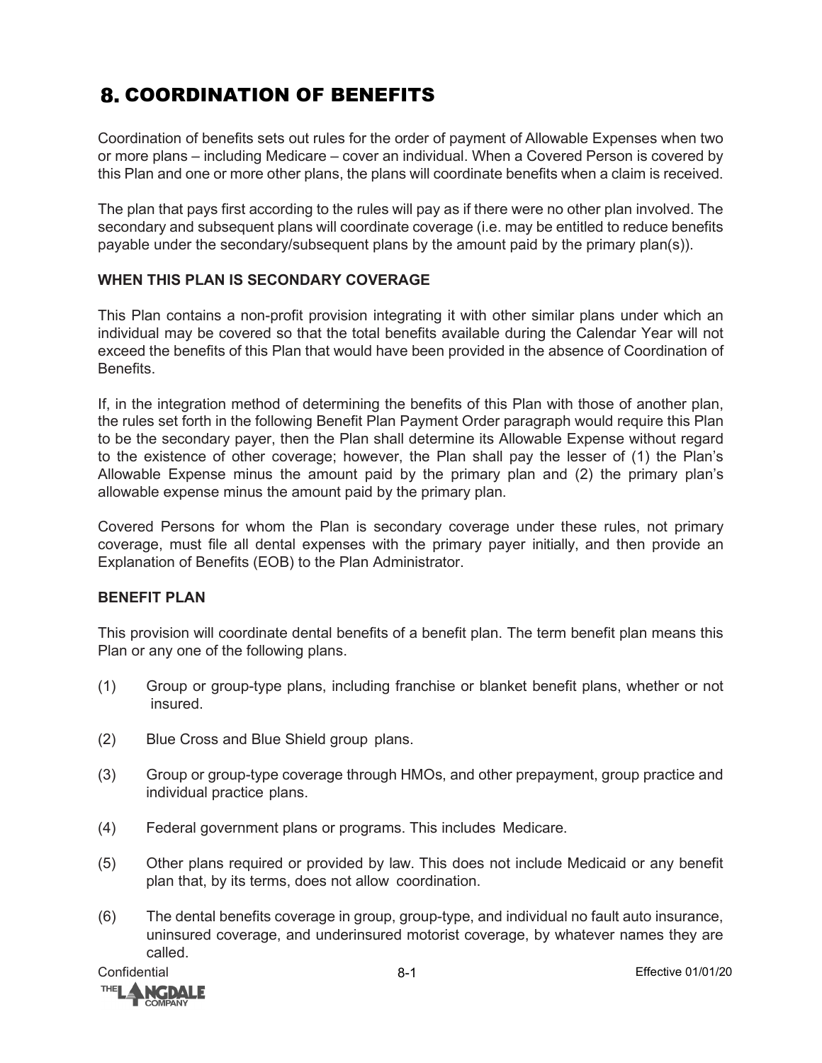# 8. COORDINATION OF BENEFITS

Coordination of benefits sets out rules for the order of payment of Allowable Expenses when two or more plans – including Medicare – cover an individual. When a Covered Person is covered by this Plan and one or more other plans, the plans will coordinate benefits when a claim is received.

The plan that pays first according to the rules will pay as if there were no other plan involved. The secondary and subsequent plans will coordinate coverage (i.e. may be entitled to reduce benefits payable under the secondary/subsequent plans by the amount paid by the primary plan(s)).

**WHEN THIS PLAN IS SECONDARY COVERAGE**

This Plan contains a non-profit provision integrating it with other similar plans under which an individual may be covered so that the total benefits available during the Calendar Year will not exceed the benefits of this Plan that would have been provided in the absence of Coordination of Benefits.

If, in the integration method of determining the benefits of this Plan with those of another plan, the rules set forth in the following Benefit Plan Payment Order paragraph would require this Plan to be the secondary payer, then the Plan shall determine its Allowable Expense without regard to the existence of other coverage; however, the Plan shall pay the lesser of (1) the Plan's Allowable Expense minus the amount paid by the primary plan and (2) the primary plan's allowable expense minus the amount paid by the primary plan.

Covered Persons for whom the Plan is secondary coverage under these rules, not primary coverage, must file all dental expenses with the primary payer initially, and then provide an Explanation of Benefits (EOB) to the Plan Administrator.

**BENEFIT PLAN**

This provision will coordinate dental benefits of a benefit plan. The term benefit plan means this Plan or any one of the following plans.

(1) Group or group-type plans, including franchise or blanket benefit plans, whether or not insured.

(2) Blue Cross and Blue Shield group plans.

(3) Group or group-type coverage through HMOs, and other prepayment, group practice and individual practice plans.

(4) Federal government plans or programs. This includes Medicare.

(5) Other plans required or provided by law. This does not include Medicaid or any benefit plan that, by its terms, does not allow coordination.

(6) The dental benefits coverage in group, group-type, and individual no fault auto insurance, uninsured coverage, and underinsured motorist coverage, by whatever names they are called.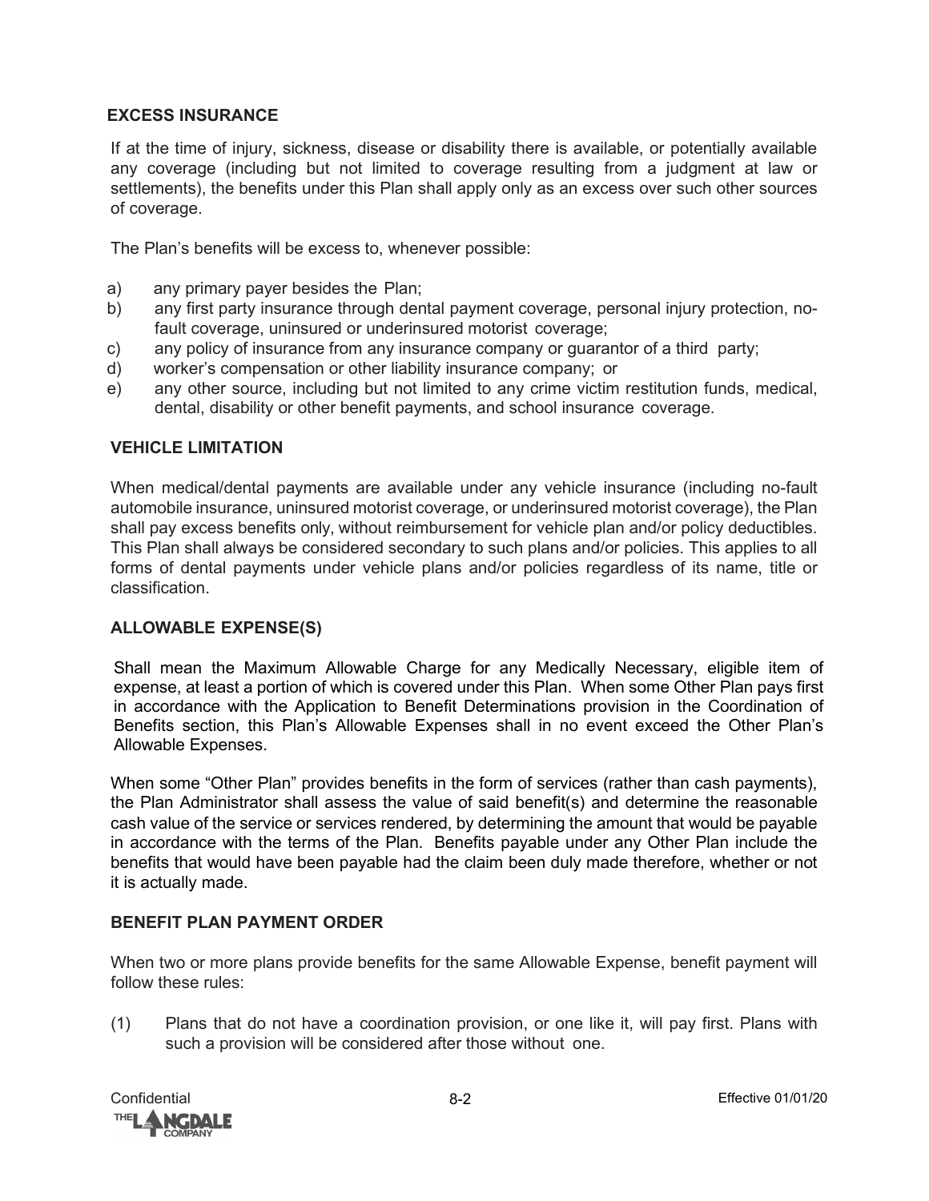## EXCESS INSURANCE

If at the time of injury, sickness, disease or disability there is available, or potentially available any coverage (including but not limited to coverage resulting from a judgment at law or settlements), the benefits under this Plan shall apply only as an excess over such other sources of coverage.

The Plan's benefits will be excess to, whenever possible:

a) any primary payer besides the Plan;
b) any first party insurance through dental payment coverage, personal injury protection, no-fault coverage, uninsured or underinsured motorist coverage;
c) any policy of insurance from any insurance company or guarantor of a third party;
d) worker's compensation or other liability insurance company; or
e) any other source, including but not limited to any crime victim restitution funds, medical, dental, disability or other benefit payments, and school insurance coverage.

## VEHICLE LIMITATION

When medical/dental payments are available under any vehicle insurance (including no-fault automobile insurance, uninsured motorist coverage, or underinsured motorist coverage), the Plan shall pay excess benefits only, without reimbursement for vehicle plan and/or policy deductibles. This Plan shall always be considered secondary to such plans and/or policies. This applies to all forms of dental payments under vehicle plans and/or policies regardless of its name, title or classification.

## ALLOWABLE EXPENSE(S)

Shall mean the Maximum Allowable Charge for any Medically Necessary, eligible item of expense, at least a portion of which is covered under this Plan. When some Other Plan pays first in accordance with the Application to Benefit Determinations provision in the Coordination of Benefits section, this Plan's Allowable Expenses shall in no event exceed the Other Plan's Allowable Expenses.

When some "Other Plan" provides benefits in the form of services (rather than cash payments), the Plan Administrator shall assess the value of said benefit(s) and determine the reasonable cash value of the service or services rendered, by determining the amount that would be payable in accordance with the terms of the Plan. Benefits payable under any Other Plan include the benefits that would have been payable had the claim been duly made therefore, whether or not it is actually made.

## BENEFIT PLAN PAYMENT ORDER

When two or more plans provide benefits for the same Allowable Expense, benefit payment will follow these rules:

(1) Plans that do not have a coordination provision, or one like it, will pay first. Plans with such a provision will be considered after those without one.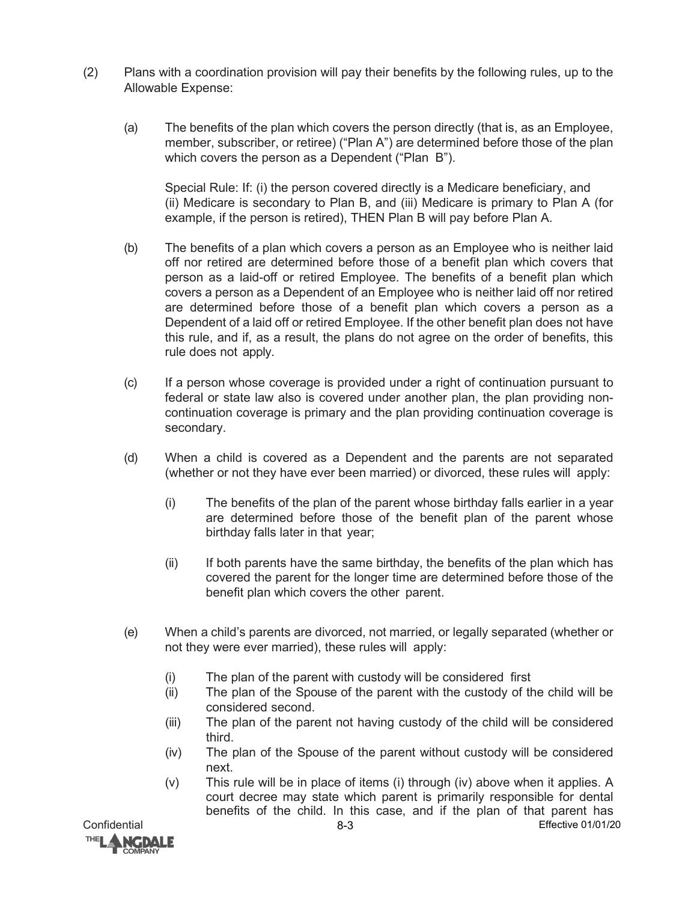(2) Plans with a coordination provision will pay their benefits by the following rules, up to the Allowable Expense:

(a) The benefits of the plan which covers the person directly (that is, as an Employee, member, subscriber, or retiree) ("Plan A") are determined before those of the plan which covers the person as a Dependent ("Plan B").

Special Rule: If: (i) the person covered directly is a Medicare beneficiary, and (ii) Medicare is secondary to Plan B, and (iii) Medicare is primary to Plan A (for example, if the person is retired), THEN Plan B will pay before Plan A.

(b) The benefits of a plan which covers a person as an Employee who is neither laid off nor retired are determined before those of a benefit plan which covers that person as a laid-off or retired Employee. The benefits of a benefit plan which covers a person as a Dependent of an Employee who is neither laid off nor retired are determined before those of a benefit plan which covers a person as a Dependent of a laid off or retired Employee. If the other benefit plan does not have this rule, and if, as a result, the plans do not agree on the order of benefits, this rule does not apply.

(c) If a person whose coverage is provided under a right of continuation pursuant to federal or state law also is covered under another plan, the plan providing non-continuation coverage is primary and the plan providing continuation coverage is secondary.

(d) When a child is covered as a Dependent and the parents are not separated (whether or not they have ever been married) or divorced, these rules will apply:

(i) The benefits of the plan of the parent whose birthday falls earlier in a year are determined before those of the benefit plan of the parent whose birthday falls later in that year;

(ii) If both parents have the same birthday, the benefits of the plan which has covered the parent for the longer time are determined before those of the benefit plan which covers the other parent.

(e) When a child's parents are divorced, not married, or legally separated (whether or not they were ever married), these rules will apply:

(i) The plan of the parent with custody will be considered first
(ii) The plan of the Spouse of the parent with the custody of the child will be considered second.
(iii) The plan of the parent not having custody of the child will be considered third.
(iv) The plan of the Spouse of the parent without custody will be considered next.
(v) This rule will be in place of items (i) through (iv) above when it applies. A court decree may state which parent is primarily responsible for dental benefits of the child. In this case, and if the plan of that parent has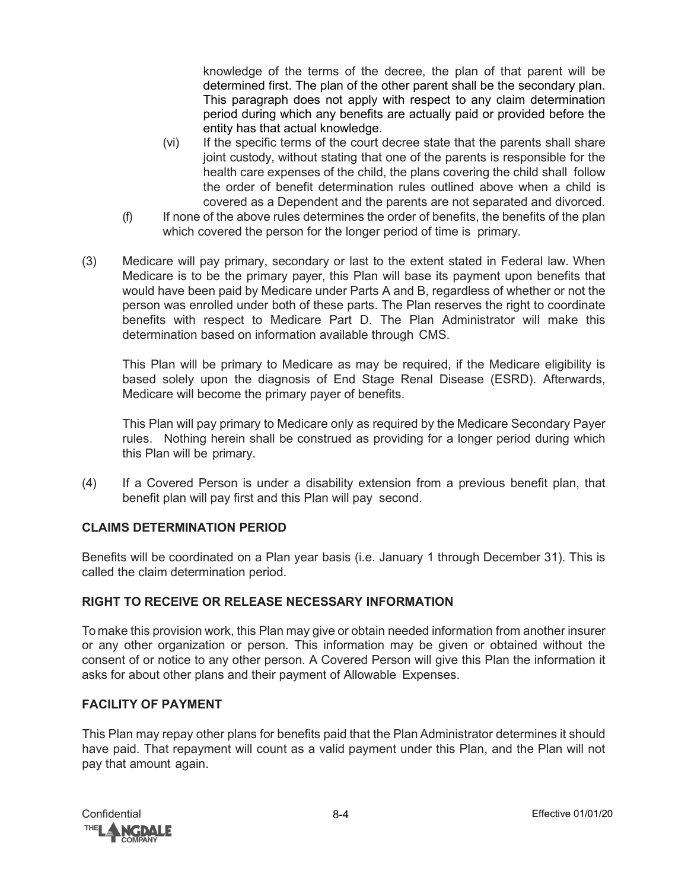knowledge of the terms of the decree, the plan of that parent will be determined first. The plan of the other parent shall be the secondary plan. This paragraph does not apply with respect to any claim determination period during which any benefits are actually paid or provided before the entity has that actual knowledge.

(vi) If the specific terms of the court decree state that the parents shall share joint custody, without stating that one of the parents is responsible for the health care expenses of the child, the plans covering the child shall follow the order of benefit determination rules outlined above when a child is covered as a Dependent and the parents are not separated and divorced.

(f) If none of the above rules determines the order of benefits, the benefits of the plan which covered the person for the longer period of time is primary.

(3) Medicare will pay primary, secondary or last to the extent stated in Federal law. When Medicare is to be the primary payer, this Plan will base its payment upon benefits that would have been paid by Medicare under Parts A and B, regardless of whether or not the person was enrolled under both of these parts. The Plan reserves the right to coordinate benefits with respect to Medicare Part D. The Plan Administrator will make this determination based on information available through CMS.

This Plan will be primary to Medicare as may be required, if the Medicare eligibility is based solely upon the diagnosis of End Stage Renal Disease (ESRD). Afterwards, Medicare will become the primary payer of benefits.

This Plan will pay primary to Medicare only as required by the Medicare Secondary Payer rules. Nothing herein shall be construed as providing for a longer period during which this Plan will be primary.

(4) If a Covered Person is under a disability extension from a previous benefit plan, that benefit plan will pay first and this Plan will pay second.

## CLAIMS DETERMINATION PERIOD

Benefits will be coordinated on a Plan year basis (i.e. January 1 through December 31). This is called the claim determination period.

## RIGHT TO RECEIVE OR RELEASE NECESSARY INFORMATION

To make this provision work, this Plan may give or obtain needed information from another insurer or any other organization or person. This information may be given or obtained without the consent of or notice to any other person. A Covered Person will give this Plan the information it asks for about other plans and their payment of Allowable Expenses.

## FACILITY OF PAYMENT

This Plan may repay other plans for benefits paid that the Plan Administrator determines it should have paid. That repayment will count as a valid payment under this Plan, and the Plan will not pay that amount again.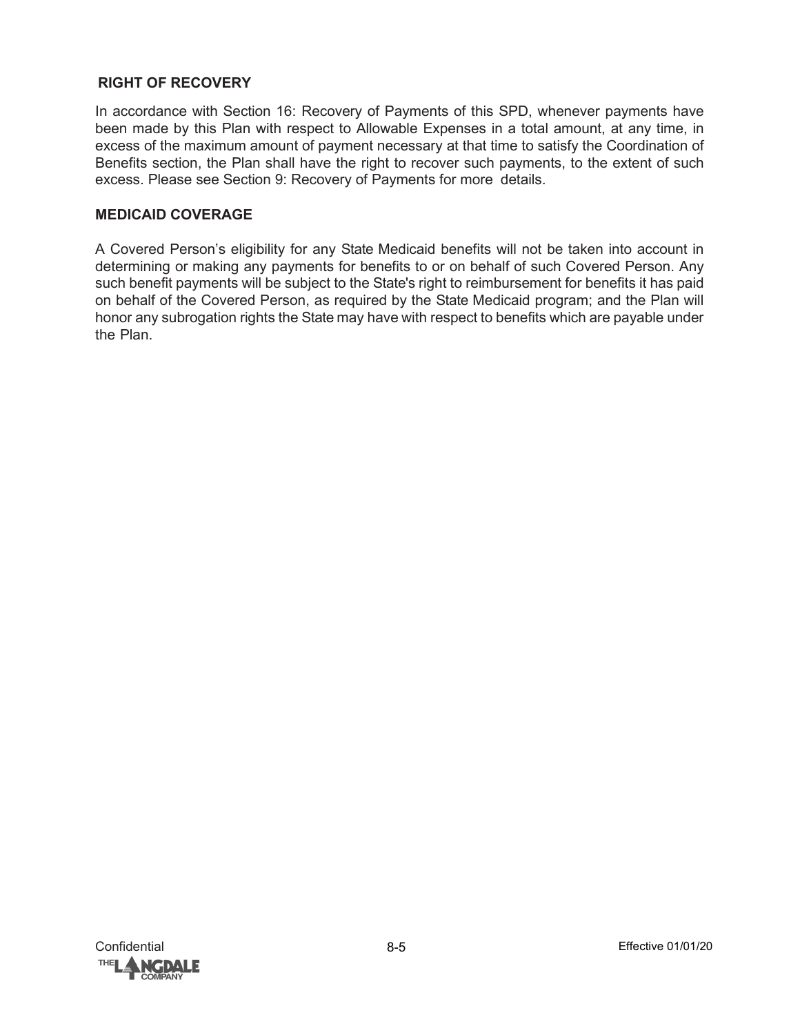## RIGHT OF RECOVERY

In accordance with Section 16: Recovery of Payments of this SPD, whenever payments have been made by this Plan with respect to Allowable Expenses in a total amount, at any time, in excess of the maximum amount of payment necessary at that time to satisfy the Coordination of Benefits section, the Plan shall have the right to recover such payments, to the extent of such excess. Please see Section 9: Recovery of Payments for more details.

## MEDICAID COVERAGE

A Covered Person's eligibility for any State Medicaid benefits will not be taken into account in determining or making any payments for benefits to or on behalf of such Covered Person. Any such benefit payments will be subject to the State's right to reimbursement for benefits it has paid on behalf of the Covered Person, as required by the State Medicaid program; and the Plan will honor any subrogation rights the State may have with respect to benefits which are payable under the Plan.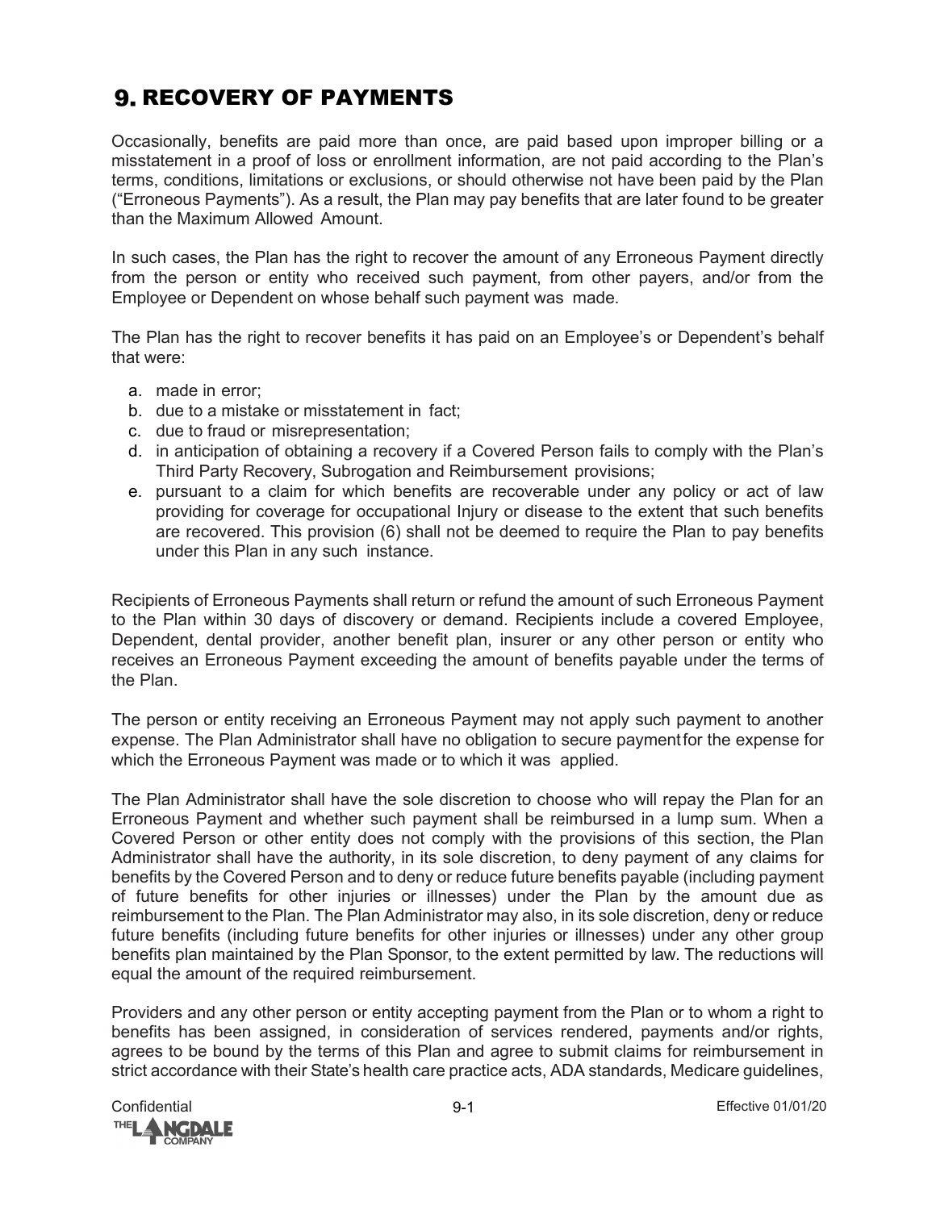# 9. RECOVERY OF PAYMENTS

Occasionally, benefits are paid more than once, are paid based upon improper billing or a misstatement in a proof of loss or enrollment information, are not paid according to the Plan's terms, conditions, limitations or exclusions, or should otherwise not have been paid by the Plan ("Erroneous Payments"). As a result, the Plan may pay benefits that are later found to be greater than the Maximum Allowed Amount.

In such cases, the Plan has the right to recover the amount of any Erroneous Payment directly from the person or entity who received such payment, from other payers, and/or from the Employee or Dependent on whose behalf such payment was made.

The Plan has the right to recover benefits it has paid on an Employee's or Dependent's behalf that were:

a. made in error;
b. due to a mistake or misstatement in fact;
c. due to fraud or misrepresentation;
d. in anticipation of obtaining a recovery if a Covered Person fails to comply with the Plan's Third Party Recovery, Subrogation and Reimbursement provisions;
e. pursuant to a claim for which benefits are recoverable under any policy or act of law providing for coverage for occupational Injury or disease to the extent that such benefits are recovered. This provision (6) shall not be deemed to require the Plan to pay benefits under this Plan in any such instance.

Recipients of Erroneous Payments shall return or refund the amount of such Erroneous Payment to the Plan within 30 days of discovery or demand. Recipients include a covered Employee, Dependent, dental provider, another benefit plan, insurer or any other person or entity who receives an Erroneous Payment exceeding the amount of benefits payable under the terms of the Plan.

The person or entity receiving an Erroneous Payment may not apply such payment to another expense. The Plan Administrator shall have no obligation to secure payment for the expense for which the Erroneous Payment was made or to which it was applied.

The Plan Administrator shall have the sole discretion to choose who will repay the Plan for an Erroneous Payment and whether such payment shall be reimbursed in a lump sum. When a Covered Person or other entity does not comply with the provisions of this section, the Plan Administrator shall have the authority, in its sole discretion, to deny payment of any claims for benefits by the Covered Person and to deny or reduce future benefits payable (including payment of future benefits for other injuries or illnesses) under the Plan by the amount due as reimbursement to the Plan. The Plan Administrator may also, in its sole discretion, deny or reduce future benefits (including future benefits for other injuries or illnesses) under any other group benefits plan maintained by the Plan Sponsor, to the extent permitted by law. The reductions will equal the amount of the required reimbursement.

Providers and any other person or entity accepting payment from the Plan or to whom a right to benefits has been assigned, in consideration of services rendered, payments and/or rights, agrees to be bound by the terms of this Plan and agree to submit claims for reimbursement in strict accordance with their State's health care practice acts, ADA standards, Medicare guidelines,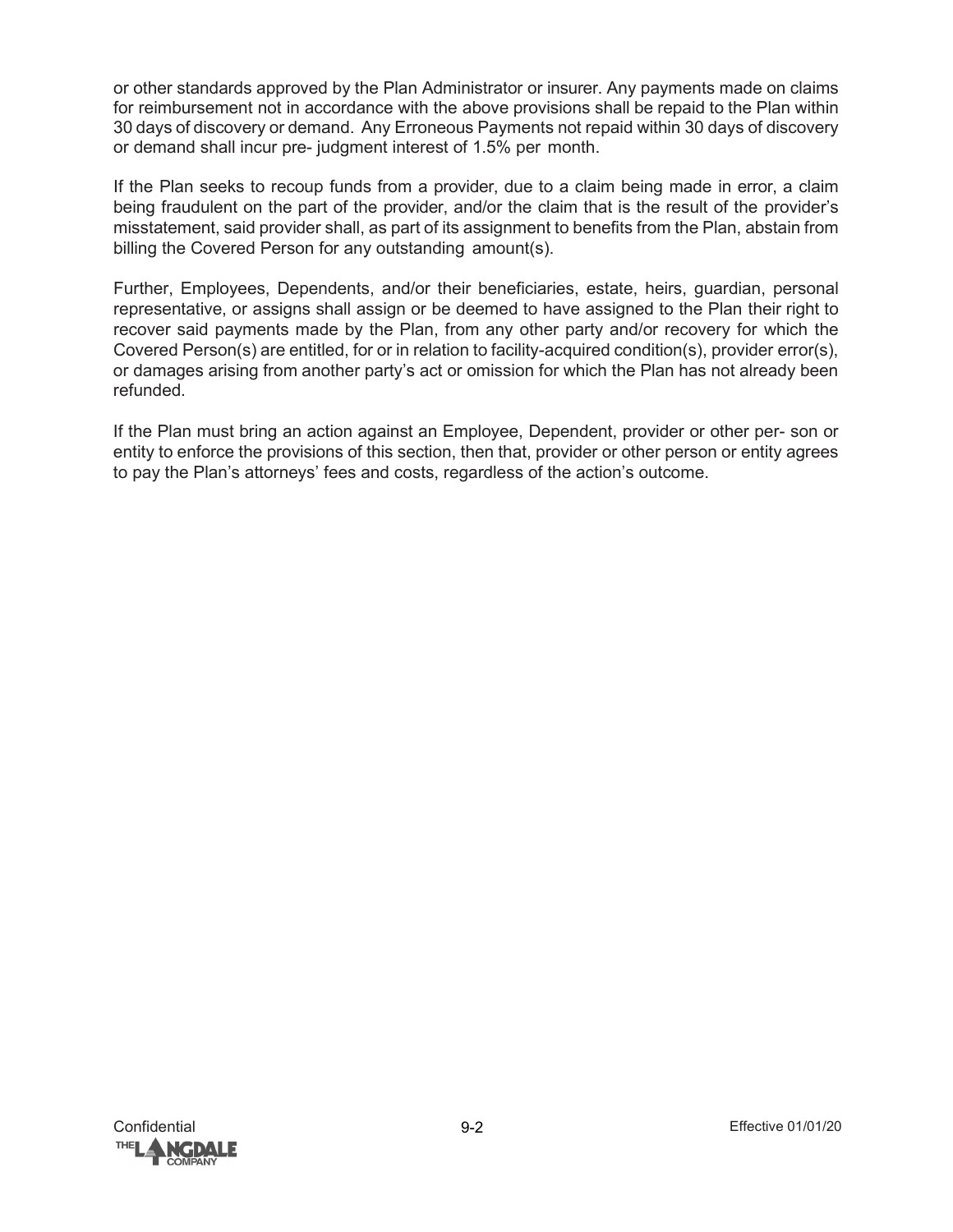or other standards approved by the Plan Administrator or insurer. Any payments made on claims for reimbursement not in accordance with the above provisions shall be repaid to the Plan within 30 days of discovery or demand. Any Erroneous Payments not repaid within 30 days of discovery or demand shall incur pre- judgment interest of 1.5% per month.

If the Plan seeks to recoup funds from a provider, due to a claim being made in error, a claim being fraudulent on the part of the provider, and/or the claim that is the result of the provider's misstatement, said provider shall, as part of its assignment to benefits from the Plan, abstain from billing the Covered Person for any outstanding amount(s).

Further, Employees, Dependents, and/or their beneficiaries, estate, heirs, guardian, personal representative, or assigns shall assign or be deemed to have assigned to the Plan their right to recover said payments made by the Plan, from any other party and/or recovery for which the Covered Person(s) are entitled, for or in relation to facility-acquired condition(s), provider error(s), or damages arising from another party's act or omission for which the Plan has not already been refunded.

If the Plan must bring an action against an Employee, Dependent, provider or other per- son or entity to enforce the provisions of this section, then that, provider or other person or entity agrees to pay the Plan's attorneys' fees and costs, regardless of the action's outcome.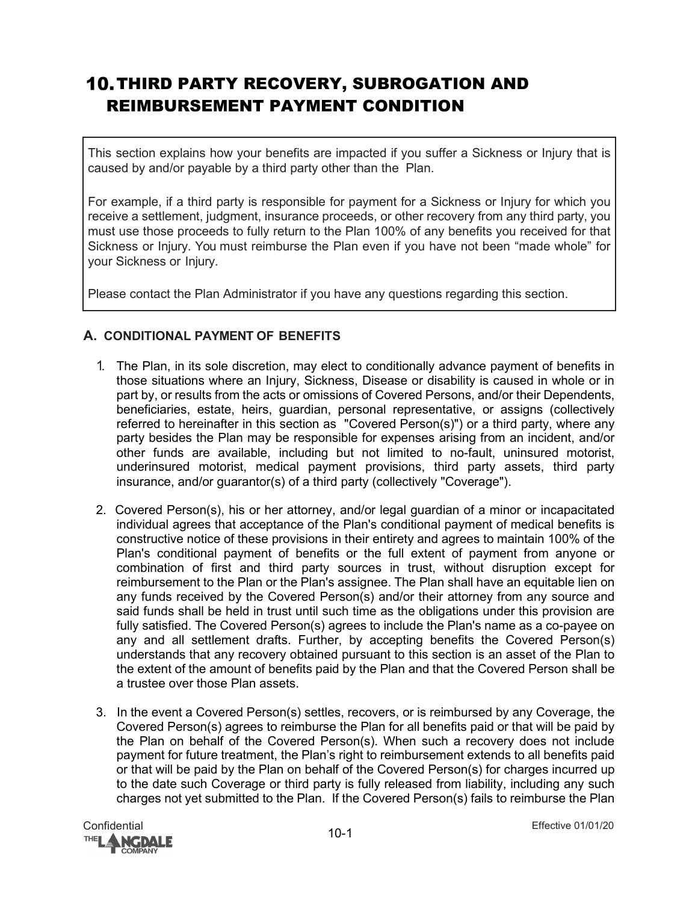# 10. THIRD PARTY RECOVERY, SUBROGATION AND REIMBURSEMENT PAYMENT CONDITION

This section explains how your benefits are impacted if you suffer a Sickness or Injury that is caused by and/or payable by a third party other than the Plan.

For example, if a third party is responsible for payment for a Sickness or Injury for which you receive a settlement, judgment, insurance proceeds, or other recovery from any third party, you must use those proceeds to fully return to the Plan 100% of any benefits you received for that Sickness or Injury. You must reimburse the Plan even if you have not been "made whole" for your Sickness or Injury.

Please contact the Plan Administrator if you have any questions regarding this section.

## A. CONDITIONAL PAYMENT OF BENEFITS

1. The Plan, in its sole discretion, may elect to conditionally advance payment of benefits in those situations where an Injury, Sickness, Disease or disability is caused in whole or in part by, or results from the acts or omissions of Covered Persons, and/or their Dependents, beneficiaries, estate, heirs, guardian, personal representative, or assigns (collectively referred to hereinafter in this section as "Covered Person(s)") or a third party, where any party besides the Plan may be responsible for expenses arising from an incident, and/or other funds are available, including but not limited to no-fault, uninsured motorist, underinsured motorist, medical payment provisions, third party assets, third party insurance, and/or guarantor(s) of a third party (collectively "Coverage").

2. Covered Person(s), his or her attorney, and/or legal guardian of a minor or incapacitated individual agrees that acceptance of the Plan's conditional payment of medical benefits is constructive notice of these provisions in their entirety and agrees to maintain 100% of the Plan's conditional payment of benefits or the full extent of payment from anyone or combination of first and third party sources in trust, without disruption except for reimbursement to the Plan or the Plan's assignee. The Plan shall have an equitable lien on any funds received by the Covered Person(s) and/or their attorney from any source and said funds shall be held in trust until such time as the obligations under this provision are fully satisfied. The Covered Person(s) agrees to include the Plan's name as a co-payee on any and all settlement drafts. Further, by accepting benefits the Covered Person(s) understands that any recovery obtained pursuant to this section is an asset of the Plan to the extent of the amount of benefits paid by the Plan and that the Covered Person shall be a trustee over those Plan assets.

3. In the event a Covered Person(s) settles, recovers, or is reimbursed by any Coverage, the Covered Person(s) agrees to reimburse the Plan for all benefits paid or that will be paid by the Plan on behalf of the Covered Person(s). When such a recovery does not include payment for future treatment, the Plan's right to reimbursement extends to all benefits paid or that will be paid by the Plan on behalf of the Covered Person(s) for charges incurred up to the date such Coverage or third party is fully released from liability, including any such charges not yet submitted to the Plan. If the Covered Person(s) fails to reimburse the Plan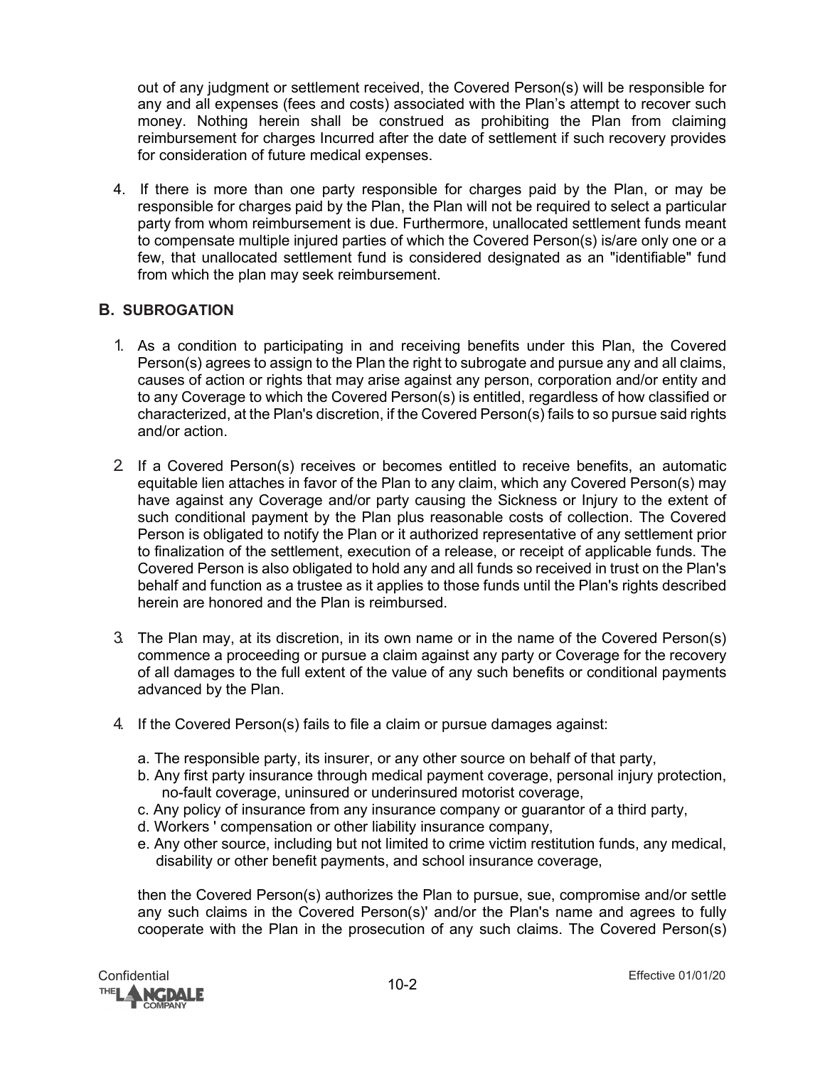out of any judgment or settlement received, the Covered Person(s) will be responsible for any and all expenses (fees and costs) associated with the Plan's attempt to recover such money. Nothing herein shall be construed as prohibiting the Plan from claiming reimbursement for charges Incurred after the date of settlement if such recovery provides for consideration of future medical expenses.

4. If there is more than one party responsible for charges paid by the Plan, or may be responsible for charges paid by the Plan, the Plan will not be required to select a particular party from whom reimbursement is due. Furthermore, unallocated settlement funds meant to compensate multiple injured parties of which the Covered Person(s) is/are only one or a few, that unallocated settlement fund is considered designated as an "identifiable" fund from which the plan may seek reimbursement.

## B. SUBROGATION

1. As a condition to participating in and receiving benefits under this Plan, the Covered Person(s) agrees to assign to the Plan the right to subrogate and pursue any and all claims, causes of action or rights that may arise against any person, corporation and/or entity and to any Coverage to which the Covered Person(s) is entitled, regardless of how classified or characterized, at the Plan's discretion, if the Covered Person(s) fails to so pursue said rights and/or action.

2. If a Covered Person(s) receives or becomes entitled to receive benefits, an automatic equitable lien attaches in favor of the Plan to any claim, which any Covered Person(s) may have against any Coverage and/or party causing the Sickness or Injury to the extent of such conditional payment by the Plan plus reasonable costs of collection. The Covered Person is obligated to notify the Plan or it authorized representative of any settlement prior to finalization of the settlement, execution of a release, or receipt of applicable funds. The Covered Person is also obligated to hold any and all funds so received in trust on the Plan's behalf and function as a trustee as it applies to those funds until the Plan's rights described herein are honored and the Plan is reimbursed.

3. The Plan may, at its discretion, in its own name or in the name of the Covered Person(s) commence a proceeding or pursue a claim against any party or Coverage for the recovery of all damages to the full extent of the value of any such benefits or conditional payments advanced by the Plan.

4. If the Covered Person(s) fails to file a claim or pursue damages against:

   a. The responsible party, its insurer, or any other source on behalf of that party,
   b. Any first party insurance through medical payment coverage, personal injury protection, no-fault coverage, uninsured or underinsured motorist coverage,
   c. Any policy of insurance from any insurance company or guarantor of a third party,
   d. Workers ' compensation or other liability insurance company,
   e. Any other source, including but not limited to crime victim restitution funds, any medical, disability or other benefit payments, and school insurance coverage,

   then the Covered Person(s) authorizes the Plan to pursue, sue, compromise and/or settle any such claims in the Covered Person(s)' and/or the Plan's name and agrees to fully cooperate with the Plan in the prosecution of any such claims. The Covered Person(s)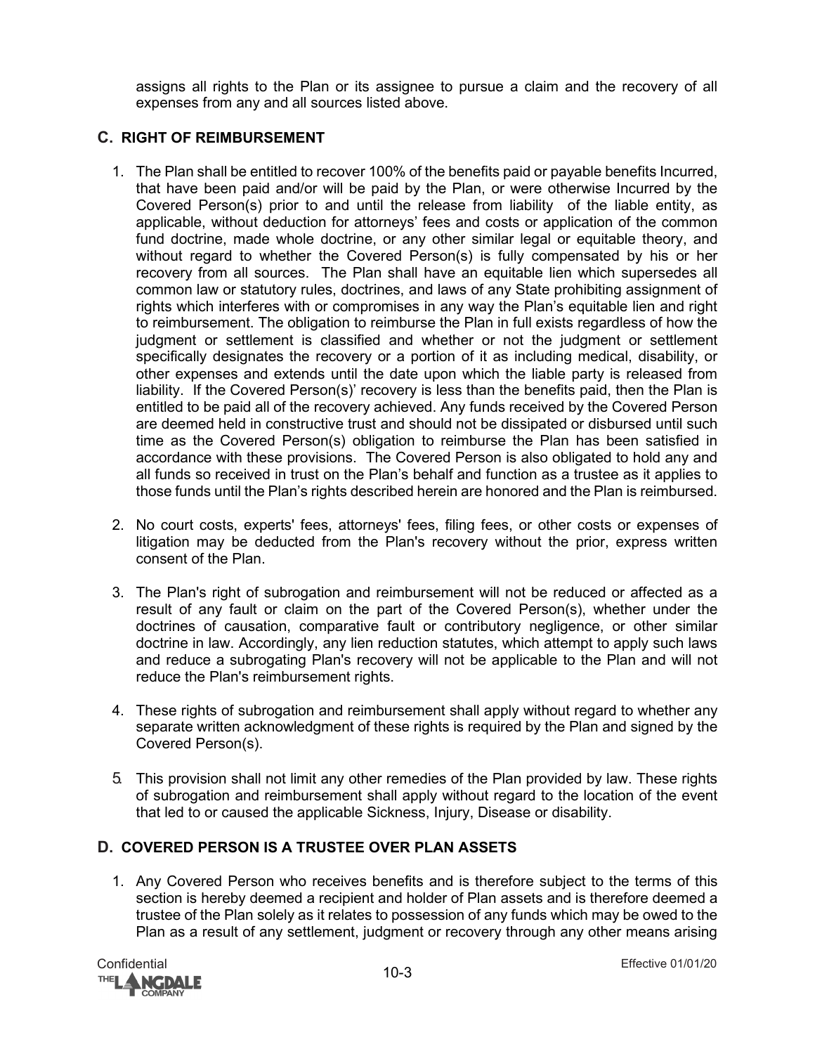assigns all rights to the Plan or its assignee to pursue a claim and the recovery of all expenses from any and all sources listed above.

## C. RIGHT OF REIMBURSEMENT

1. The Plan shall be entitled to recover 100% of the benefits paid or payable benefits Incurred, that have been paid and/or will be paid by the Plan, or were otherwise Incurred by the Covered Person(s) prior to and until the release from liability of the liable entity, as applicable, without deduction for attorneys' fees and costs or application of the common fund doctrine, made whole doctrine, or any other similar legal or equitable theory, and without regard to whether the Covered Person(s) is fully compensated by his or her recovery from all sources. The Plan shall have an equitable lien which supersedes all common law or statutory rules, doctrines, and laws of any State prohibiting assignment of rights which interferes with or compromises in any way the Plan's equitable lien and right to reimbursement. The obligation to reimburse the Plan in full exists regardless of how the judgment or settlement is classified and whether or not the judgment or settlement specifically designates the recovery or a portion of it as including medical, disability, or other expenses and extends until the date upon which the liable party is released from liability. If the Covered Person(s)' recovery is less than the benefits paid, then the Plan is entitled to be paid all of the recovery achieved. Any funds received by the Covered Person are deemed held in constructive trust and should not be dissipated or disbursed until such time as the Covered Person(s) obligation to reimburse the Plan has been satisfied in accordance with these provisions. The Covered Person is also obligated to hold any and all funds so received in trust on the Plan's behalf and function as a trustee as it applies to those funds until the Plan's rights described herein are honored and the Plan is reimbursed.

2. No court costs, experts' fees, attorneys' fees, filing fees, or other costs or expenses of litigation may be deducted from the Plan's recovery without the prior, express written consent of the Plan.

3. The Plan's right of subrogation and reimbursement will not be reduced or affected as a result of any fault or claim on the part of the Covered Person(s), whether under the doctrines of causation, comparative fault or contributory negligence, or other similar doctrine in law. Accordingly, any lien reduction statutes, which attempt to apply such laws and reduce a subrogating Plan's recovery will not be applicable to the Plan and will not reduce the Plan's reimbursement rights.

4. These rights of subrogation and reimbursement shall apply without regard to whether any separate written acknowledgment of these rights is required by the Plan and signed by the Covered Person(s).

5. This provision shall not limit any other remedies of the Plan provided by law. These rights of subrogation and reimbursement shall apply without regard to the location of the event that led to or caused the applicable Sickness, Injury, Disease or disability.

## D. COVERED PERSON IS A TRUSTEE OVER PLAN ASSETS

1. Any Covered Person who receives benefits and is therefore subject to the terms of this section is hereby deemed a recipient and holder of Plan assets and is therefore deemed a trustee of the Plan solely as it relates to possession of any funds which may be owed to the Plan as a result of any settlement, judgment or recovery through any other means arising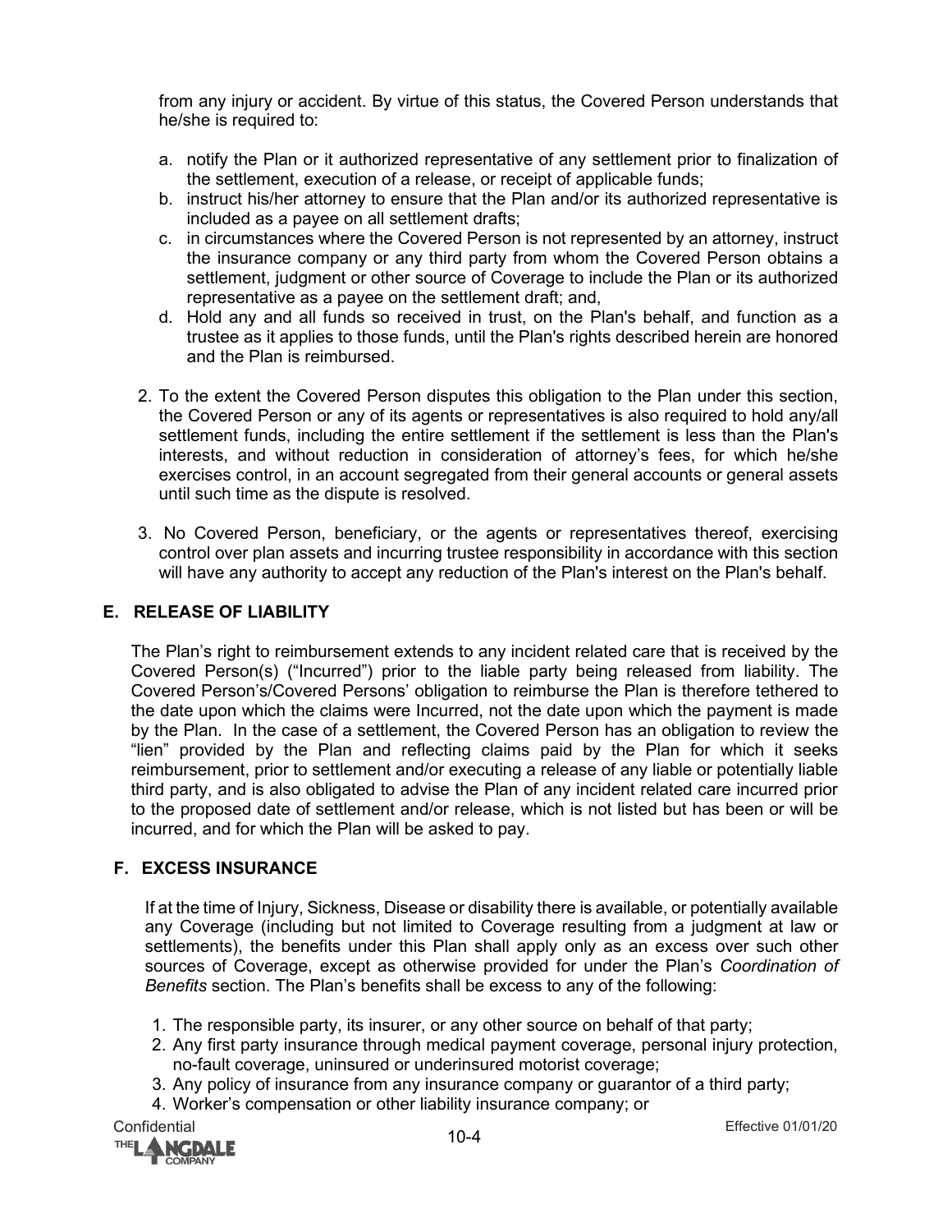from any injury or accident. By virtue of this status, the Covered Person understands that he/she is required to:

a. notify the Plan or it authorized representative of any settlement prior to finalization of the settlement, execution of a release, or receipt of applicable funds;
b. instruct his/her attorney to ensure that the Plan and/or its authorized representative is included as a payee on all settlement drafts;
c. in circumstances where the Covered Person is not represented by an attorney, instruct the insurance company or any third party from whom the Covered Person obtains a settlement, judgment or other source of Coverage to include the Plan or its authorized representative as a payee on the settlement draft; and,
d. Hold any and all funds so received in trust, on the Plan's behalf, and function as a trustee as it applies to those funds, until the Plan's rights described herein are honored and the Plan is reimbursed.

2. To the extent the Covered Person disputes this obligation to the Plan under this section, the Covered Person or any of its agents or representatives is also required to hold any/all settlement funds, including the entire settlement if the settlement is less than the Plan's interests, and without reduction in consideration of attorney's fees, for which he/she exercises control, in an account segregated from their general accounts or general assets until such time as the dispute is resolved.

3. No Covered Person, beneficiary, or the agents or representatives thereof, exercising control over plan assets and incurring trustee responsibility in accordance with this section will have any authority to accept any reduction of the Plan's interest on the Plan's behalf.

## E. RELEASE OF LIABILITY

The Plan's right to reimbursement extends to any incident related care that is received by the Covered Person(s) ("Incurred") prior to the liable party being released from liability. The Covered Person's/Covered Persons' obligation to reimburse the Plan is therefore tethered to the date upon which the claims were Incurred, not the date upon which the payment is made by the Plan. In the case of a settlement, the Covered Person has an obligation to review the "lien" provided by the Plan and reflecting claims paid by the Plan for which it seeks reimbursement, prior to settlement and/or executing a release of any liable or potentially liable third party, and is also obligated to advise the Plan of any incident related care incurred prior to the proposed date of settlement and/or release, which is not listed but has been or will be incurred, and for which the Plan will be asked to pay.

## F. EXCESS INSURANCE

If at the time of Injury, Sickness, Disease or disability there is available, or potentially available any Coverage (including but not limited to Coverage resulting from a judgment at law or settlements), the benefits under this Plan shall apply only as an excess over such other sources of Coverage, except as otherwise provided for under the Plan's *Coordination of Benefits* section. The Plan's benefits shall be excess to any of the following:

1. The responsible party, its insurer, or any other source on behalf of that party;
2. Any first party insurance through medical payment coverage, personal injury protection, no-fault coverage, uninsured or underinsured motorist coverage;
3. Any policy of insurance from any insurance company or guarantor of a third party;
4. Worker's compensation or other liability insurance company; or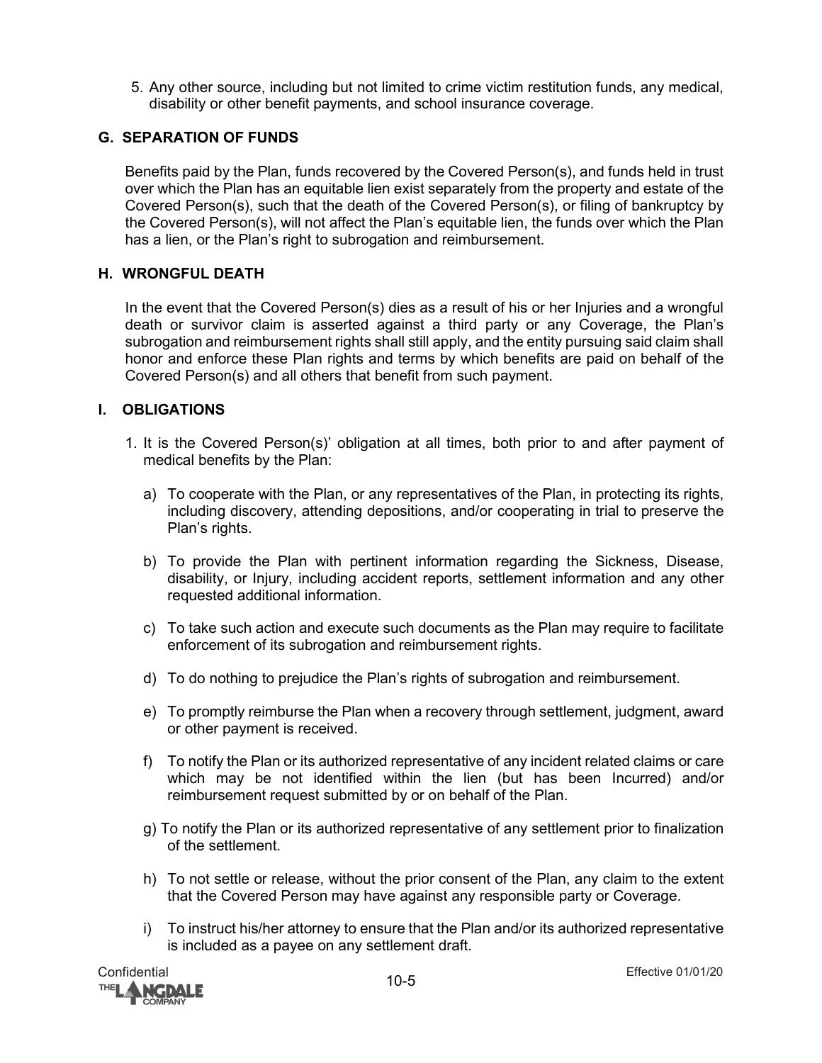5. Any other source, including but not limited to crime victim restitution funds, any medical, disability or other benefit payments, and school insurance coverage.

### G. SEPARATION OF FUNDS

Benefits paid by the Plan, funds recovered by the Covered Person(s), and funds held in trust over which the Plan has an equitable lien exist separately from the property and estate of the Covered Person(s), such that the death of the Covered Person(s), or filing of bankruptcy by the Covered Person(s), will not affect the Plan's equitable lien, the funds over which the Plan has a lien, or the Plan's right to subrogation and reimbursement.

### H. WRONGFUL DEATH

In the event that the Covered Person(s) dies as a result of his or her Injuries and a wrongful death or survivor claim is asserted against a third party or any Coverage, the Plan's subrogation and reimbursement rights shall still apply, and the entity pursuing said claim shall honor and enforce these Plan rights and terms by which benefits are paid on behalf of the Covered Person(s) and all others that benefit from such payment.

### I. OBLIGATIONS

1. It is the Covered Person(s)' obligation at all times, both prior to and after payment of medical benefits by the Plan:

   a) To cooperate with the Plan, or any representatives of the Plan, in protecting its rights, including discovery, attending depositions, and/or cooperating in trial to preserve the Plan's rights.

   b) To provide the Plan with pertinent information regarding the Sickness, Disease, disability, or Injury, including accident reports, settlement information and any other requested additional information.

   c) To take such action and execute such documents as the Plan may require to facilitate enforcement of its subrogation and reimbursement rights.

   d) To do nothing to prejudice the Plan's rights of subrogation and reimbursement.

   e) To promptly reimburse the Plan when a recovery through settlement, judgment, award or other payment is received.

   f) To notify the Plan or its authorized representative of any incident related claims or care which may be not identified within the lien (but has been Incurred) and/or reimbursement request submitted by or on behalf of the Plan.

   g) To notify the Plan or its authorized representative of any settlement prior to finalization of the settlement.

   h) To not settle or release, without the prior consent of the Plan, any claim to the extent that the Covered Person may have against any responsible party or Coverage.

   i) To instruct his/her attorney to ensure that the Plan and/or its authorized representative is included as a payee on any settlement draft.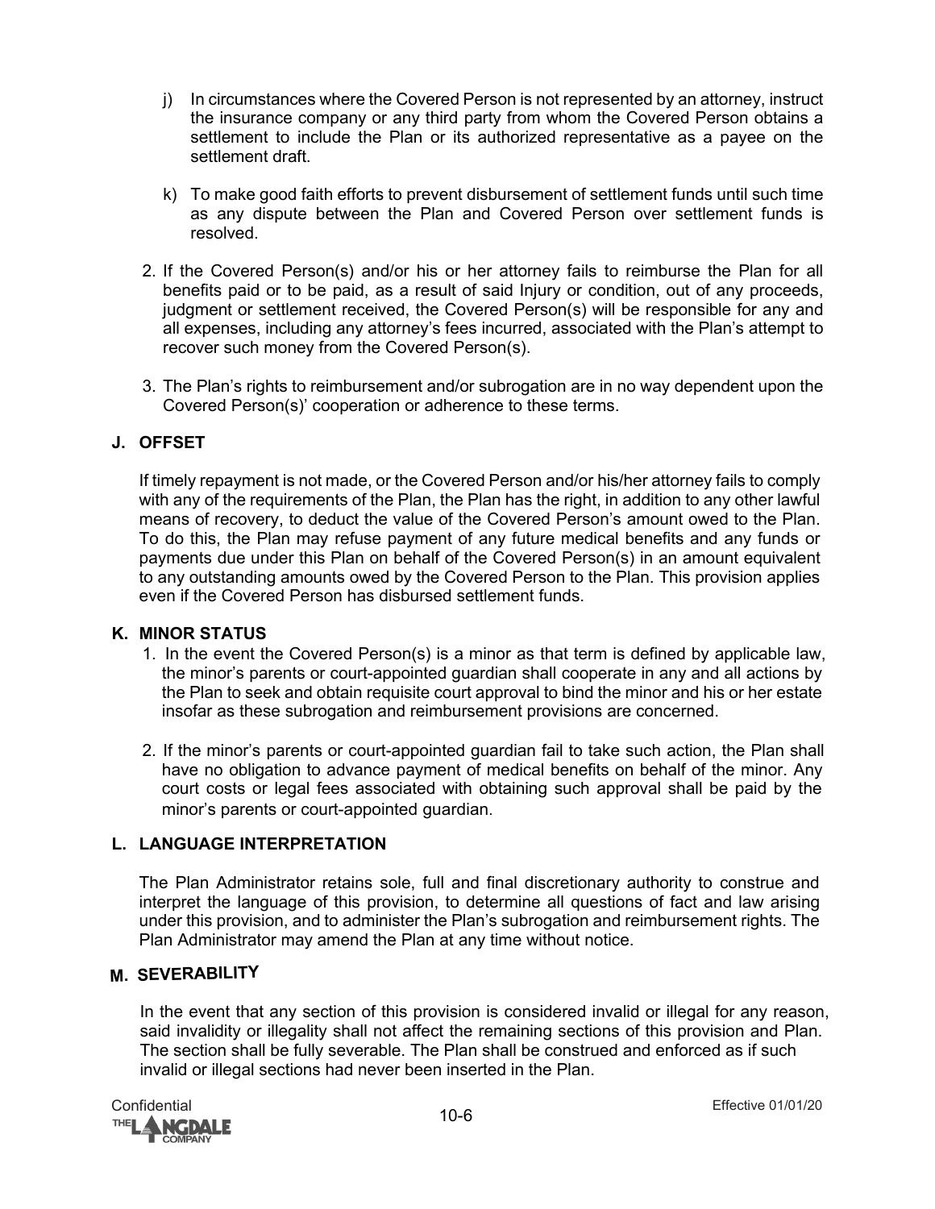j) In circumstances where the Covered Person is not represented by an attorney, instruct the insurance company or any third party from whom the Covered Person obtains a settlement to include the Plan or its authorized representative as a payee on the settlement draft.

k) To make good faith efforts to prevent disbursement of settlement funds until such time as any dispute between the Plan and Covered Person over settlement funds is resolved.

2. If the Covered Person(s) and/or his or her attorney fails to reimburse the Plan for all benefits paid or to be paid, as a result of said Injury or condition, out of any proceeds, judgment or settlement received, the Covered Person(s) will be responsible for any and all expenses, including any attorney's fees incurred, associated with the Plan's attempt to recover such money from the Covered Person(s).

3. The Plan's rights to reimbursement and/or subrogation are in no way dependent upon the Covered Person(s)' cooperation or adherence to these terms.

## J. OFFSET

If timely repayment is not made, or the Covered Person and/or his/her attorney fails to comply with any of the requirements of the Plan, the Plan has the right, in addition to any other lawful means of recovery, to deduct the value of the Covered Person's amount owed to the Plan. To do this, the Plan may refuse payment of any future medical benefits and any funds or payments due under this Plan on behalf of the Covered Person(s) in an amount equivalent to any outstanding amounts owed by the Covered Person to the Plan. This provision applies even if the Covered Person has disbursed settlement funds.

## K. MINOR STATUS

1. In the event the Covered Person(s) is a minor as that term is defined by applicable law, the minor's parents or court-appointed guardian shall cooperate in any and all actions by the Plan to seek and obtain requisite court approval to bind the minor and his or her estate insofar as these subrogation and reimbursement provisions are concerned.

2. If the minor's parents or court-appointed guardian fail to take such action, the Plan shall have no obligation to advance payment of medical benefits on behalf of the minor. Any court costs or legal fees associated with obtaining such approval shall be paid by the minor's parents or court-appointed guardian.

## L. LANGUAGE INTERPRETATION

The Plan Administrator retains sole, full and final discretionary authority to construe and interpret the language of this provision, to determine all questions of fact and law arising under this provision, and to administer the Plan's subrogation and reimbursement rights. The Plan Administrator may amend the Plan at any time without notice.

## M. SEVERABILITY

In the event that any section of this provision is considered invalid or illegal for any reason, said invalidity or illegality shall not affect the remaining sections of this provision and Plan. The section shall be fully severable. The Plan shall be construed and enforced as if such invalid or illegal sections had never been inserted in the Plan.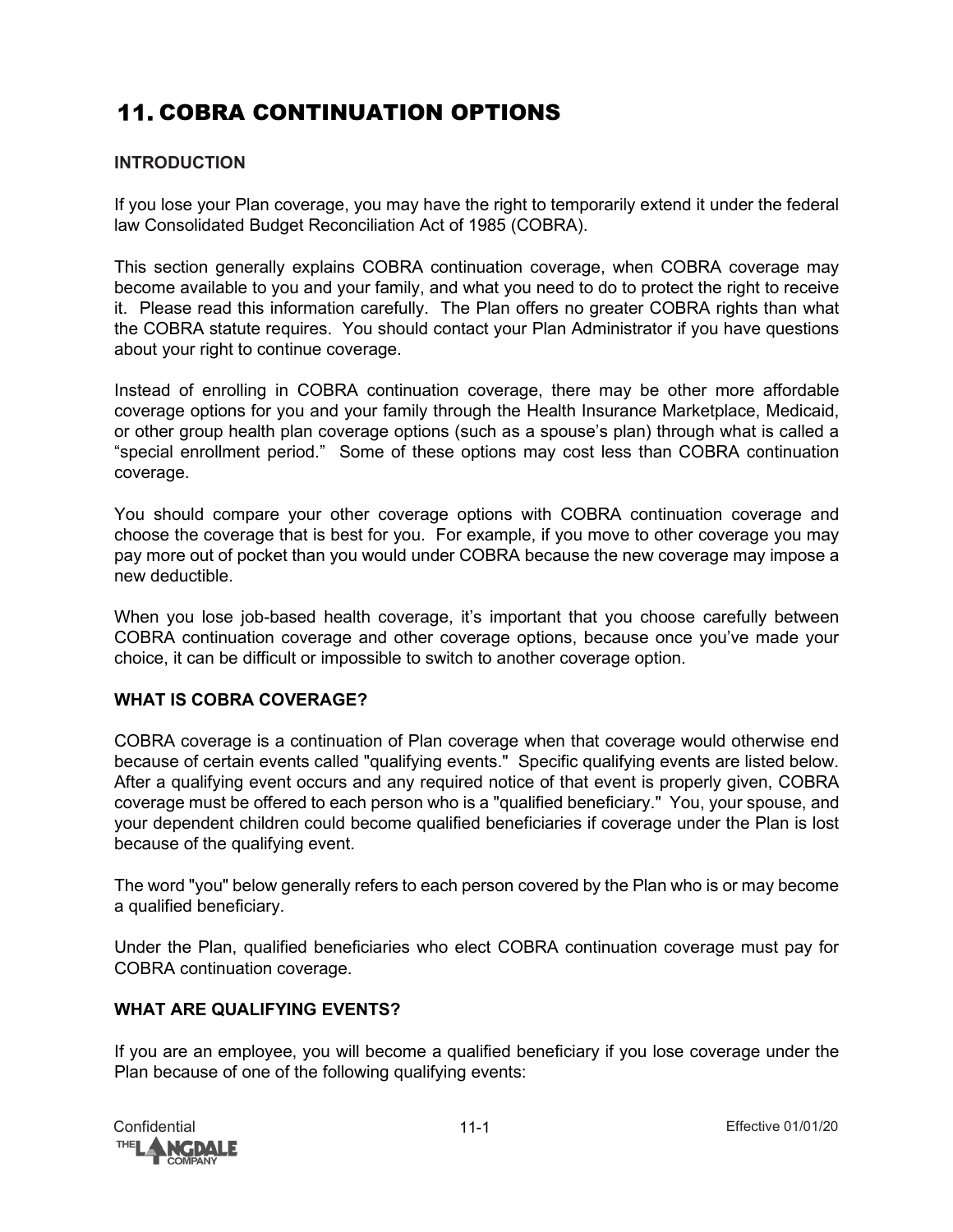# 11. COBRA CONTINUATION OPTIONS

## INTRODUCTION

If you lose your Plan coverage, you may have the right to temporarily extend it under the federal law Consolidated Budget Reconciliation Act of 1985 (COBRA).

This section generally explains COBRA continuation coverage, when COBRA coverage may become available to you and your family, and what you need to do to protect the right to receive it. Please read this information carefully. The Plan offers no greater COBRA rights than what the COBRA statute requires. You should contact your Plan Administrator if you have questions about your right to continue coverage.

Instead of enrolling in COBRA continuation coverage, there may be other more affordable coverage options for you and your family through the Health Insurance Marketplace, Medicaid, or other group health plan coverage options (such as a spouse's plan) through what is called a "special enrollment period." Some of these options may cost less than COBRA continuation coverage.

You should compare your other coverage options with COBRA continuation coverage and choose the coverage that is best for you. For example, if you move to other coverage you may pay more out of pocket than you would under COBRA because the new coverage may impose a new deductible.

When you lose job-based health coverage, it's important that you choose carefully between COBRA continuation coverage and other coverage options, because once you've made your choice, it can be difficult or impossible to switch to another coverage option.

## WHAT IS COBRA COVERAGE?

COBRA coverage is a continuation of Plan coverage when that coverage would otherwise end because of certain events called "qualifying events." Specific qualifying events are listed below. After a qualifying event occurs and any required notice of that event is properly given, COBRA coverage must be offered to each person who is a "qualified beneficiary." You, your spouse, and your dependent children could become qualified beneficiaries if coverage under the Plan is lost because of the qualifying event.

The word "you" below generally refers to each person covered by the Plan who is or may become a qualified beneficiary.

Under the Plan, qualified beneficiaries who elect COBRA continuation coverage must pay for COBRA continuation coverage.

## WHAT ARE QUALIFYING EVENTS?

If you are an employee, you will become a qualified beneficiary if you lose coverage under the Plan because of one of the following qualifying events: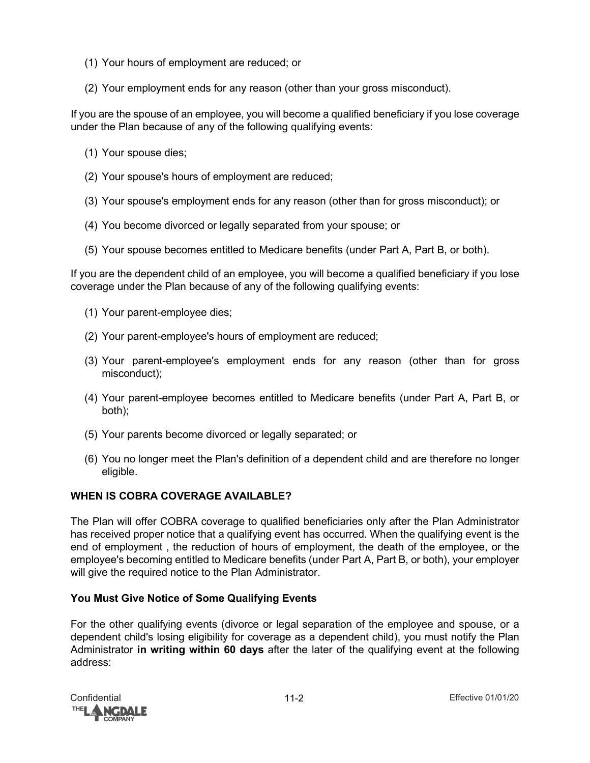(1) Your hours of employment are reduced; or

(2) Your employment ends for any reason (other than your gross misconduct).

If you are the spouse of an employee, you will become a qualified beneficiary if you lose coverage under the Plan because of any of the following qualifying events:

(1) Your spouse dies;

(2) Your spouse's hours of employment are reduced;

(3) Your spouse's employment ends for any reason (other than for gross misconduct); or

(4) You become divorced or legally separated from your spouse; or

(5) Your spouse becomes entitled to Medicare benefits (under Part A, Part B, or both).

If you are the dependent child of an employee, you will become a qualified beneficiary if you lose coverage under the Plan because of any of the following qualifying events:

(1) Your parent-employee dies;

(2) Your parent-employee's hours of employment are reduced;

(3) Your parent-employee's employment ends for any reason (other than for gross misconduct);

(4) Your parent-employee becomes entitled to Medicare benefits (under Part A, Part B, or both);

(5) Your parents become divorced or legally separated; or

(6) You no longer meet the Plan's definition of a dependent child and are therefore no longer eligible.

## WHEN IS COBRA COVERAGE AVAILABLE?

The Plan will offer COBRA coverage to qualified beneficiaries only after the Plan Administrator has received proper notice that a qualifying event has occurred. When the qualifying event is the end of employment , the reduction of hours of employment, the death of the employee, or the employee's becoming entitled to Medicare benefits (under Part A, Part B, or both), your employer will give the required notice to the Plan Administrator.

### You Must Give Notice of Some Qualifying Events

For the other qualifying events (divorce or legal separation of the employee and spouse, or a dependent child's losing eligibility for coverage as a dependent child), you must notify the Plan Administrator **in writing within 60 days** after the later of the qualifying event at the following address: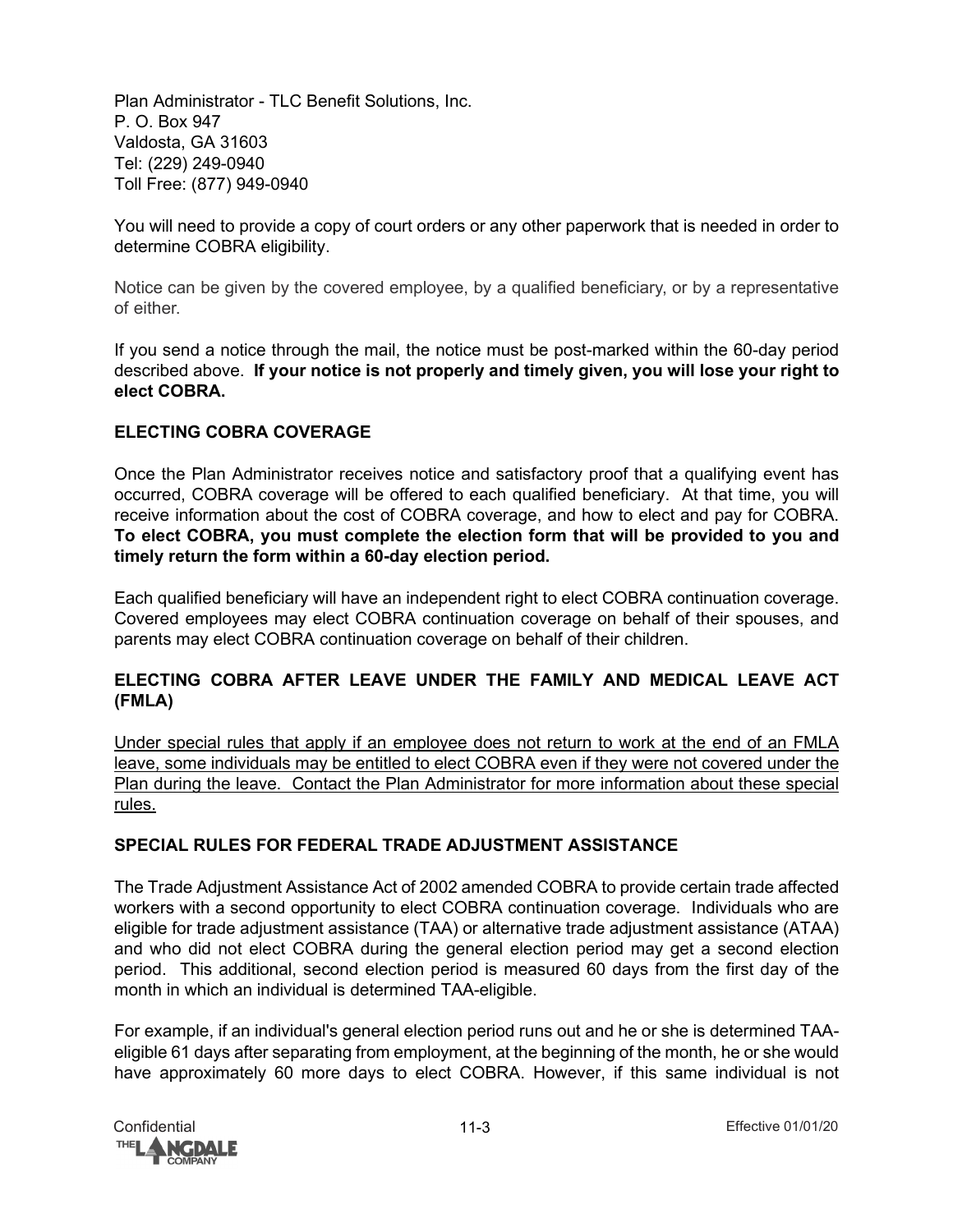Plan Administrator - TLC Benefit Solutions, Inc.
P. O. Box 947
Valdosta, GA 31603
Tel: (229) 249-0940
Toll Free: (877) 949-0940

You will need to provide a copy of court orders or any other paperwork that is needed in order to determine COBRA eligibility.

Notice can be given by the covered employee, by a qualified beneficiary, or by a representative of either.

If you send a notice through the mail, the notice must be post-marked within the 60-day period described above. **If your notice is not properly and timely given, you will lose your right to elect COBRA.**

### ELECTING COBRA COVERAGE

Once the Plan Administrator receives notice and satisfactory proof that a qualifying event has occurred, COBRA coverage will be offered to each qualified beneficiary. At that time, you will receive information about the cost of COBRA coverage, and how to elect and pay for COBRA. **To elect COBRA, you must complete the election form that will be provided to you and timely return the form within a 60-day election period.**

Each qualified beneficiary will have an independent right to elect COBRA continuation coverage. Covered employees may elect COBRA continuation coverage on behalf of their spouses, and parents may elect COBRA continuation coverage on behalf of their children.

### ELECTING COBRA AFTER LEAVE UNDER THE FAMILY AND MEDICAL LEAVE ACT (FMLA)

Under special rules that apply if an employee does not return to work at the end of an FMLA leave, some individuals may be entitled to elect COBRA even if they were not covered under the Plan during the leave. Contact the Plan Administrator for more information about these special rules.

### SPECIAL RULES FOR FEDERAL TRADE ADJUSTMENT ASSISTANCE

The Trade Adjustment Assistance Act of 2002 amended COBRA to provide certain trade affected workers with a second opportunity to elect COBRA continuation coverage. Individuals who are eligible for trade adjustment assistance (TAA) or alternative trade adjustment assistance (ATAA) and who did not elect COBRA during the general election period may get a second election period. This additional, second election period is measured 60 days from the first day of the month in which an individual is determined TAA-eligible.

For example, if an individual's general election period runs out and he or she is determined TAA-eligible 61 days after separating from employment, at the beginning of the month, he or she would have approximately 60 more days to elect COBRA. However, if this same individual is not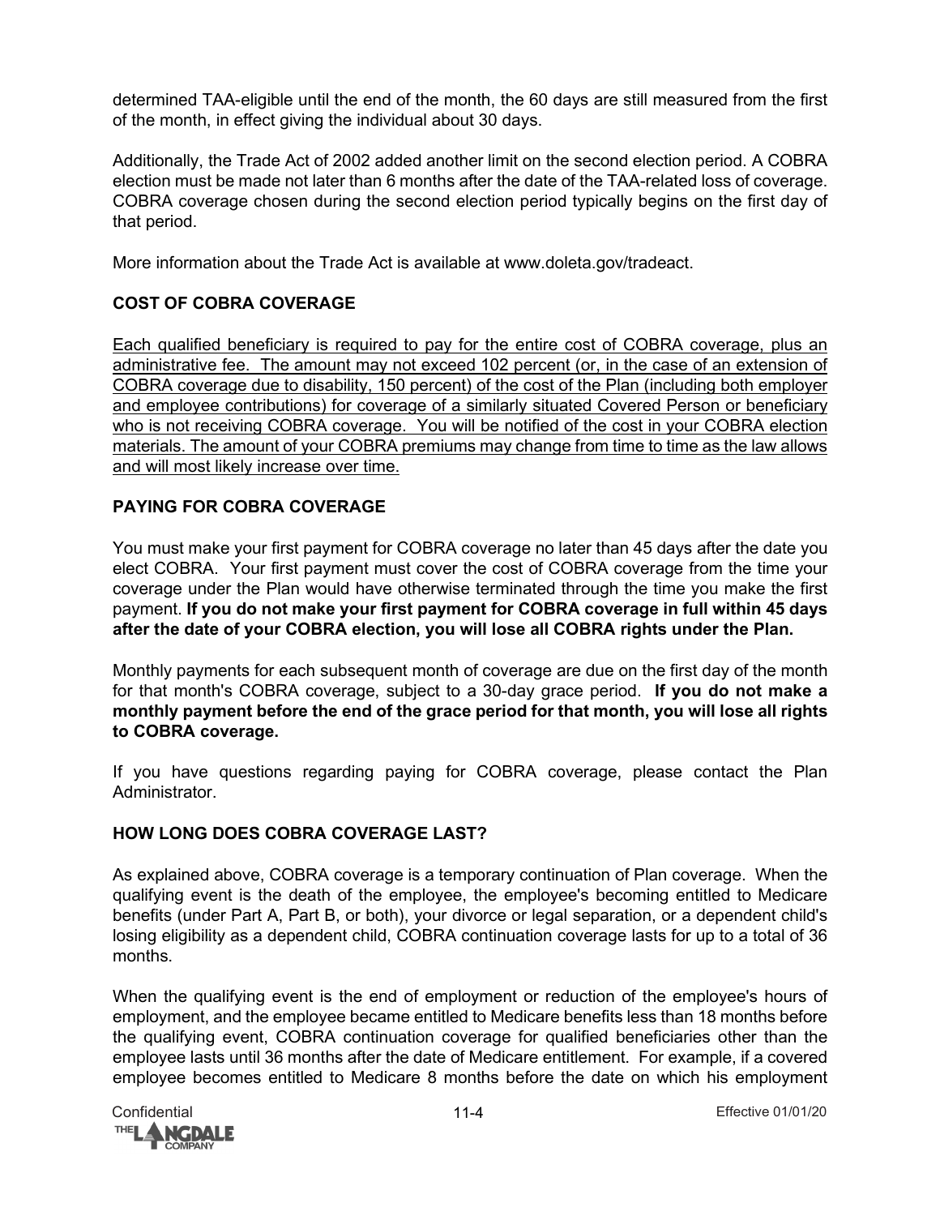determined TAA-eligible until the end of the month, the 60 days are still measured from the first of the month, in effect giving the individual about 30 days.

Additionally, the Trade Act of 2002 added another limit on the second election period. A COBRA election must be made not later than 6 months after the date of the TAA-related loss of coverage. COBRA coverage chosen during the second election period typically begins on the first day of that period.

More information about the Trade Act is available at www.doleta.gov/tradeact.

### COST OF COBRA COVERAGE

<u>Each qualified beneficiary is required to pay for the entire cost of COBRA coverage, plus an administrative fee. The amount may not exceed 102 percent (or, in the case of an extension of COBRA coverage due to disability, 150 percent) of the cost of the Plan (including both employer and employee contributions) for coverage of a similarly situated Covered Person or beneficiary who is not receiving COBRA coverage. You will be notified of the cost in your COBRA election materials. The amount of your COBRA premiums may change from time to time as the law allows and will most likely increase over time.</u>

### PAYING FOR COBRA COVERAGE

You must make your first payment for COBRA coverage no later than 45 days after the date you elect COBRA. Your first payment must cover the cost of COBRA coverage from the time your coverage under the Plan would have otherwise terminated through the time you make the first payment. **If you do not make your first payment for COBRA coverage in full within 45 days after the date of your COBRA election, you will lose all COBRA rights under the Plan.**

Monthly payments for each subsequent month of coverage are due on the first day of the month for that month's COBRA coverage, subject to a 30-day grace period. **If you do not make a monthly payment before the end of the grace period for that month, you will lose all rights to COBRA coverage.**

If you have questions regarding paying for COBRA coverage, please contact the Plan Administrator.

### HOW LONG DOES COBRA COVERAGE LAST?

As explained above, COBRA coverage is a temporary continuation of Plan coverage. When the qualifying event is the death of the employee, the employee's becoming entitled to Medicare benefits (under Part A, Part B, or both), your divorce or legal separation, or a dependent child's losing eligibility as a dependent child, COBRA continuation coverage lasts for up to a total of 36 months.

When the qualifying event is the end of employment or reduction of the employee's hours of employment, and the employee became entitled to Medicare benefits less than 18 months before the qualifying event, COBRA continuation coverage for qualified beneficiaries other than the employee lasts until 36 months after the date of Medicare entitlement. For example, if a covered employee becomes entitled to Medicare 8 months before the date on which his employment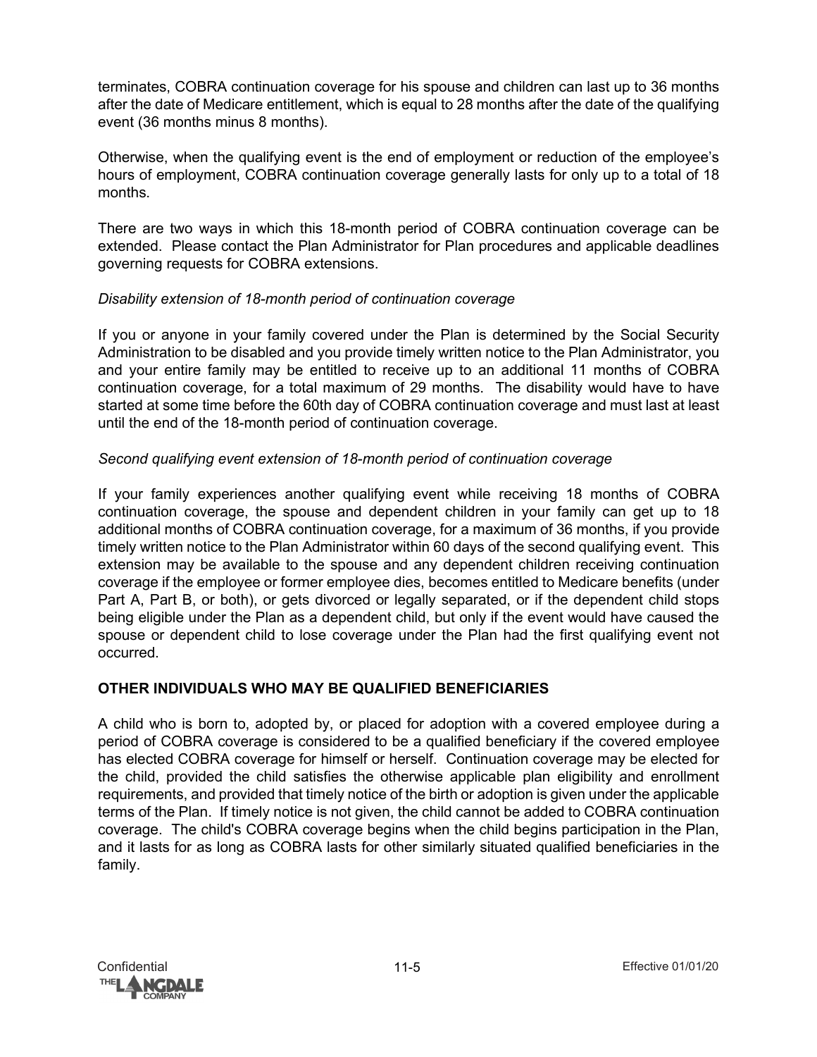terminates, COBRA continuation coverage for his spouse and children can last up to 36 months after the date of Medicare entitlement, which is equal to 28 months after the date of the qualifying event (36 months minus 8 months).

Otherwise, when the qualifying event is the end of employment or reduction of the employee's hours of employment, COBRA continuation coverage generally lasts for only up to a total of 18 months.

There are two ways in which this 18-month period of COBRA continuation coverage can be extended. Please contact the Plan Administrator for Plan procedures and applicable deadlines governing requests for COBRA extensions.

*Disability extension of 18-month period of continuation coverage*

If you or anyone in your family covered under the Plan is determined by the Social Security Administration to be disabled and you provide timely written notice to the Plan Administrator, you and your entire family may be entitled to receive up to an additional 11 months of COBRA continuation coverage, for a total maximum of 29 months. The disability would have to have started at some time before the 60th day of COBRA continuation coverage and must last at least until the end of the 18-month period of continuation coverage.

*Second qualifying event extension of 18-month period of continuation coverage*

If your family experiences another qualifying event while receiving 18 months of COBRA continuation coverage, the spouse and dependent children in your family can get up to 18 additional months of COBRA continuation coverage, for a maximum of 36 months, if you provide timely written notice to the Plan Administrator within 60 days of the second qualifying event. This extension may be available to the spouse and any dependent children receiving continuation coverage if the employee or former employee dies, becomes entitled to Medicare benefits (under Part A, Part B, or both), or gets divorced or legally separated, or if the dependent child stops being eligible under the Plan as a dependent child, but only if the event would have caused the spouse or dependent child to lose coverage under the Plan had the first qualifying event not occurred.

## OTHER INDIVIDUALS WHO MAY BE QUALIFIED BENEFICIARIES

A child who is born to, adopted by, or placed for adoption with a covered employee during a period of COBRA coverage is considered to be a qualified beneficiary if the covered employee has elected COBRA coverage for himself or herself. Continuation coverage may be elected for the child, provided the child satisfies the otherwise applicable plan eligibility and enrollment requirements, and provided that timely notice of the birth or adoption is given under the applicable terms of the Plan. If timely notice is not given, the child cannot be added to COBRA continuation coverage. The child's COBRA coverage begins when the child begins participation in the Plan, and it lasts for as long as COBRA lasts for other similarly situated qualified beneficiaries in the family.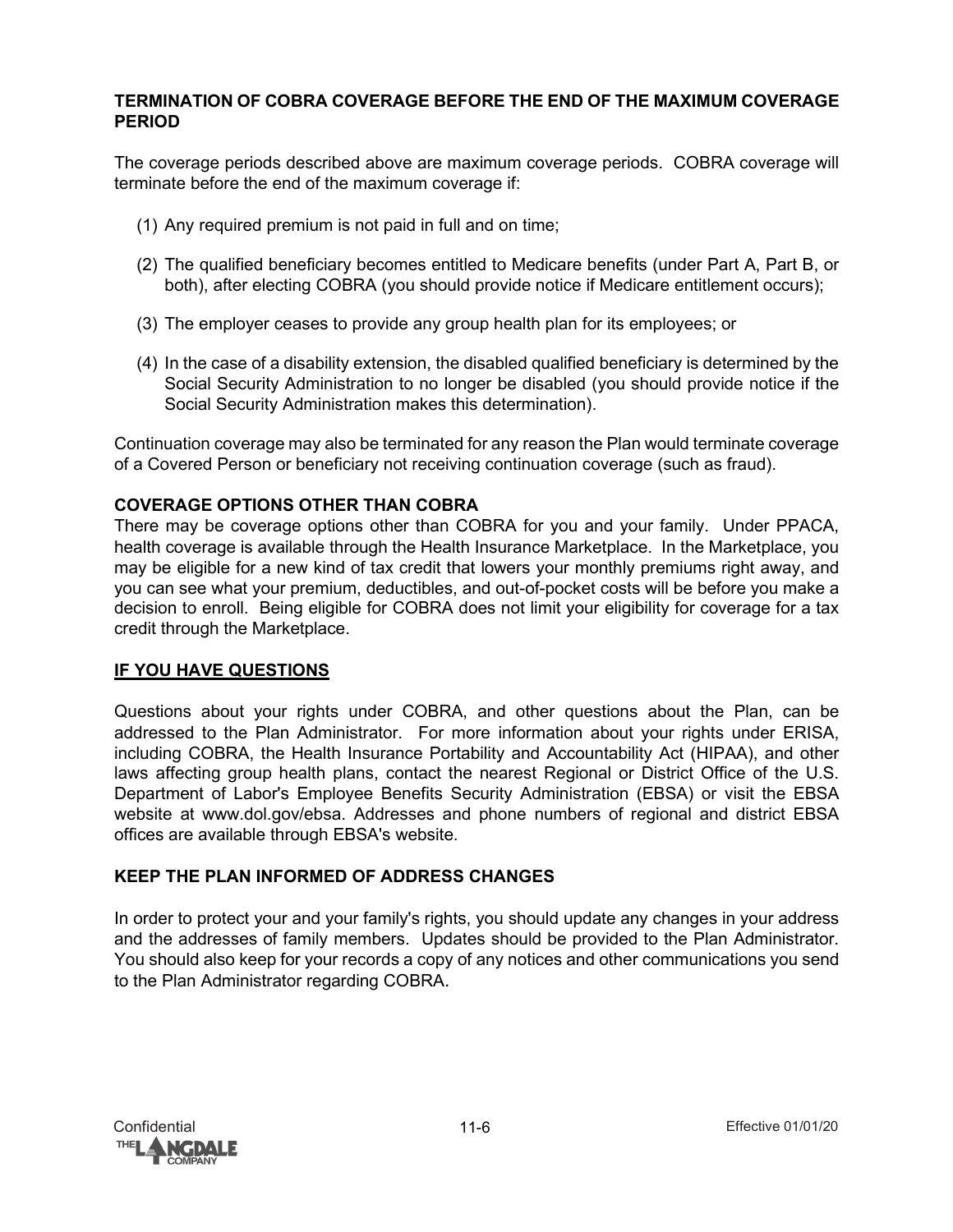## TERMINATION OF COBRA COVERAGE BEFORE THE END OF THE MAXIMUM COVERAGE PERIOD

The coverage periods described above are maximum coverage periods. COBRA coverage will terminate before the end of the maximum coverage if:

(1) Any required premium is not paid in full and on time;

(2) The qualified beneficiary becomes entitled to Medicare benefits (under Part A, Part B, or both), after electing COBRA (you should provide notice if Medicare entitlement occurs);

(3) The employer ceases to provide any group health plan for its employees; or

(4) In the case of a disability extension, the disabled qualified beneficiary is determined by the Social Security Administration to no longer be disabled (you should provide notice if the Social Security Administration makes this determination).

Continuation coverage may also be terminated for any reason the Plan would terminate coverage of a Covered Person or beneficiary not receiving continuation coverage (such as fraud).

## COVERAGE OPTIONS OTHER THAN COBRA

There may be coverage options other than COBRA for you and your family. Under PPACA, health coverage is available through the Health Insurance Marketplace. In the Marketplace, you may be eligible for a new kind of tax credit that lowers your monthly premiums right away, and you can see what your premium, deductibles, and out-of-pocket costs will be before you make a decision to enroll. Being eligible for COBRA does not limit your eligibility for coverage for a tax credit through the Marketplace.

## IF YOU HAVE QUESTIONS

Questions about your rights under COBRA, and other questions about the Plan, can be addressed to the Plan Administrator. For more information about your rights under ERISA, including COBRA, the Health Insurance Portability and Accountability Act (HIPAA), and other laws affecting group health plans, contact the nearest Regional or District Office of the U.S. Department of Labor's Employee Benefits Security Administration (EBSA) or visit the EBSA website at www.dol.gov/ebsa. Addresses and phone numbers of regional and district EBSA offices are available through EBSA's website.

## KEEP THE PLAN INFORMED OF ADDRESS CHANGES

In order to protect your and your family's rights, you should update any changes in your address and the addresses of family members. Updates should be provided to the Plan Administrator. You should also keep for your records a copy of any notices and other communications you send to the Plan Administrator regarding COBRA.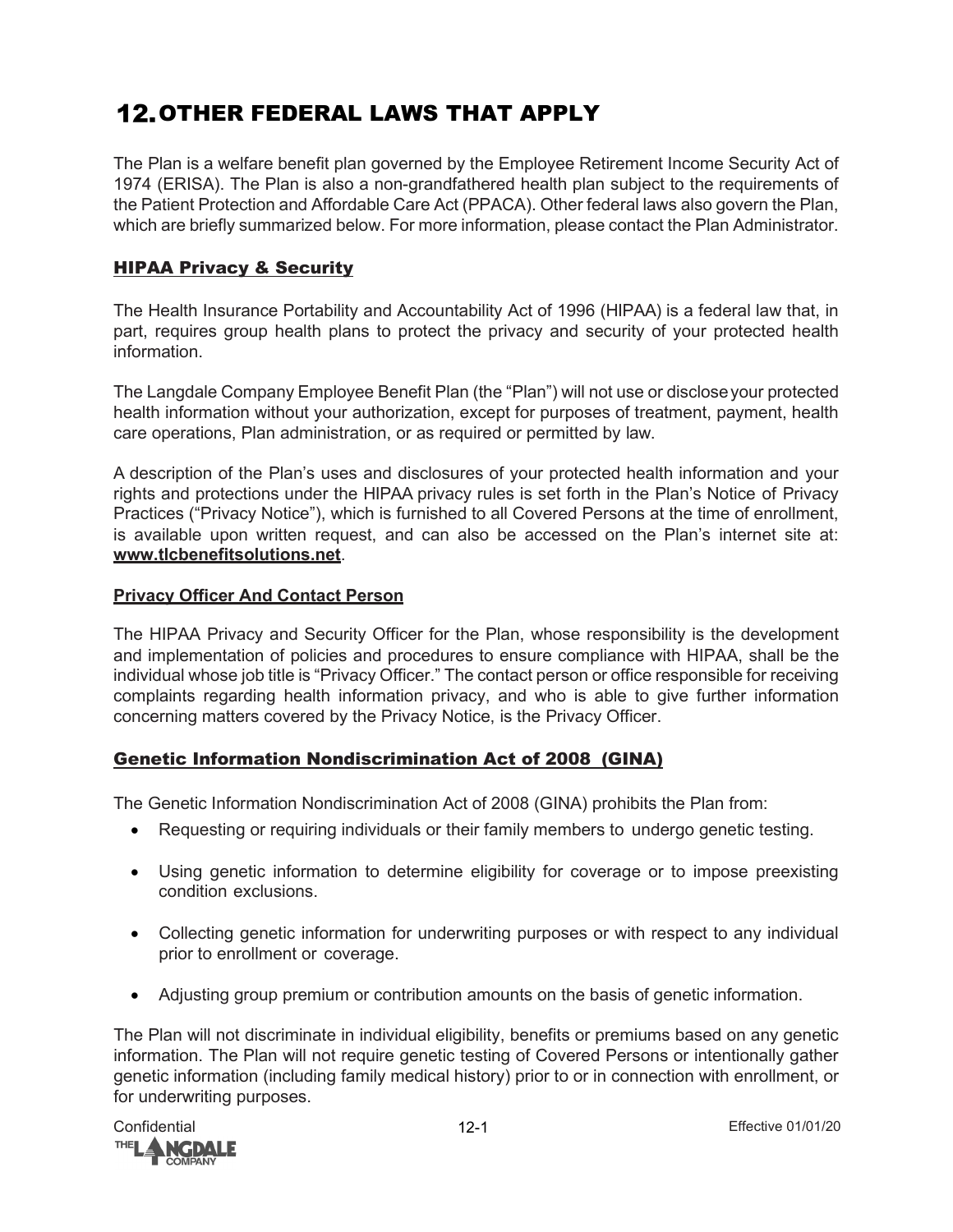# 12. OTHER FEDERAL LAWS THAT APPLY

The Plan is a welfare benefit plan governed by the Employee Retirement Income Security Act of 1974 (ERISA). The Plan is also a non-grandfathered health plan subject to the requirements of the Patient Protection and Affordable Care Act (PPACA). Other federal laws also govern the Plan, which are briefly summarized below. For more information, please contact the Plan Administrator.

## HIPAA Privacy & Security

The Health Insurance Portability and Accountability Act of 1996 (HIPAA) is a federal law that, in part, requires group health plans to protect the privacy and security of your protected health information.

The Langdale Company Employee Benefit Plan (the "Plan") will not use or disclose your protected health information without your authorization, except for purposes of treatment, payment, health care operations, Plan administration, or as required or permitted by law.

A description of the Plan's uses and disclosures of your protected health information and your rights and protections under the HIPAA privacy rules is set forth in the Plan's Notice of Privacy Practices ("Privacy Notice"), which is furnished to all Covered Persons at the time of enrollment, is available upon written request, and can also be accessed on the Plan's internet site at: **www.tlcbenefitsolutions.net**.

### Privacy Officer And Contact Person

The HIPAA Privacy and Security Officer for the Plan, whose responsibility is the development and implementation of policies and procedures to ensure compliance with HIPAA, shall be the individual whose job title is "Privacy Officer." The contact person or office responsible for receiving complaints regarding health information privacy, and who is able to give further information concerning matters covered by the Privacy Notice, is the Privacy Officer.

## Genetic Information Nondiscrimination Act of 2008 (GINA)

The Genetic Information Nondiscrimination Act of 2008 (GINA) prohibits the Plan from:

- Requesting or requiring individuals or their family members to undergo genetic testing.
- Using genetic information to determine eligibility for coverage or to impose preexisting condition exclusions.
- Collecting genetic information for underwriting purposes or with respect to any individual prior to enrollment or coverage.
- Adjusting group premium or contribution amounts on the basis of genetic information.

The Plan will not discriminate in individual eligibility, benefits or premiums based on any genetic information. The Plan will not require genetic testing of Covered Persons or intentionally gather genetic information (including family medical history) prior to or in connection with enrollment, or for underwriting purposes.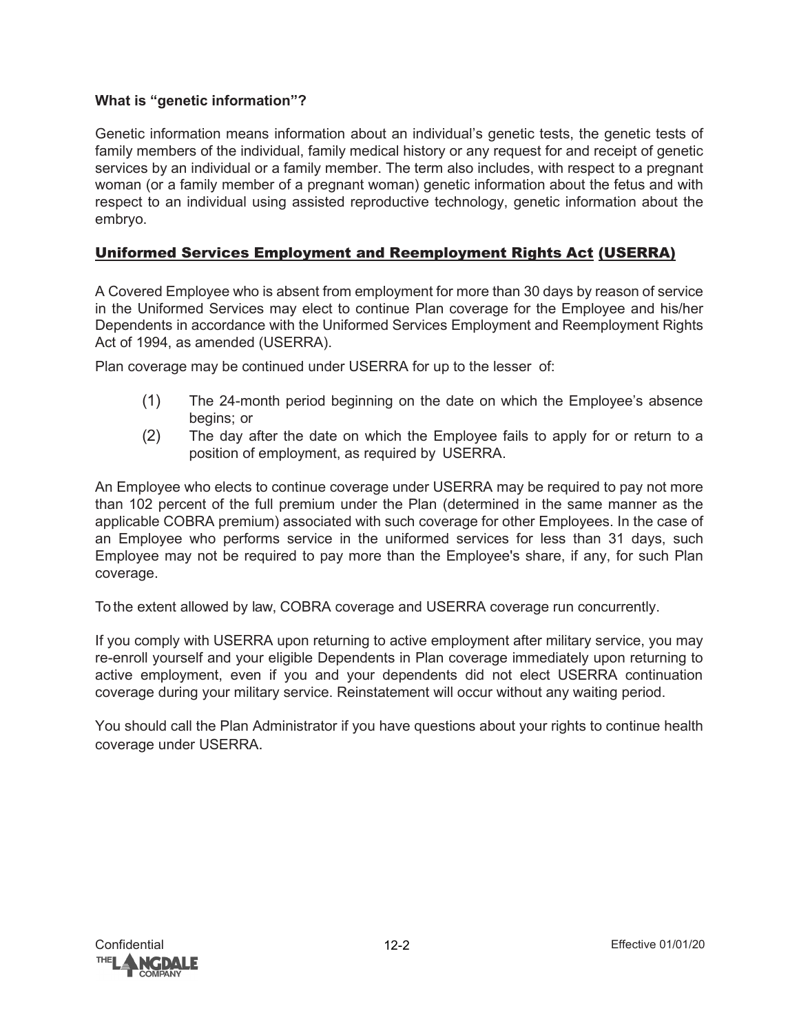**What is "genetic information"?**

Genetic information means information about an individual's genetic tests, the genetic tests of family members of the individual, family medical history or any request for and receipt of genetic services by an individual or a family member. The term also includes, with respect to a pregnant woman (or a family member of a pregnant woman) genetic information about the fetus and with respect to an individual using assisted reproductive technology, genetic information about the embryo.

## Uniformed Services Employment and Reemployment Rights Act (USERRA)

A Covered Employee who is absent from employment for more than 30 days by reason of service in the Uniformed Services may elect to continue Plan coverage for the Employee and his/her Dependents in accordance with the Uniformed Services Employment and Reemployment Rights Act of 1994, as amended (USERRA).

Plan coverage may be continued under USERRA for up to the lesser of:

(1) The 24-month period beginning on the date on which the Employee's absence begins; or

(2) The day after the date on which the Employee fails to apply for or return to a position of employment, as required by USERRA.

An Employee who elects to continue coverage under USERRA may be required to pay not more than 102 percent of the full premium under the Plan (determined in the same manner as the applicable COBRA premium) associated with such coverage for other Employees. In the case of an Employee who performs service in the uniformed services for less than 31 days, such Employee may not be required to pay more than the Employee's share, if any, for such Plan coverage.

To the extent allowed by law, COBRA coverage and USERRA coverage run concurrently.

If you comply with USERRA upon returning to active employment after military service, you may re-enroll yourself and your eligible Dependents in Plan coverage immediately upon returning to active employment, even if you and your dependents did not elect USERRA continuation coverage during your military service. Reinstatement will occur without any waiting period.

You should call the Plan Administrator if you have questions about your rights to continue health coverage under USERRA.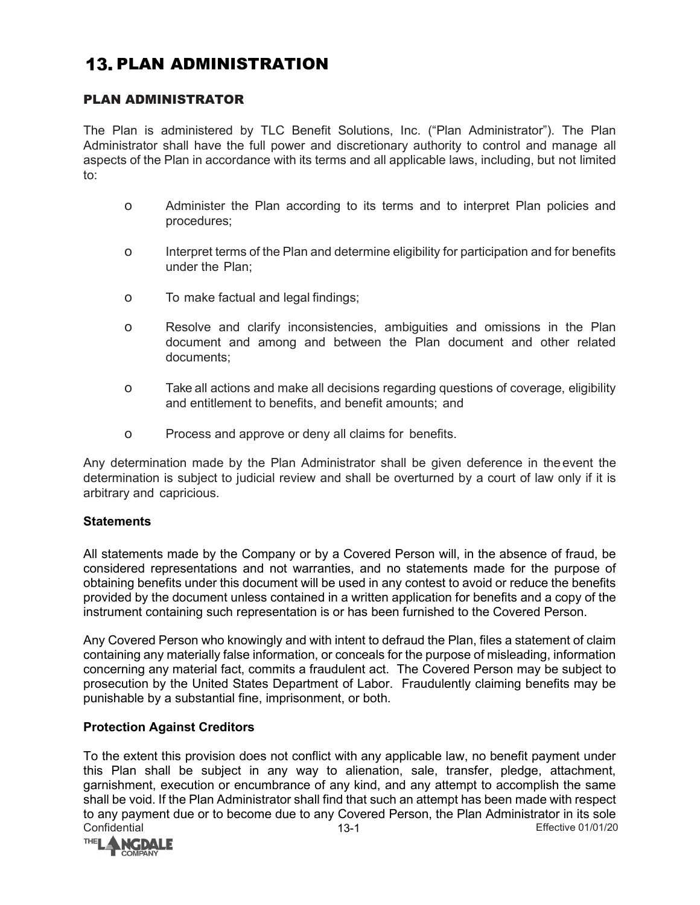# 13. PLAN ADMINISTRATION

## PLAN ADMINISTRATOR

The Plan is administered by TLC Benefit Solutions, Inc. ("Plan Administrator"). The Plan Administrator shall have the full power and discretionary authority to control and manage all aspects of the Plan in accordance with its terms and all applicable laws, including, but not limited to:

- Administer the Plan according to its terms and to interpret Plan policies and procedures;
- Interpret terms of the Plan and determine eligibility for participation and for benefits under the Plan;
- To make factual and legal findings;
- Resolve and clarify inconsistencies, ambiguities and omissions in the Plan document and among and between the Plan document and other related documents;
- Take all actions and make all decisions regarding questions of coverage, eligibility and entitlement to benefits, and benefit amounts; and
- Process and approve or deny all claims for benefits.

Any determination made by the Plan Administrator shall be given deference in the event the determination is subject to judicial review and shall be overturned by a court of law only if it is arbitrary and capricious.

### Statements

All statements made by the Company or by a Covered Person will, in the absence of fraud, be considered representations and not warranties, and no statements made for the purpose of obtaining benefits under this document will be used in any contest to avoid or reduce the benefits provided by the document unless contained in a written application for benefits and a copy of the instrument containing such representation is or has been furnished to the Covered Person.

Any Covered Person who knowingly and with intent to defraud the Plan, files a statement of claim containing any materially false information, or conceals for the purpose of misleading, information concerning any material fact, commits a fraudulent act. The Covered Person may be subject to prosecution by the United States Department of Labor. Fraudulently claiming benefits may be punishable by a substantial fine, imprisonment, or both.

### Protection Against Creditors

To the extent this provision does not conflict with any applicable law, no benefit payment under this Plan shall be subject in any way to alienation, sale, transfer, pledge, attachment, garnishment, execution or encumbrance of any kind, and any attempt to accomplish the same shall be void. If the Plan Administrator shall find that such an attempt has been made with respect to any payment due or to become due to any Covered Person, the Plan Administrator in its sole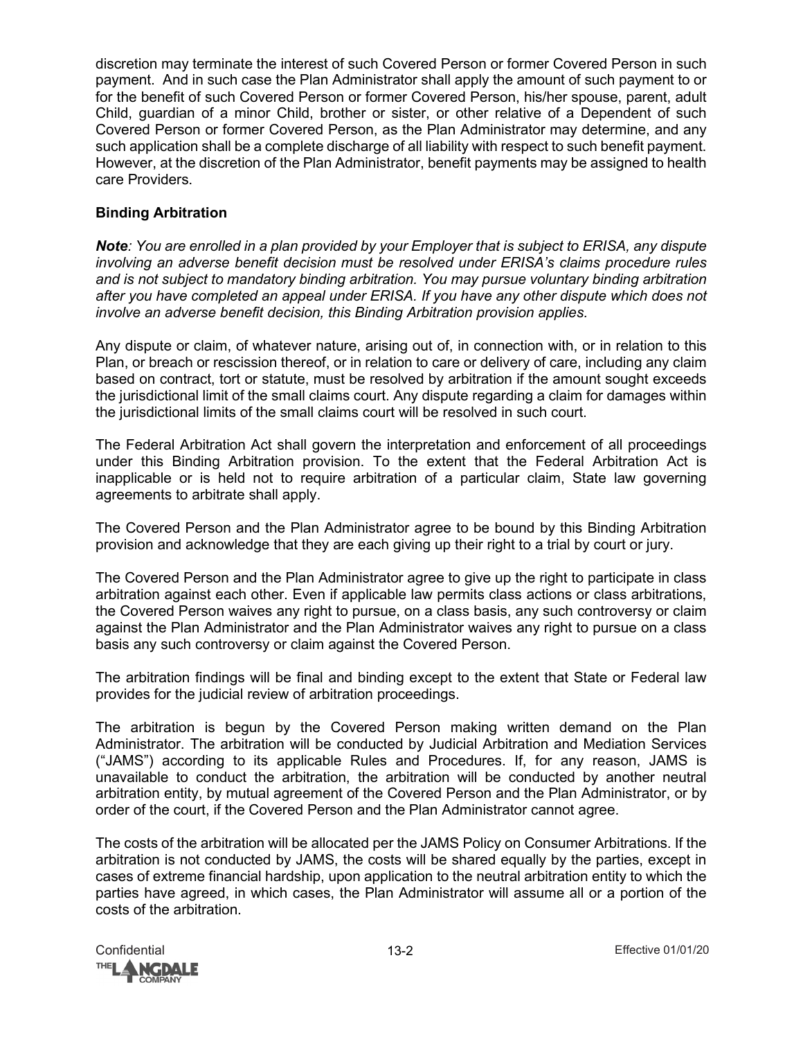discretion may terminate the interest of such Covered Person or former Covered Person in such payment. And in such case the Plan Administrator shall apply the amount of such payment to or for the benefit of such Covered Person or former Covered Person, his/her spouse, parent, adult Child, guardian of a minor Child, brother or sister, or other relative of a Dependent of such Covered Person or former Covered Person, as the Plan Administrator may determine, and any such application shall be a complete discharge of all liability with respect to such benefit payment. However, at the discretion of the Plan Administrator, benefit payments may be assigned to health care Providers.

**Binding Arbitration**

***Note****: You are enrolled in a plan provided by your Employer that is subject to ERISA, any dispute involving an adverse benefit decision must be resolved under ERISA's claims procedure rules and is not subject to mandatory binding arbitration. You may pursue voluntary binding arbitration after you have completed an appeal under ERISA. If you have any other dispute which does not involve an adverse benefit decision, this Binding Arbitration provision applies.*

Any dispute or claim, of whatever nature, arising out of, in connection with, or in relation to this Plan, or breach or rescission thereof, or in relation to care or delivery of care, including any claim based on contract, tort or statute, must be resolved by arbitration if the amount sought exceeds the jurisdictional limit of the small claims court. Any dispute regarding a claim for damages within the jurisdictional limits of the small claims court will be resolved in such court.

The Federal Arbitration Act shall govern the interpretation and enforcement of all proceedings under this Binding Arbitration provision. To the extent that the Federal Arbitration Act is inapplicable or is held not to require arbitration of a particular claim, State law governing agreements to arbitrate shall apply.

The Covered Person and the Plan Administrator agree to be bound by this Binding Arbitration provision and acknowledge that they are each giving up their right to a trial by court or jury.

The Covered Person and the Plan Administrator agree to give up the right to participate in class arbitration against each other. Even if applicable law permits class actions or class arbitrations, the Covered Person waives any right to pursue, on a class basis, any such controversy or claim against the Plan Administrator and the Plan Administrator waives any right to pursue on a class basis any such controversy or claim against the Covered Person.

The arbitration findings will be final and binding except to the extent that State or Federal law provides for the judicial review of arbitration proceedings.

The arbitration is begun by the Covered Person making written demand on the Plan Administrator. The arbitration will be conducted by Judicial Arbitration and Mediation Services ("JAMS") according to its applicable Rules and Procedures. If, for any reason, JAMS is unavailable to conduct the arbitration, the arbitration will be conducted by another neutral arbitration entity, by mutual agreement of the Covered Person and the Plan Administrator, or by order of the court, if the Covered Person and the Plan Administrator cannot agree.

The costs of the arbitration will be allocated per the JAMS Policy on Consumer Arbitrations. If the arbitration is not conducted by JAMS, the costs will be shared equally by the parties, except in cases of extreme financial hardship, upon application to the neutral arbitration entity to which the parties have agreed, in which cases, the Plan Administrator will assume all or a portion of the costs of the arbitration.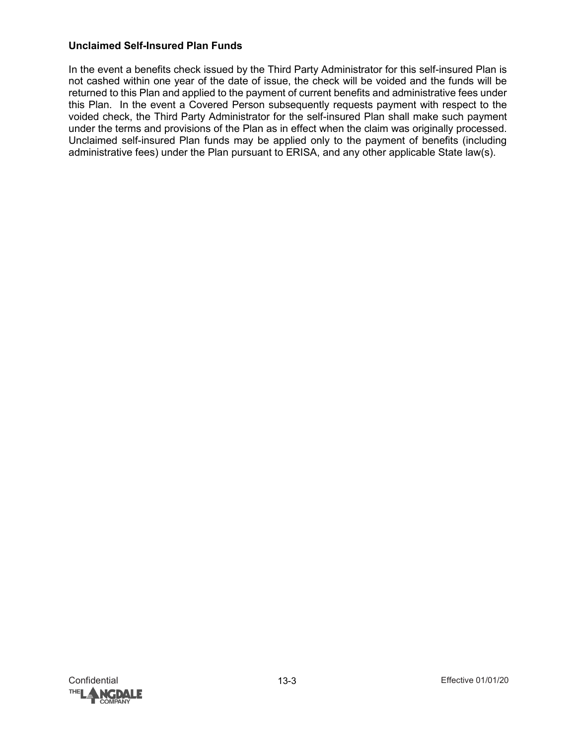**Unclaimed Self-Insured Plan Funds**

In the event a benefits check issued by the Third Party Administrator for this self-insured Plan is not cashed within one year of the date of issue, the check will be voided and the funds will be returned to this Plan and applied to the payment of current benefits and administrative fees under this Plan. In the event a Covered Person subsequently requests payment with respect to the voided check, the Third Party Administrator for the self-insured Plan shall make such payment under the terms and provisions of the Plan as in effect when the claim was originally processed. Unclaimed self-insured Plan funds may be applied only to the payment of benefits (including administrative fees) under the Plan pursuant to ERISA, and any other applicable State law(s).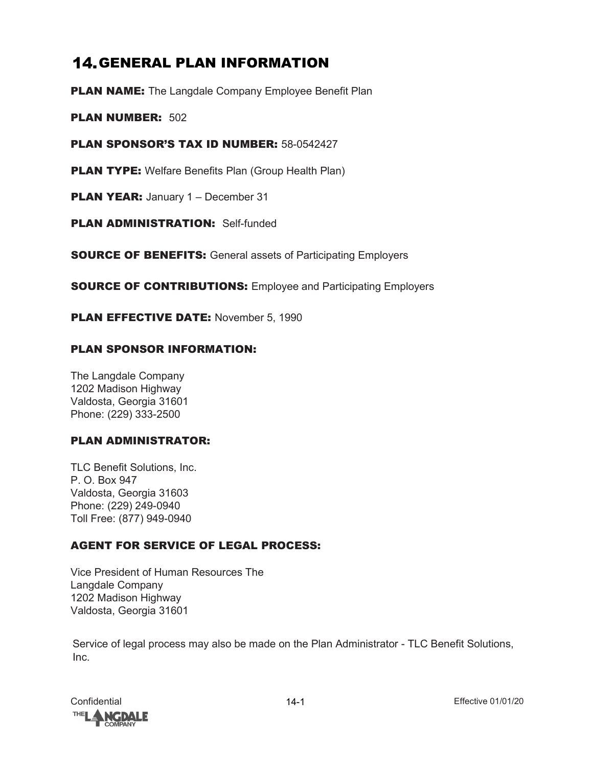# 14. GENERAL PLAN INFORMATION

**PLAN NAME:** The Langdale Company Employee Benefit Plan

**PLAN NUMBER:** 502

**PLAN SPONSOR'S TAX ID NUMBER:** 58-0542427

**PLAN TYPE:** Welfare Benefits Plan (Group Health Plan)

**PLAN YEAR:** January 1 – December 31

**PLAN ADMINISTRATION:** Self-funded

**SOURCE OF BENEFITS:** General assets of Participating Employers

**SOURCE OF CONTRIBUTIONS:** Employee and Participating Employers

**PLAN EFFECTIVE DATE:** November 5, 1990

## PLAN SPONSOR INFORMATION:

The Langdale Company
1202 Madison Highway
Valdosta, Georgia 31601
Phone: (229) 333-2500

## PLAN ADMINISTRATOR:

TLC Benefit Solutions, Inc.
P. O. Box 947
Valdosta, Georgia 31603
Phone: (229) 249-0940
Toll Free: (877) 949-0940

## AGENT FOR SERVICE OF LEGAL PROCESS:

Vice President of Human Resources The
Langdale Company
1202 Madison Highway
Valdosta, Georgia 31601

Service of legal process may also be made on the Plan Administrator - TLC Benefit Solutions, Inc.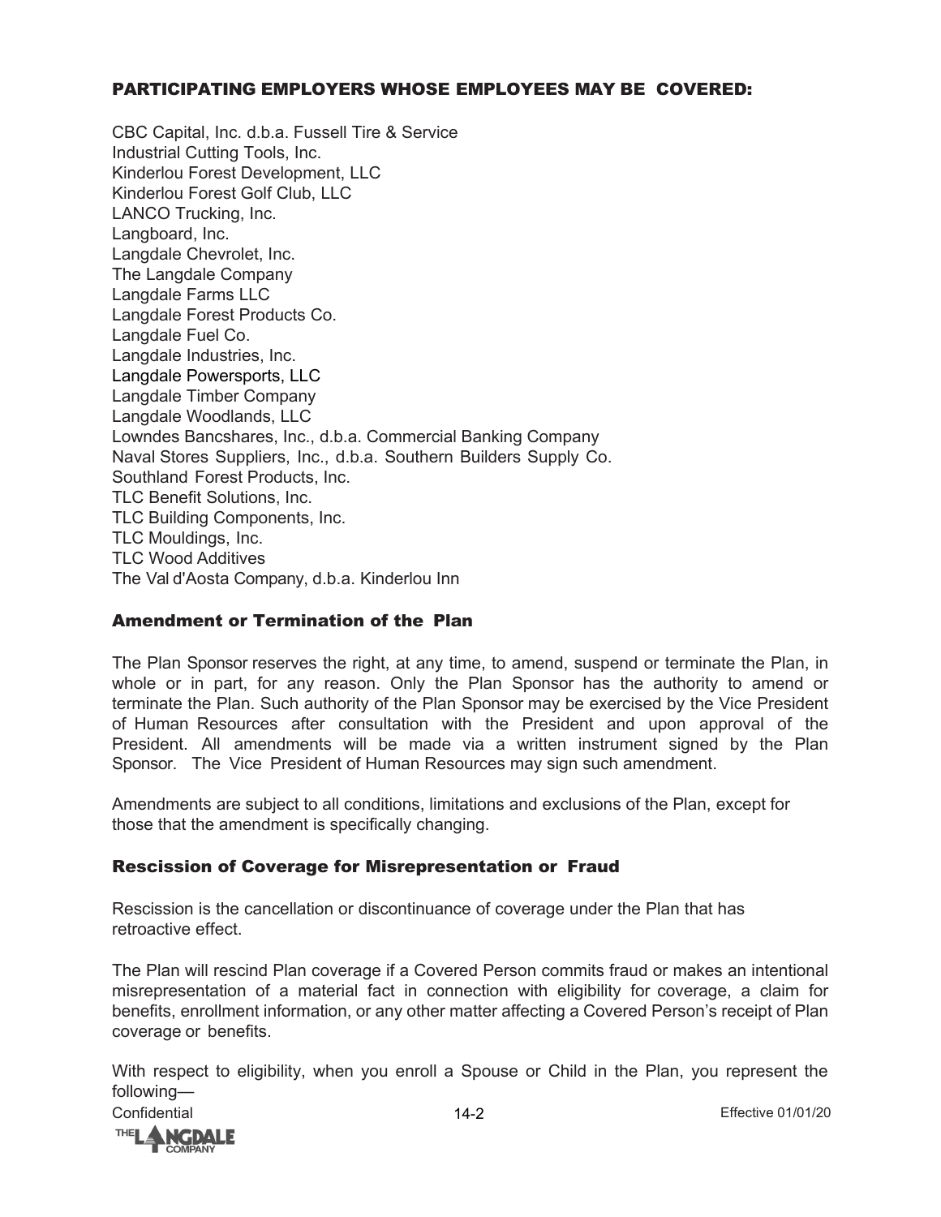## PARTICIPATING EMPLOYERS WHOSE EMPLOYEES MAY BE COVERED:

CBC Capital, Inc. d.b.a. Fussell Tire & Service
Industrial Cutting Tools, Inc.
Kinderlou Forest Development, LLC
Kinderlou Forest Golf Club, LLC
LANCO Trucking, Inc.
Langboard, Inc.
Langdale Chevrolet, Inc.
The Langdale Company
Langdale Farms LLC
Langdale Forest Products Co.
Langdale Fuel Co.
Langdale Industries, Inc.
Langdale Powersports, LLC
Langdale Timber Company
Langdale Woodlands, LLC
Lowndes Bancshares, Inc., d.b.a. Commercial Banking Company
Naval Stores Suppliers, Inc., d.b.a. Southern Builders Supply Co.
Southland Forest Products, Inc.
TLC Benefit Solutions, Inc.
TLC Building Components, Inc.
TLC Mouldings, Inc.
TLC Wood Additives
The Val d'Aosta Company, d.b.a. Kinderlou Inn

### Amendment or Termination of the Plan

The Plan Sponsor reserves the right, at any time, to amend, suspend or terminate the Plan, in whole or in part, for any reason. Only the Plan Sponsor has the authority to amend or terminate the Plan. Such authority of the Plan Sponsor may be exercised by the Vice President of Human Resources after consultation with the President and upon approval of the President. All amendments will be made via a written instrument signed by the Plan Sponsor. The Vice President of Human Resources may sign such amendment.

Amendments are subject to all conditions, limitations and exclusions of the Plan, except for those that the amendment is specifically changing.

### Rescission of Coverage for Misrepresentation or Fraud

Rescission is the cancellation or discontinuance of coverage under the Plan that has retroactive effect.

The Plan will rescind Plan coverage if a Covered Person commits fraud or makes an intentional misrepresentation of a material fact in connection with eligibility for coverage, a claim for benefits, enrollment information, or any other matter affecting a Covered Person's receipt of Plan coverage or benefits.

With respect to eligibility, when you enroll a Spouse or Child in the Plan, you represent the following—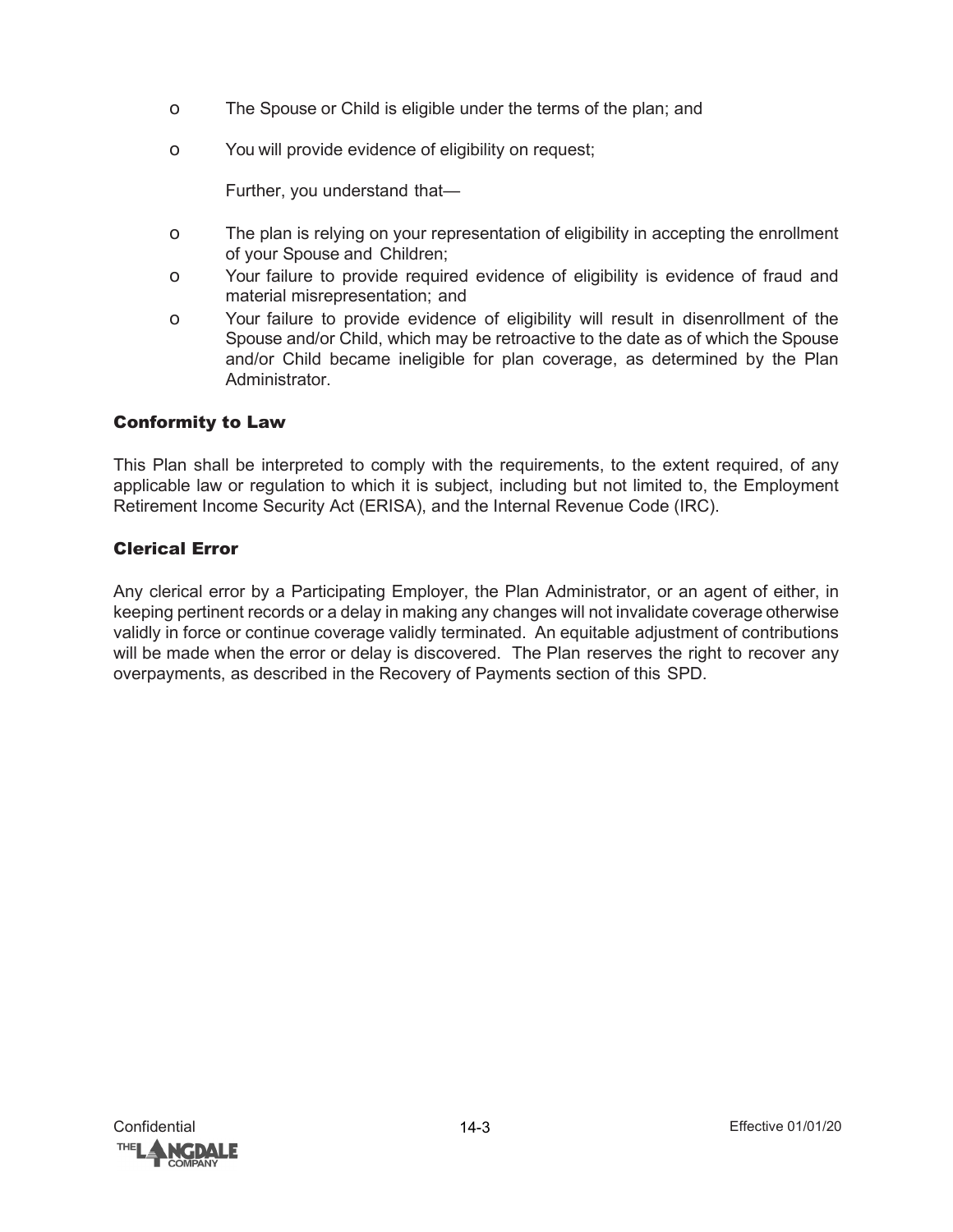- The Spouse or Child is eligible under the terms of the plan; and
- You will provide evidence of eligibility on request;

  Further, you understand that—

- The plan is relying on your representation of eligibility in accepting the enrollment of your Spouse and Children;
- Your failure to provide required evidence of eligibility is evidence of fraud and material misrepresentation; and
- Your failure to provide evidence of eligibility will result in disenrollment of the Spouse and/or Child, which may be retroactive to the date as of which the Spouse and/or Child became ineligible for plan coverage, as determined by the Plan Administrator.

## Conformity to Law

This Plan shall be interpreted to comply with the requirements, to the extent required, of any applicable law or regulation to which it is subject, including but not limited to, the Employment Retirement Income Security Act (ERISA), and the Internal Revenue Code (IRC).

## Clerical Error

Any clerical error by a Participating Employer, the Plan Administrator, or an agent of either, in keeping pertinent records or a delay in making any changes will not invalidate coverage otherwise validly in force or continue coverage validly terminated. An equitable adjustment of contributions will be made when the error or delay is discovered. The Plan reserves the right to recover any overpayments, as described in the Recovery of Payments section of this SPD.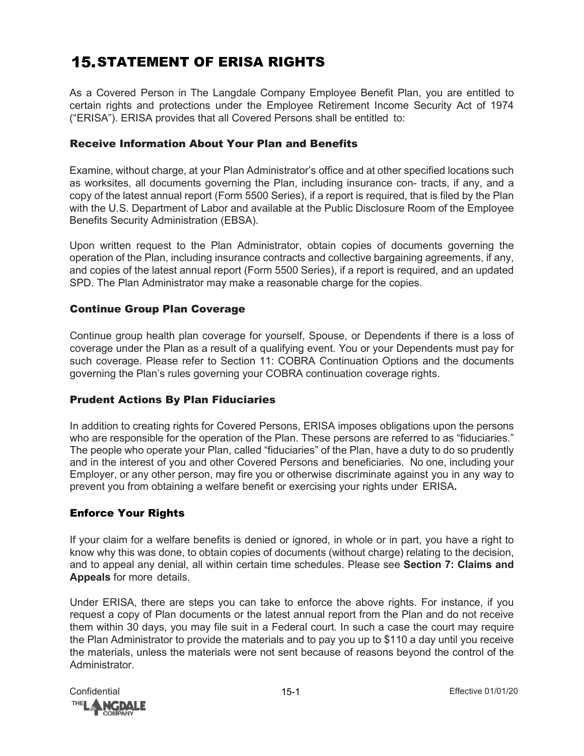# 15. STATEMENT OF ERISA RIGHTS

As a Covered Person in The Langdale Company Employee Benefit Plan, you are entitled to certain rights and protections under the Employee Retirement Income Security Act of 1974 ("ERISA"). ERISA provides that all Covered Persons shall be entitled to:

### Receive Information About Your Plan and Benefits

Examine, without charge, at your Plan Administrator's office and at other specified locations such as worksites, all documents governing the Plan, including insurance con- tracts, if any, and a copy of the latest annual report (Form 5500 Series), if a report is required, that is filed by the Plan with the U.S. Department of Labor and available at the Public Disclosure Room of the Employee Benefits Security Administration (EBSA).

Upon written request to the Plan Administrator, obtain copies of documents governing the operation of the Plan, including insurance contracts and collective bargaining agreements, if any, and copies of the latest annual report (Form 5500 Series), if a report is required, and an updated SPD. The Plan Administrator may make a reasonable charge for the copies.

### Continue Group Plan Coverage

Continue group health plan coverage for yourself, Spouse, or Dependents if there is a loss of coverage under the Plan as a result of a qualifying event. You or your Dependents must pay for such coverage. Please refer to Section 11: COBRA Continuation Options and the documents governing the Plan's rules governing your COBRA continuation coverage rights.

### Prudent Actions By Plan Fiduciaries

In addition to creating rights for Covered Persons, ERISA imposes obligations upon the persons who are responsible for the operation of the Plan. These persons are referred to as "fiduciaries." The people who operate your Plan, called "fiduciaries" of the Plan, have a duty to do so prudently and in the interest of you and other Covered Persons and beneficiaries. No one, including your Employer, or any other person, may fire you or otherwise discriminate against you in any way to prevent you from obtaining a welfare benefit or exercising your rights under ERISA.

### Enforce Your Rights

If your claim for a welfare benefits is denied or ignored, in whole or in part, you have a right to know why this was done, to obtain copies of documents (without charge) relating to the decision, and to appeal any denial, all within certain time schedules. Please see **Section 7: Claims and Appeals** for more details.

Under ERISA, there are steps you can take to enforce the above rights. For instance, if you request a copy of Plan documents or the latest annual report from the Plan and do not receive them within 30 days, you may file suit in a Federal court. In such a case the court may require the Plan Administrator to provide the materials and to pay you up to $110 a day until you receive the materials, unless the materials were not sent because of reasons beyond the control of the Administrator.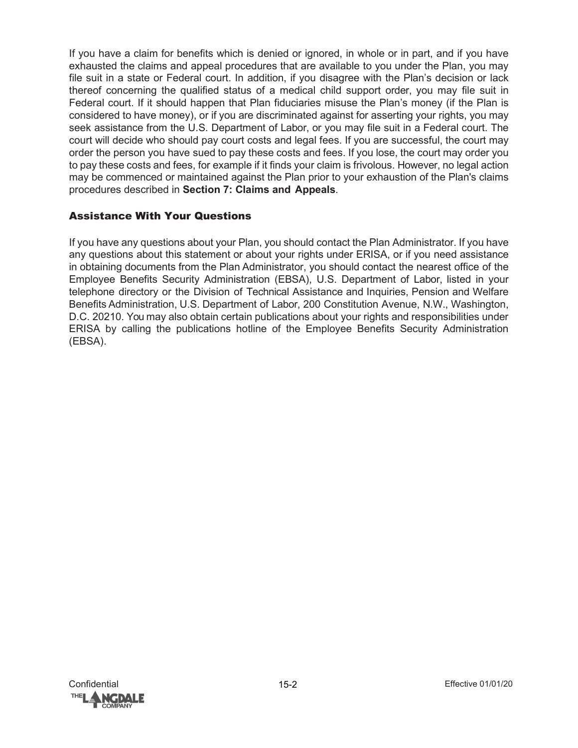If you have a claim for benefits which is denied or ignored, in whole or in part, and if you have exhausted the claims and appeal procedures that are available to you under the Plan, you may file suit in a state or Federal court. In addition, if you disagree with the Plan's decision or lack thereof concerning the qualified status of a medical child support order, you may file suit in Federal court. If it should happen that Plan fiduciaries misuse the Plan's money (if the Plan is considered to have money), or if you are discriminated against for asserting your rights, you may seek assistance from the U.S. Department of Labor, or you may file suit in a Federal court. The court will decide who should pay court costs and legal fees. If you are successful, the court may order the person you have sued to pay these costs and fees. If you lose, the court may order you to pay these costs and fees, for example if it finds your claim is frivolous. However, no legal action may be commenced or maintained against the Plan prior to your exhaustion of the Plan's claims procedures described in **Section 7: Claims and Appeals**.

### Assistance With Your Questions

If you have any questions about your Plan, you should contact the Plan Administrator. If you have any questions about this statement or about your rights under ERISA, or if you need assistance in obtaining documents from the Plan Administrator, you should contact the nearest office of the Employee Benefits Security Administration (EBSA), U.S. Department of Labor, listed in your telephone directory or the Division of Technical Assistance and Inquiries, Pension and Welfare Benefits Administration, U.S. Department of Labor, 200 Constitution Avenue, N.W., Washington, D.C. 20210. You may also obtain certain publications about your rights and responsibilities under ERISA by calling the publications hotline of the Employee Benefits Security Administration (EBSA).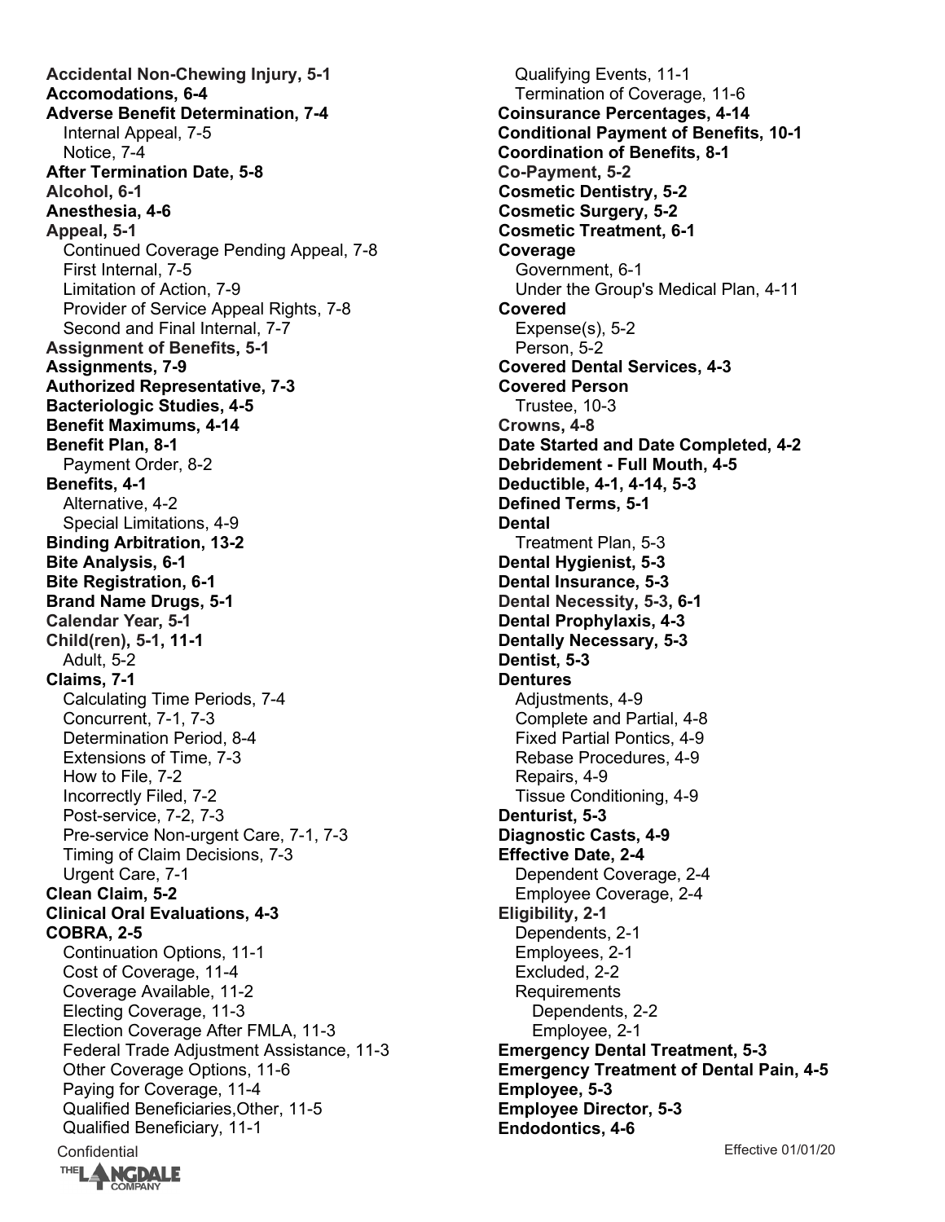**Accidental Non-Chewing Injury, 5-1**
**Accomodations, 6-4**
**Adverse Benefit Determination, 7-4**
  Internal Appeal, 7-5
  Notice, 7-4
**After Termination Date, 5-8**
**Alcohol, 6-1**
**Anesthesia, 4-6**
**Appeal, 5-1**
  Continued Coverage Pending Appeal, 7-8
  First Internal, 7-5
  Limitation of Action, 7-9
  Provider of Service Appeal Rights, 7-8
  Second and Final Internal, 7-7
**Assignment of Benefits, 5-1**
**Assignments, 7-9**
**Authorized Representative, 7-3**
**Bacteriologic Studies, 4-5**
**Benefit Maximums, 4-14**
**Benefit Plan, 8-1**
  Payment Order, 8-2
**Benefits, 4-1**
  Alternative, 4-2
  Special Limitations, 4-9
**Binding Arbitration, 13-2**
**Bite Analysis, 6-1**
**Bite Registration, 6-1**
**Brand Name Drugs, 5-1**
**Calendar Year, 5-1**
**Child(ren), 5-1, 11-1**
  Adult, 5-2
**Claims, 7-1**
  Calculating Time Periods, 7-4
  Concurrent, 7-1, 7-3
  Determination Period, 8-4
  Extensions of Time, 7-3
  How to File, 7-2
  Incorrectly Filed, 7-2
  Post-service, 7-2, 7-3
  Pre-service Non-urgent Care, 7-1, 7-3
  Timing of Claim Decisions, 7-3
  Urgent Care, 7-1
**Clean Claim, 5-2**
**Clinical Oral Evaluations, 4-3**
**COBRA, 2-5**
  Continuation Options, 11-1
  Cost of Coverage, 11-4
  Coverage Available, 11-2
  Electing Coverage, 11-3
  Election Coverage After FMLA, 11-3
  Federal Trade Adjustment Assistance, 11-3
  Other Coverage Options, 11-6
  Paying for Coverage, 11-4
  Qualified Beneficiaries,Other, 11-5
  Qualified Beneficiary, 11-1
  Qualifying Events, 11-1
  Termination of Coverage, 11-6
**Coinsurance Percentages, 4-14**
**Conditional Payment of Benefits, 10-1**
**Coordination of Benefits, 8-1**
**Co-Payment, 5-2**
**Cosmetic Dentistry, 5-2**
**Cosmetic Surgery, 5-2**
**Cosmetic Treatment, 6-1**
**Coverage**
  Government, 6-1
  Under the Group's Medical Plan, 4-11
**Covered**
  Expense(s), 5-2
  Person, 5-2
**Covered Dental Services, 4-3**
**Covered Person**
  Trustee, 10-3
**Crowns, 4-8**
**Date Started and Date Completed, 4-2**
**Debridement - Full Mouth, 4-5**
**Deductible, 4-1, 4-14, 5-3**
**Defined Terms, 5-1**
**Dental**
  Treatment Plan, 5-3
**Dental Hygienist, 5-3**
**Dental Insurance, 5-3**
**Dental Necessity, 5-3, 6-1**
**Dental Prophylaxis, 4-3**
**Dentally Necessary, 5-3**
**Dentist, 5-3**
**Dentures**
  Adjustments, 4-9
  Complete and Partial, 4-8
  Fixed Partial Pontics, 4-9
  Rebase Procedures, 4-9
  Repairs, 4-9
  Tissue Conditioning, 4-9
**Denturist, 5-3**
**Diagnostic Casts, 4-9**
**Effective Date, 2-4**
  Dependent Coverage, 2-4
  Employee Coverage, 2-4
**Eligibility, 2-1**
  Dependents, 2-1
  Employees, 2-1
  Excluded, 2-2
  Requirements
    Dependents, 2-2
    Employee, 2-1
**Emergency Dental Treatment, 5-3**
**Emergency Treatment of Dental Pain, 4-5**
**Employee, 5-3**
**Employee Director, 5-3**
**Endodontics, 4-6**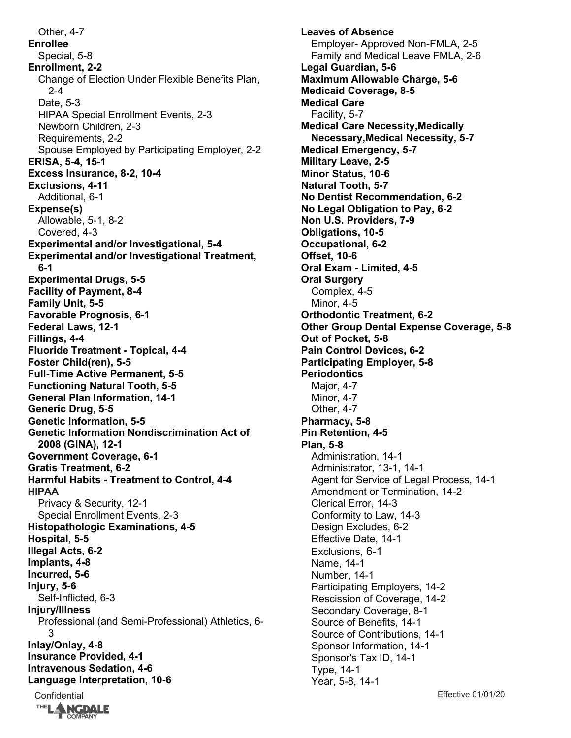Other, 4-7
**Enrollee**
Special, 5-8
**Enrollment, 2-2**
Change of Election Under Flexible Benefits Plan, 2-4
Date, 5-3
HIPAA Special Enrollment Events, 2-3
Newborn Children, 2-3
Requirements, 2-2
Spouse Employed by Participating Employer, 2-2
**ERISA, 5-4, 15-1**
**Excess Insurance, 8-2, 10-4**
**Exclusions, 4-11**
Additional, 6-1
**Expense(s)**
Allowable, 5-1, 8-2
Covered, 4-3
**Experimental and/or Investigational, 5-4**
**Experimental and/or Investigational Treatment, 6-1**
**Experimental Drugs, 5-5**
**Facility of Payment, 8-4**
**Family Unit, 5-5**
**Favorable Prognosis, 6-1**
**Federal Laws, 12-1**
**Fillings, 4-4**
**Fluoride Treatment - Topical, 4-4**
**Foster Child(ren), 5-5**
**Full-Time Active Permanent, 5-5**
**Functioning Natural Tooth, 5-5**
**General Plan Information, 14-1**
**Generic Drug, 5-5**
**Genetic Information, 5-5**
**Genetic Information Nondiscrimination Act of 2008 (GINA), 12-1**
**Government Coverage, 6-1**
**Gratis Treatment, 6-2**
**Harmful Habits - Treatment to Control, 4-4**
**HIPAA**
Privacy & Security, 12-1
Special Enrollment Events, 2-3
**Histopathologic Examinations, 4-5**
**Hospital, 5-5**
**Illegal Acts, 6-2**
**Implants, 4-8**
**Incurred, 5-6**
**Injury, 5-6**
Self-Inflicted, 6-3
**Injury/Illness**
Professional (and Semi-Professional) Athletics, 6-3
**Inlay/Onlay, 4-8**
**Insurance Provided, 4-1**
**Intravenous Sedation, 4-6**
**Language Interpretation, 10-6**
**Leaves of Absence**
Employer- Approved Non-FMLA, 2-5
Family and Medical Leave FMLA, 2-6
**Legal Guardian, 5-6**
**Maximum Allowable Charge, 5-6**
**Medicaid Coverage, 8-5**
**Medical Care**
Facility, 5-7
**Medical Care Necessity,Medically Necessary,Medical Necessity, 5-7**
**Medical Emergency, 5-7**
**Military Leave, 2-5**
**Minor Status, 10-6**
**Natural Tooth, 5-7**
**No Dentist Recommendation, 6-2**
**No Legal Obligation to Pay, 6-2**
**Non U.S. Providers, 7-9**
**Obligations, 10-5**
**Occupational, 6-2**
**Offset, 10-6**
**Oral Exam - Limited, 4-5**
**Oral Surgery**
Complex, 4-5
Minor, 4-5
**Orthodontic Treatment, 6-2**
**Other Group Dental Expense Coverage, 5-8**
**Out of Pocket, 5-8**
**Pain Control Devices, 6-2**
**Participating Employer, 5-8**
**Periodontics**
Major, 4-7
Minor, 4-7
Other, 4-7
**Pharmacy, 5-8**
**Pin Retention, 4-5**
**Plan, 5-8**
Administration, 14-1
Administrator, 13-1, 14-1
Agent for Service of Legal Process, 14-1
Amendment or Termination, 14-2
Clerical Error, 14-3
Conformity to Law, 14-3
Design Excludes, 6-2
Effective Date, 14-1
Exclusions, 6-1
Name, 14-1
Number, 14-1
Participating Employers, 14-2
Rescission of Coverage, 14-2
Secondary Coverage, 8-1
Source of Benefits, 14-1
Source of Contributions, 14-1
Sponsor Information, 14-1
Sponsor's Tax ID, 14-1
Type, 14-1
Year, 5-8, 14-1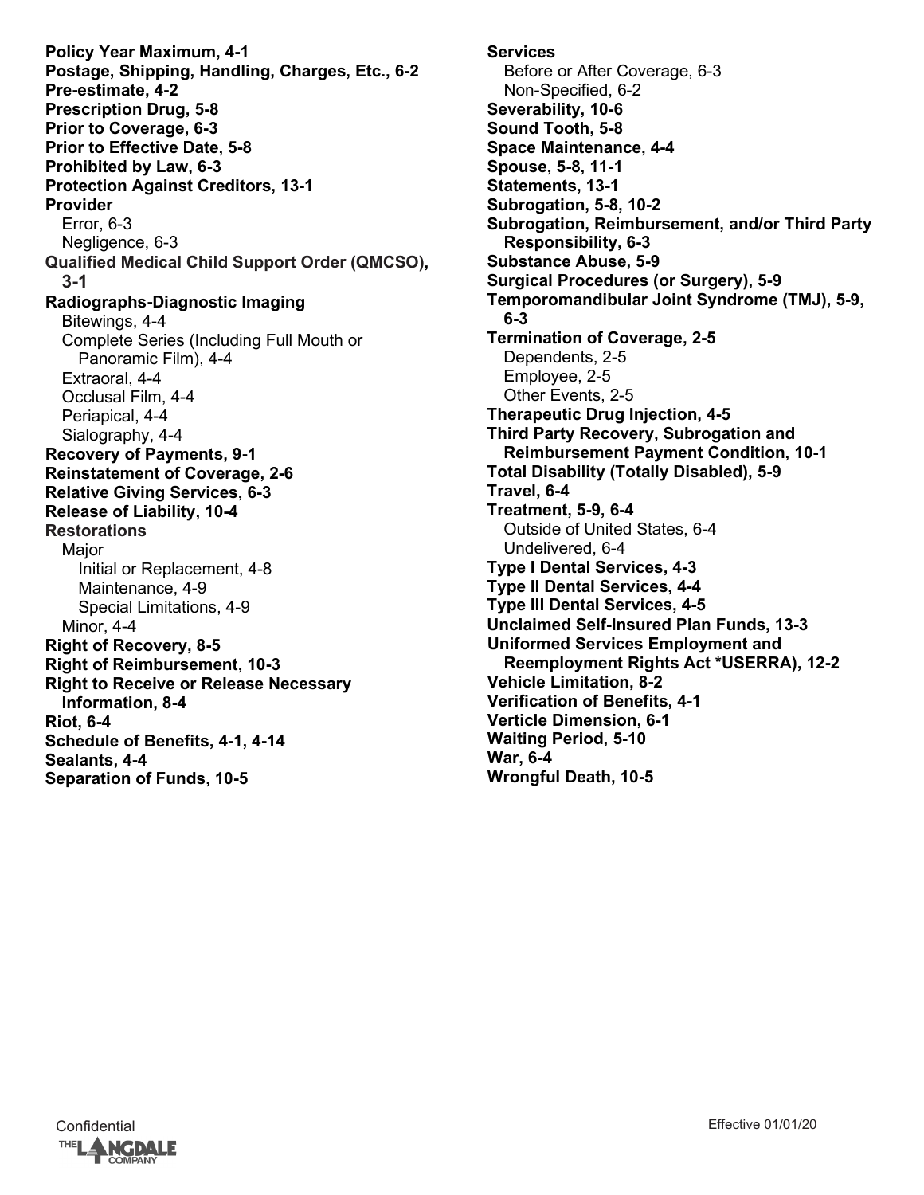**Policy Year Maximum, 4-1**
**Postage, Shipping, Handling, Charges, Etc., 6-2**
**Pre-estimate, 4-2**
**Prescription Drug, 5-8**
**Prior to Coverage, 6-3**
**Prior to Effective Date, 5-8**
**Prohibited by Law, 6-3**
**Protection Against Creditors, 13-1**
**Provider**
- Error, 6-3
- Negligence, 6-3

**Qualified Medical Child Support Order (QMCSO), 3-1**
**Radiographs-Diagnostic Imaging**
- Bitewings, 4-4
- Complete Series (Including Full Mouth or Panoramic Film), 4-4
- Extraoral, 4-4
- Occlusal Film, 4-4
- Periapical, 4-4
- Sialography, 4-4

**Recovery of Payments, 9-1**
**Reinstatement of Coverage, 2-6**
**Relative Giving Services, 6-3**
**Release of Liability, 10-4**
**Restorations**
- Major
  - Initial or Replacement, 4-8
  - Maintenance, 4-9
  - Special Limitations, 4-9
- Minor, 4-4

**Right of Recovery, 8-5**
**Right of Reimbursement, 10-3**
**Right to Receive or Release Necessary Information, 8-4**
**Riot, 6-4**
**Schedule of Benefits, 4-1, 4-14**
**Sealants, 4-4**
**Separation of Funds, 10-5**
**Services**
- Before or After Coverage, 6-3
- Non-Specified, 6-2

**Severability, 10-6**
**Sound Tooth, 5-8**
**Space Maintenance, 4-4**
**Spouse, 5-8, 11-1**
**Statements, 13-1**
**Subrogation, 5-8, 10-2**
**Subrogation, Reimbursement, and/or Third Party Responsibility, 6-3**
**Substance Abuse, 5-9**
**Surgical Procedures (or Surgery), 5-9**
**Temporomandibular Joint Syndrome (TMJ), 5-9, 6-3**
**Termination of Coverage, 2-5**
- Dependents, 2-5
- Employee, 2-5
- Other Events, 2-5

**Therapeutic Drug Injection, 4-5**
**Third Party Recovery, Subrogation and Reimbursement Payment Condition, 10-1**
**Total Disability (Totally Disabled), 5-9**
**Travel, 6-4**
**Treatment, 5-9, 6-4**
- Outside of United States, 6-4
- Undelivered, 6-4

**Type I Dental Services, 4-3**
**Type II Dental Services, 4-4**
**Type III Dental Services, 4-5**
**Unclaimed Self-Insured Plan Funds, 13-3**
**Uniformed Services Employment and Reemployment Rights Act *USERRA), 12-2**
**Vehicle Limitation, 8-2**
**Verification of Benefits, 4-1**
**Verticle Dimension, 6-1**
**Waiting Period, 5-10**
**War, 6-4**
**Wrongful Death, 10-5**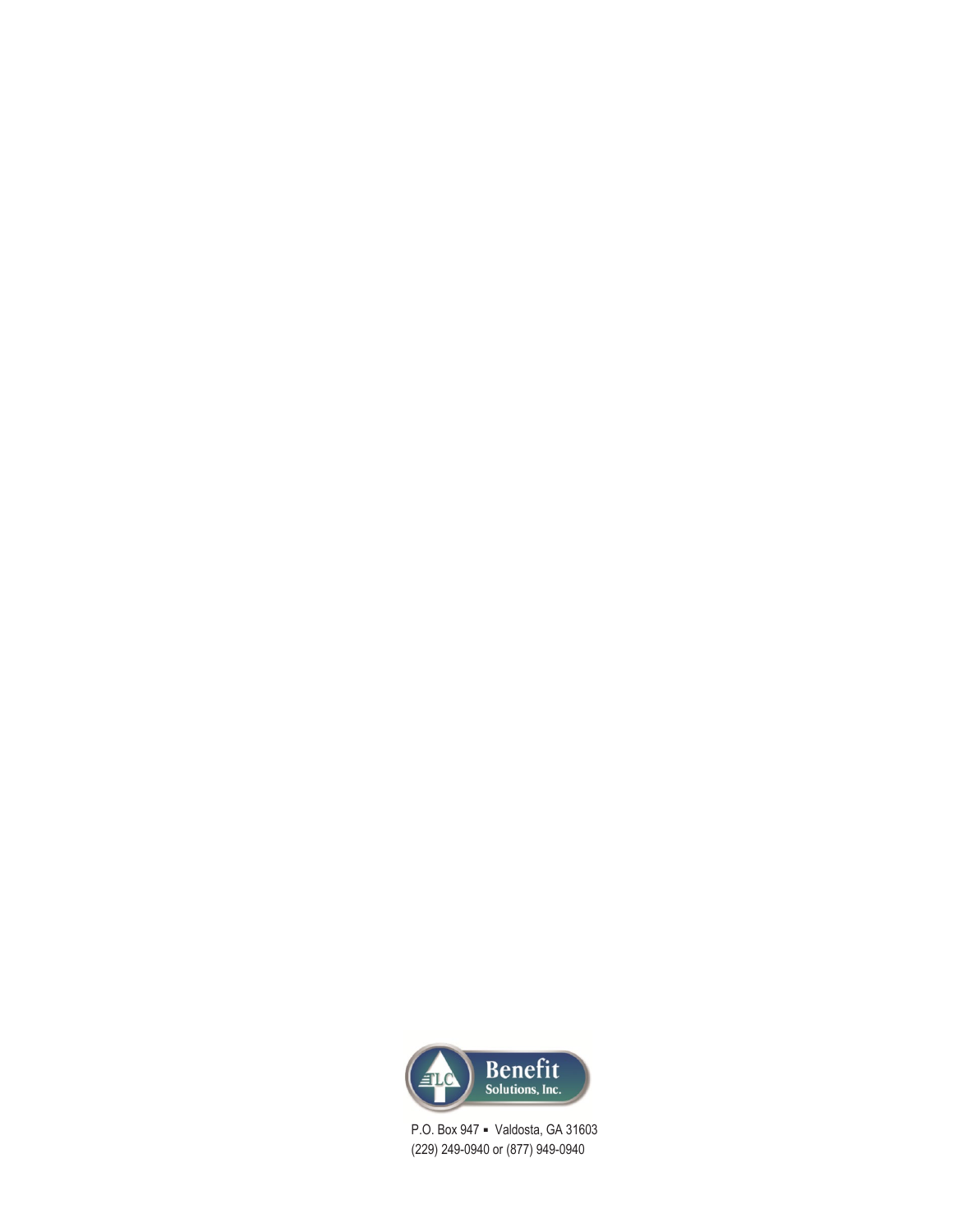TLC Benefit Solutions, Inc.

P.O. Box 947 ▪ Valdosta, GA 31603
(229) 249-0940 or (877) 949-0940